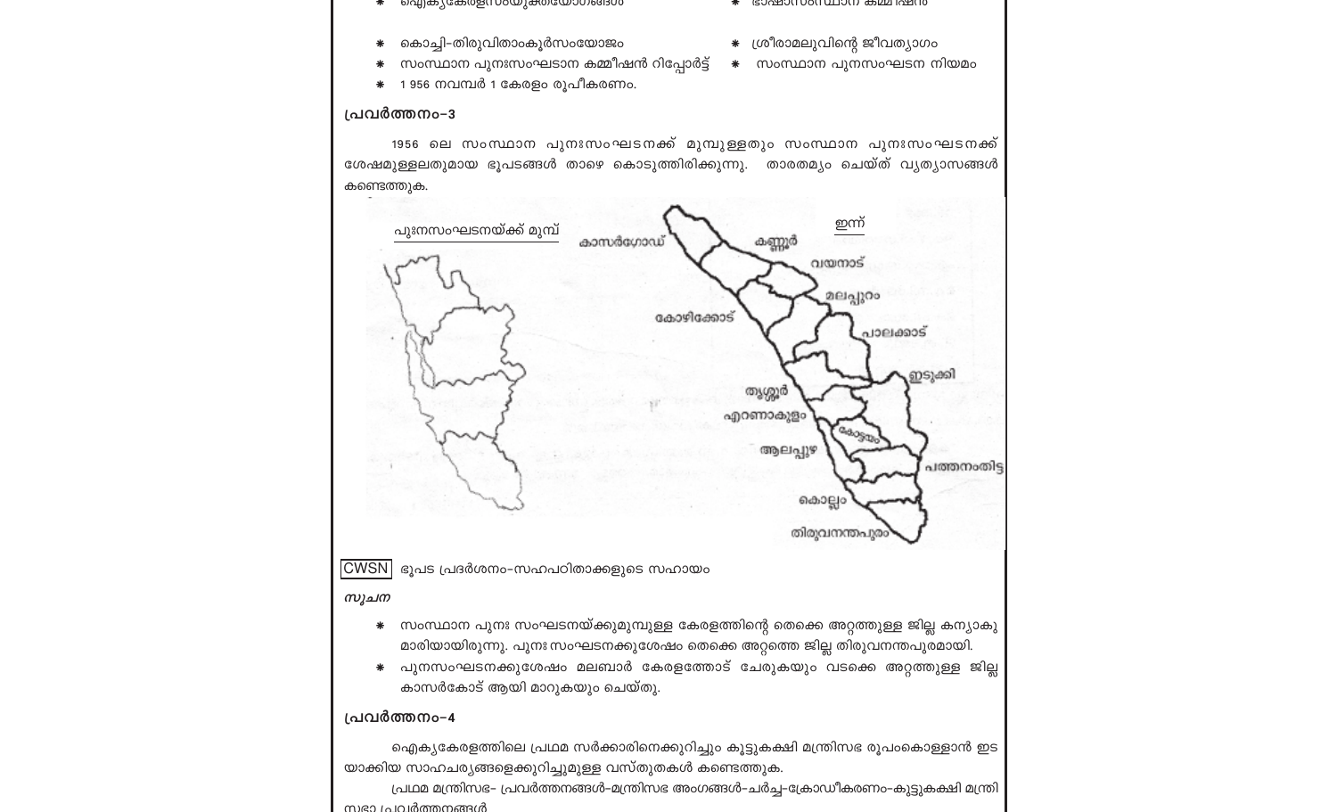* ഐക്യകേരളസംയുക്തയോഗങ്ങൾ
* ഭാഷാസംസ്ഥാന കമ്മീഷൻ
* കൊച്ചി-തിരുവിതാംകൂർസംയോജനം
* ശ്രീരാമലുവിന്റെ ജീവത്യാഗം
* സംസ്ഥാന പുനഃസംഘടനാ കമ്മീഷൻ റിപ്പോർട്ട്
* സംസ്ഥാന പുനസംഘടന നിയമം
* 1 956 നവമ്പർ 1 കേരളം രൂപീകരണം.

**പ്രവർത്തനം-3**

1956 ലെ സംസ്ഥാന പുനഃസംഘടനക്ക് മുമ്പുള്ളതും സംസ്ഥാന പുനഃസംഘടനക്ക് ശേഷമുള്ളലതുമായ ഭൂപടങ്ങൾ താഴെ കൊടുത്തിരിക്കുന്നു. താരതമ്യം ചെയ്ത് വ്യത്യാസങ്ങൾ കണ്ടെത്തുക.

പുഃനസംഘടനയ്ക്ക് മുമ്പ് | ഇന്ന്

കാസർഗോഡ്, കണ്ണൂർ, വയനാട്, മലപ്പുറം, കോഴിക്കോട്, പാലക്കാട്, ഇടുക്കി, തൃശ്ശൂർ, എറണാകുളം, കോട്ടയം, ആലപ്പുഴ, പത്തനംതിട്ട, കൊല്ലം, തിരുവനന്തപുരം

CWSN ഭൂപട പ്രദർശനം-സഹപഠിതാക്കളുടെ സഹായം

*സൂചന*

* സംസ്ഥാന പുനഃ സംഘടനയ്ക്കുമുമ്പുള്ള കേരളത്തിന്റെ തെക്കെ അറ്റത്തുള്ള ജില്ല കന്യാകുമാരിയായിരുന്നു. പുനഃ സംഘടനക്കുശേഷം തെക്കെ അറ്റത്തെ ജില്ല തിരുവനന്തപുരമായി.
* പുനസംഘടനക്കുശേഷം മലബാർ കേരളത്തോട് ചേരുകയും വടക്കെ അറ്റത്തുള്ള ജില്ല കാസർകോട് ആയി മാറുകയും ചെയ്തു.

**പ്രവർത്തനം-4**

ഐക്യകേരളത്തിലെ പ്രഥമ സർക്കാരിനെക്കുറിച്ചും കൂട്ടുകക്ഷി മന്ത്രിസഭ രൂപംകൊള്ളാൻ ഇടയാക്കിയ സാഹചര്യങ്ങളെക്കുറിച്ചുമുള്ള വസ്തുതകൾ കണ്ടെത്തുക.

പ്രഥമ മന്ത്രിസഭ- പ്രവർത്തനങ്ങൾ-മന്ത്രിസഭ അംഗങ്ങൾ-ചർച്ച-ക്രോഡീകരണം-കൂട്ടുകക്ഷി മന്ത്രിസഭാ പ്രവർത്തനങ്ങൾ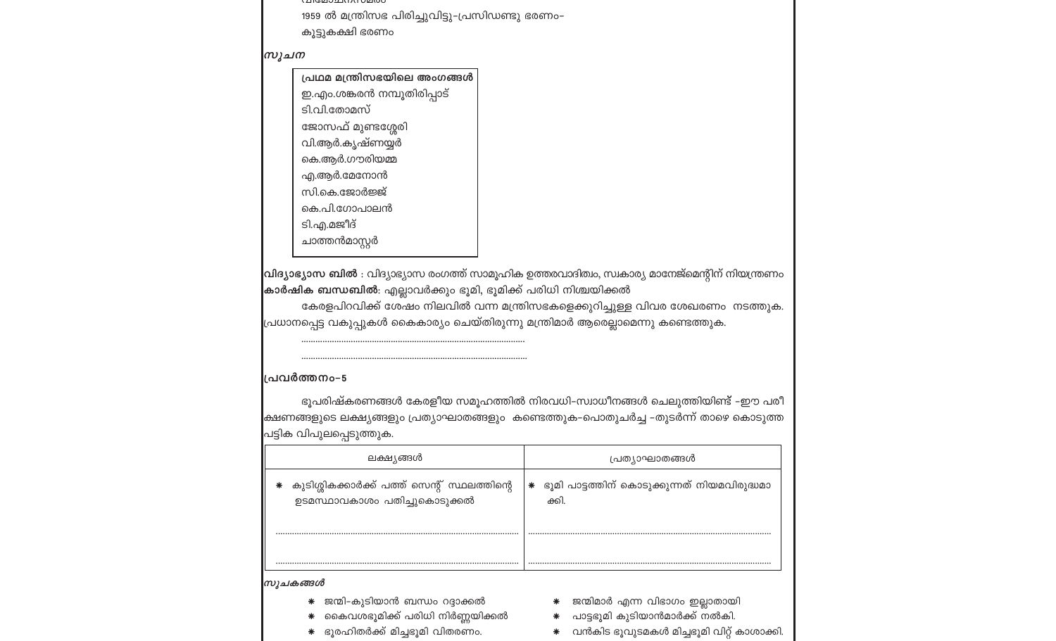1959 ൽ മന്ത്രിസഭ പിരിച്ചുവിട്ടു-പ്രസിഡണ്ടു ഭരണം-

കൂട്ടുകക്ഷി ഭരണം

***സൂചന***

| **പ്രഥമ മന്ത്രിസഭയിലെ അംഗങ്ങൾ** |
|---|
| ഇ.എം.ശങ്കരൻ നമ്പൂതിരിപ്പാട് |
| ടി.വി.തോമസ് |
| ജോസഫ് മുണ്ടശ്ശേരി |
| വി.ആർ.കൃഷ്ണയ്യർ |
| കെ.ആർ.ഗൗരിയമ്മ |
| എ.ആർ.മേനോൻ |
| സി.കെ.ജോർജ്ജ് |
| കെ.പി.ഗോപാലൻ |
| ടി.എ.മജീദ് |
| ചാത്തൻമാസ്റ്റർ |

**വിദ്യാഭ്യാസ ബിൽ** : വിദ്യാഭ്യാസ രംഗത്ത് സാമൂഹിക ഉത്തരവാദിത്വം, സ്വകാര്യ മാനേജ്മെന്റിന് നിയന്ത്രണം

**കാർഷിക ബന്ധബിൽ**: എല്ലാവർക്കും ഭൂമി, ഭൂമിക്ക് പരിധി നിശ്ചയിക്കൽ

കേരളപിറവിക്ക് ശേഷം നിലവിൽ വന്ന മന്ത്രിസഭകളെക്കുറിച്ചുള്ള വിവര ശേഖരണം നടത്തുക. പ്രധാനപ്പെട്ട വകുപ്പുകൾ കൈകാര്യം ചെയ്തിരുന്നു മന്ത്രിമാർ ആരെല്ലാമെന്നു കണ്ടെത്തുക.

..........................................................................................

..........................................................................................

**പ്രവർത്തനം-5**

ഭൂപരിഷ്കരണങ്ങൾ കേരളീയ സമൂഹത്തിൽ നിരവധി-സ്വാധീനങ്ങൾ ചെലുത്തിയിണ്ട് -ഈ പരീക്ഷണങ്ങളുടെ ലക്ഷ്യങ്ങളും പ്രത്യാഘാതങ്ങളും കണ്ടെത്തുക-പൊതുചർച്ച -തുടർന്ന് താഴെ കൊടുത്ത പട്ടിക വിപുലപ്പെടുത്തുക.

| ലക്ഷ്യങ്ങൾ | പ്രത്യാഘാതങ്ങൾ |
|---|---|
| * കുടിശ്ശികക്കാർക്ക് പത്ത് സെന്റ് സ്ഥലത്തിന്റെ ഉടമസ്ഥാവകാശം പതിച്ചുകൊടുക്കൽ | * ഭൂമി പാട്ടത്തിന് കൊടുക്കുന്നത് നിയമവിരുദ്ധമാക്കി. |
| .......................................................................... | .......................................................................... |
| .......................................................................... | .......................................................................... |

***സൂചകങ്ങൾ***

- ജന്മി-കുടിയാൻ ബന്ധം റദ്ദാക്കൽ
- കൈവശഭൂമിക്ക് പരിധി നിർണ്ണയിക്കൽ
- ഭൂരഹിതർക്ക് മിച്ചഭൂമി വിതരണം.
- ജന്മിമാർ എന്ന വിഭാഗം ഇല്ലാതായി
- പാട്ടഭൂമി കുടിയാൻമാർക്ക് നൽകി.
- വൻകിട ഭൂവുടമകൾ മിച്ചഭൂമി വിറ്റ് കാശാക്കി.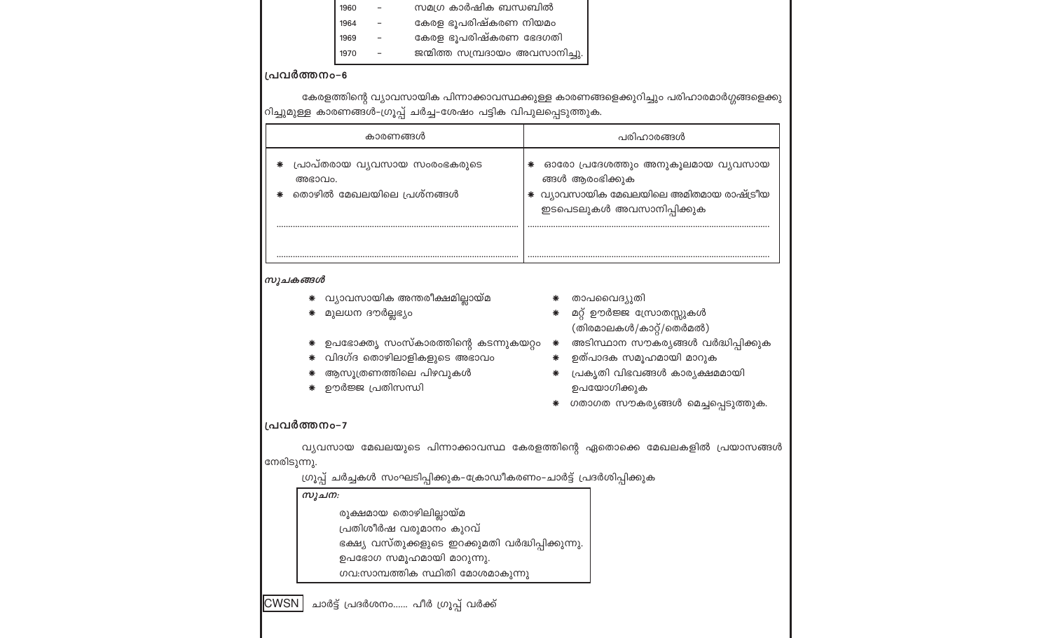| | | |
|---|---|---|
| 1960 | – | സമഗ്ര കാർഷിക ബന്ധബിൽ |
| 1964 | – | കേരള ഭൂപരിഷ്കരണ നിയമം |
| 1969 | – | കേരള ഭൂപരിഷ്കരണ ഭേദഗതി |
| 1970 | – | ജന്മിത്ത സമ്പ്രദായം അവസാനിച്ചു. |

### പ്രവർത്തനം–6

കേരളത്തിന്റെ വ്യാവസായിക പിന്നാക്കാവസ്ഥക്കുള്ള കാരണങ്ങളെക്കുറിച്ചും പരിഹാരമാർഗ്ഗങ്ങളെക്കുറിച്ചുമുള്ള കാരണങ്ങൾ-ഗ്രൂപ്പ് ചർച്ച-ശേഷം പട്ടിക വിപുലപ്പെടുത്തുക.

| കാരണങ്ങൾ | പരിഹാരങ്ങൾ |
|---|---|
| * പ്രാപ്തരായ വ്യവസായ സംരംഭകരുടെ അഭാവം.<br>* തൊഴിൽ മേഖലയിലെ പ്രശ്നങ്ങൾ<br>..........................................<br>.......................................... | * ഓരോ പ്രദേശത്തും അനുകൂലമായ വ്യവസായങ്ങൾ ആരംഭിക്കുക<br>* വ്യാവസായിക മേഖലയിലെ അമിതമായ രാഷ്ട്രീയ ഇടപെടലുകൾ അവസാനിപ്പിക്കുക<br>..........................................<br>.......................................... |

***സൂചകങ്ങൾ***

* വ്യാവസായിക അന്തരീക്ഷമില്ലായ്മ
* മൂലധന ദൗർല്ലഭ്യം
* ഉപഭോക്തൃ സംസ്കാരത്തിന്റെ കടന്നുകയറ്റം
* വിദഗ്ദ തൊഴിലാളികളുടെ അഭാവം
* ആസൂത്രണത്തിലെ പിഴവുകൾ
* ഊർജ്ജ പ്രതിസന്ധി
* താപവൈദ്യുതി
* മറ്റ് ഊർജ്ജ സ്രോതസ്സുകൾ (തിരമാലകൾ/കാറ്റ്/തെർമൽ)
* അടിസ്ഥാന സൗകര്യങ്ങൾ വർദ്ധിപ്പിക്കുക
* ഉത്പാദക സമൂഹമായി മാറുക
* പ്രകൃതി വിഭവങ്ങൾ കാര്യക്ഷമമായി ഉപയോഗിക്കുക
* ഗതാഗത സൗകര്യങ്ങൾ മെച്ചപ്പെടുത്തുക.

### പ്രവർത്തനം–7

വ്യവസായ മേഖലയുടെ പിന്നാക്കാവസ്ഥ കേരളത്തിന്റെ ഏതൊക്കെ മേഖലകളിൽ പ്രയാസങ്ങൾ നേരിടുന്നു.

ഗ്രൂപ്പ് ചർച്ചകൾ സംഘടിപ്പിക്കുക-ക്രോഡീകരണം-ചാർട്ട് പ്രദർശിപ്പിക്കുക

***സൂചന:***

രൂക്ഷമായ തൊഴിലില്ലായ്മ
പ്രതിശീർഷ വരുമാനം കുറവ്
ഭക്ഷ്യ വസ്തുക്കളുടെ ഇറക്കുമതി വർദ്ധിപ്പിക്കുന്നു.
ഉപഭോഗ സമൂഹമായി മാറുന്നു.
ഗവ:സാമ്പത്തിക സ്ഥിതി മോശമാകുന്നു

**CWSN** ചാർട്ട് പ്രദർശനം...... പീർ ഗ്രൂപ്പ് വർക്ക്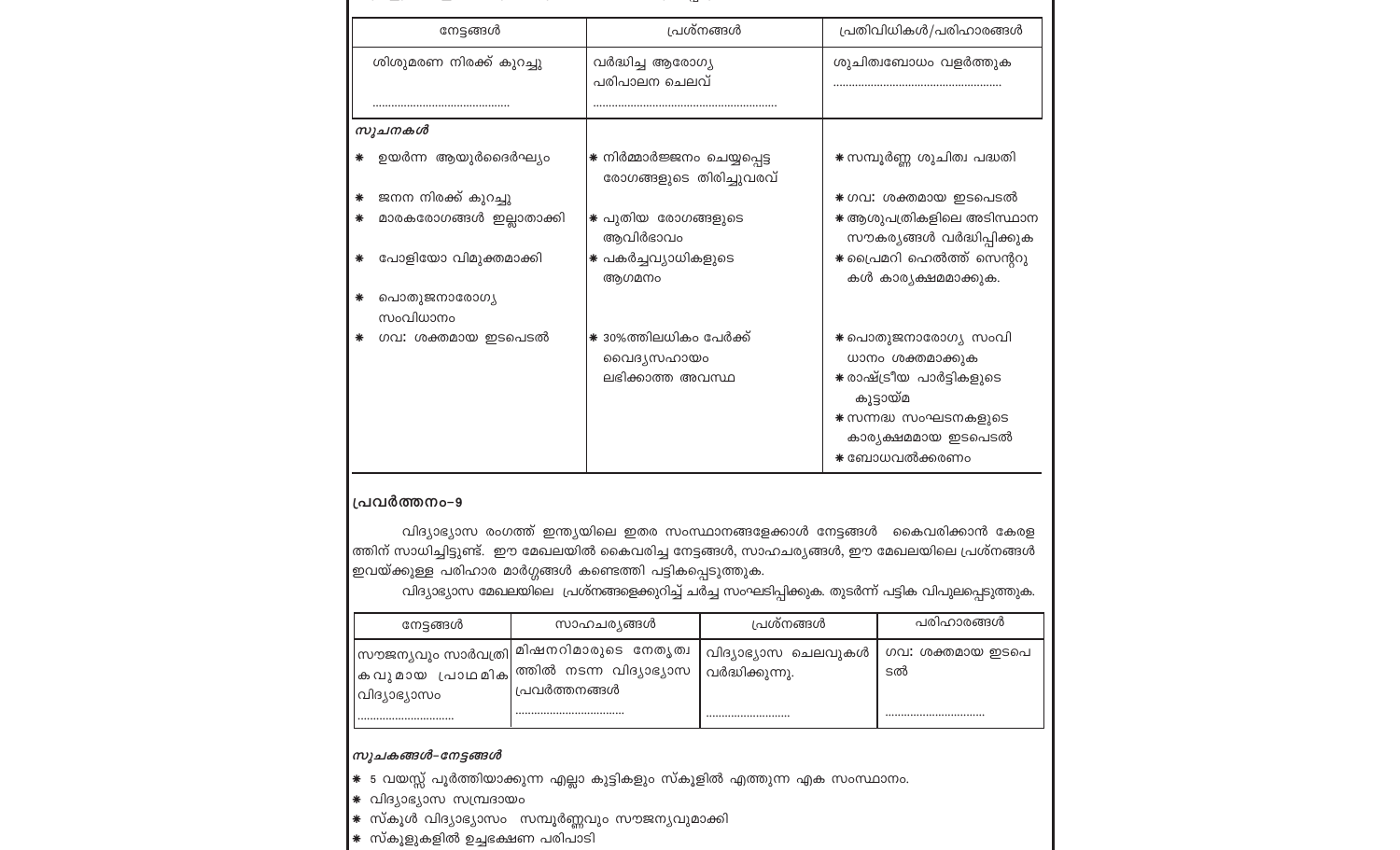| നേട്ടങ്ങൾ | പ്രശ്നങ്ങൾ | പ്രതിവിധികൾ/പരിഹാരങ്ങൾ |
|---|---|---|
| ശിശുമരണ നിരക്ക് കുറച്ചു<br>........................................ | വർദ്ധിച്ച ആരോഗ്യ പരിപാലന ചെലവ്<br>........................................................ | ശുചിത്വബോധം വളർത്തുക<br>.................................................... |
| ***സൂചനകൾ*** | | |
| ✷ ഉയർന്ന ആയുർദൈർഘ്യം | ✷ നിർമ്മാർജ്ജനം ചെയ്യപ്പെട്ട രോഗങ്ങളുടെ തിരിച്ചുവരവ് | ✷ സമ്പൂർണ്ണ ശുചിത്വ പദ്ധതി |
| ✷ ജനന നിരക്ക് കുറച്ചു | | ✷ ഗവ: ശക്തമായ ഇടപെടൽ |
| ✷ മാരകരോഗങ്ങൾ ഇല്ലാതാക്കി | ✷ പുതിയ രോഗങ്ങളുടെ ആവിർഭാവം | ✷ ആശുപത്രികളിലെ അടിസ്ഥാന സൗകര്യങ്ങൾ വർദ്ധിപ്പിക്കുക |
| ✷ പോളിയോ വിമുക്തമാക്കി | ✷ പകർച്ചവ്യാധികളുടെ ആഗമനം | ✷ പ്രൈമറി ഹെൽത്ത് സെന്ററുകൾ കാര്യക്ഷമമാക്കുക. |
| ✷ പൊതുജനാരോഗ്യ സംവിധാനം | | |
| ✷ ഗവ: ശക്തമായ ഇടപെടൽ | ✷ 30%ത്തിലധികം പേർക്ക് വൈദ്യസഹായം ലഭിക്കാത്ത അവസ്ഥ | ✷ പൊതുജനാരോഗ്യ സംവിധാനം ശക്തമാക്കുക<br>✷ രാഷ്ട്രീയ പാർട്ടികളുടെ കൂട്ടായ്മ<br>✷ സന്നദ്ധ സംഘടനകളുടെ കാര്യക്ഷമമായ ഇടപെടൽ<br>✷ ബോധവൽക്കരണം |

**പ്രവർത്തനം-9**

വിദ്യാഭ്യാസ രംഗത്ത് ഇന്ത്യയിലെ ഇതര സംസ്ഥാനങ്ങളേക്കാൾ നേട്ടങ്ങൾ കൈവരിക്കാൻ കേരളത്തിന് സാധിച്ചിട്ടുണ്ട്. ഈ മേഖലയിൽ കൈവരിച്ച നേട്ടങ്ങൾ, സാഹചര്യങ്ങൾ, ഈ മേഖലയിലെ പ്രശ്നങ്ങൾ ഇവയ്ക്കുള്ള പരിഹാര മാർഗ്ഗങ്ങൾ കണ്ടെത്തി പട്ടികപ്പെടുത്തുക.

വിദ്യാഭ്യാസ മേഖലയിലെ പ്രശ്നങ്ങളെക്കുറിച്ച് ചർച്ച സംഘടിപ്പിക്കുക. തുടർന്ന് പട്ടിക വിപുലപ്പെടുത്തുക.

| നേട്ടങ്ങൾ | സാഹചര്യങ്ങൾ | പ്രശ്നങ്ങൾ | പരിഹാരങ്ങൾ |
|---|---|---|---|
| സൗജന്യവും സാർവത്രികവുമായ പ്രാഥമിക വിദ്യാഭ്യാസം<br>.............................. | മിഷനറിമാരുടെ നേതൃത്വത്തിൽ നടന്ന വിദ്യാഭ്യാസ പ്രവർത്തനങ്ങൾ<br>.................................. | വിദ്യാഭ്യാസ ചെലവുകൾ വർദ്ധിക്കുന്നു.<br>.......................... | ഗവ: ശക്തമായ ഇടപെടൽ<br>............................... |

***സൂചകങ്ങൾ-നേട്ടങ്ങൾ***

- ✷ 5 വയസ്സ് പൂർത്തിയാക്കുന്ന എല്ലാ കുട്ടികളും സ്കൂളിൽ എത്തുന്ന ഏക സംസ്ഥാനം.
- ✷ വിദ്യാഭ്യാസ സമ്പ്രദായം
- ✷ സ്കൂൾ വിദ്യാഭ്യാസം സമ്പൂർണ്ണവും സൗജന്യവുമാക്കി
- ✷ സ്കൂളുകളിൽ ഉച്ചഭക്ഷണ പരിപാടി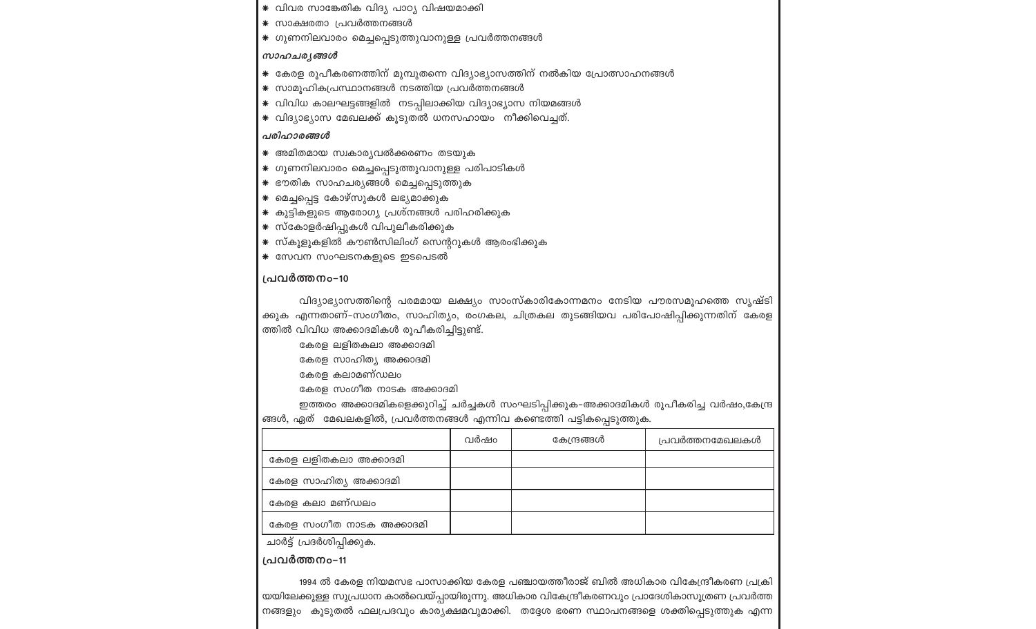* വിവര സാങ്കേതിക വിദ്യ പാഠ്യ വിഷയമാക്കി
* സാക്ഷരതാ പ്രവർത്തനങ്ങൾ
* ഗുണനിലവാരം മെച്ചപ്പെടുത്തുവാനുള്ള പ്രവർത്തനങ്ങൾ

***സാഹചര്യങ്ങൾ***

* കേരള രൂപീകരണത്തിന് മുമ്പുതന്നെ വിദ്യാഭ്യാസത്തിന് നൽകിയ പ്രോത്സാഹനങ്ങൾ
* സാമൂഹികപ്രസ്ഥാനങ്ങൾ നടത്തിയ പ്രവർത്തനങ്ങൾ
* വിവിധ കാലഘട്ടങ്ങളിൽ നടപ്പിലാക്കിയ വിദ്യാഭ്യാസ നിയമങ്ങൾ
* വിദ്യാഭ്യാസ മേഖലക്ക് കൂടുതൽ ധനസഹായം നീക്കിവെച്ചത്.

***പരിഹാരങ്ങൾ***

* അമിതമായ സ്വകാര്യവൽക്കരണം തടയുക
* ഗുണനിലവാരം മെച്ചപ്പെടുത്തുവാനുള്ള പരിപാടികൾ
* ഭൗതിക സാഹചര്യങ്ങൾ മെച്ചപ്പെടുത്തുക
* മെച്ചപ്പെട്ട കോഴ്സുകൾ ലഭ്യമാക്കുക
* കുട്ടികളുടെ ആരോഗ്യ പ്രശ്നങ്ങൾ പരിഹരിക്കുക
* സ്കോളർഷിപ്പുകൾ വിപുലീകരിക്കുക
* സ്കൂളുകളിൽ കൗൺസിലിംഗ് സെന്ററുകൾ ആരംഭിക്കുക
* സേവന സംഘടനകളുടെ ഇടപെടൽ

### പ്രവർത്തനം-10

വിദ്യാഭ്യാസത്തിന്റെ പരമമായ ലക്ഷ്യം സാംസ്കാരികോന്നമനം നേടിയ പൗരസമൂഹത്തെ സൃഷ്ടിക്കുക എന്നതാണ്-സംഗീതം, സാഹിത്യം, രംഗകല, ചിത്രകല തുടങ്ങിയവ പരിപോഷിപ്പിക്കുന്നതിന് കേരളത്തിൽ വിവിധ അക്കാദമികൾ രൂപീകരിച്ചിട്ടുണ്ട്.

കേരള ലളിതകലാ അക്കാദമി

കേരള സാഹിത്യ അക്കാദമി

കേരള കലാമണ്ഡലം

കേരള സംഗീത നാടക അക്കാദമി

ഇത്തരം അക്കാദമികളെക്കുറിച്ച് ചർച്ചകൾ സംഘടിപ്പിക്കുക-അക്കാദമികൾ രൂപീകരിച്ച വർഷം,കേന്ദ്രങ്ങൾ, ഏത് മേഖലകളിൽ, പ്രവർത്തനങ്ങൾ എന്നിവ കണ്ടെത്തി പട്ടികപ്പെടുത്തുക.

| | വർഷം | കേന്ദ്രങ്ങൾ | പ്രവർത്തനമേഖലകൾ |
|---|---|---|---|
| കേരള ലളിതകലാ അക്കാദമി | | | |
| കേരള സാഹിത്യ അക്കാദമി | | | |
| കേരള കലാ മണ്ഡലം | | | |
| കേരള സംഗീത നാടക അക്കാദമി | | | |

ചാർട്ട് പ്രദർശിപ്പിക്കുക.

### പ്രവർത്തനം-11

1994 ൽ കേരള നിയമസഭ പാസാക്കിയ കേരള പഞ്ചായത്തീരാജ് ബിൽ അധികാര വികേന്ദ്രീകരണ പ്രക്രിയയിലേക്കുള്ള സുപ്രധാന കാൽവെയ്പ്പായിരുന്നു. അധികാര വികേന്ദ്രീകരണവും പ്രാദേശികാസൂത്രണ പ്രവർത്തനങ്ങളും കൂടുതൽ ഫലപ്രദവും കാര്യക്ഷമവുമാക്കി. തദ്ദേശ ഭരണ സ്ഥാപനങ്ങളെ ശക്തിപ്പെടുത്തുക എന്ന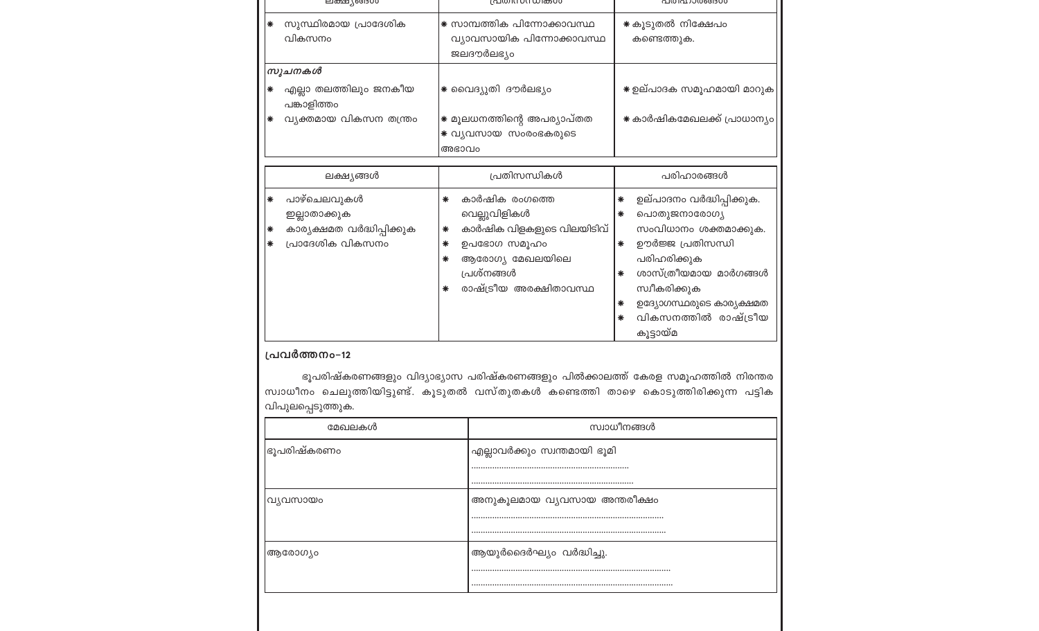| ലക്ഷ്യങ്ങൾ | പ്രതിസന്ധികൾ | പരിഹാരങ്ങൾ |
|---|---|---|
| * സുസ്ഥിരമായ പ്രാദേശിക വികസനം | * സാമ്പത്തിക പിന്നോക്കാവസ്ഥ വ്യാവസായിക പിന്നോക്കാവസ്ഥ ജലദൗർലഭ്യം | * കൂടുതൽ നിക്ഷേപം കണ്ടെത്തുക. |
| ***സൂചനകൾ*** <br> * എല്ലാ തലത്തിലും ജനകീയ പങ്കാളിത്തം <br> * വ്യക്തമായ വികസന തന്ത്രം | * വൈദ്യുതി ദൗർലഭ്യം <br> * മൂലധനത്തിന്റെ അപര്യാപ്തത <br> * വ്യവസായ സംരംഭകരുടെ അഭാവം | * ഉല്പാദക സമൂഹമായി മാറുക <br> * കാർഷികമേഖലക്ക് പ്രാധാന്യം |

| ലക്ഷ്യങ്ങൾ | പ്രതിസന്ധികൾ | പരിഹാരങ്ങൾ |
|---|---|---|
| * പാഴ്ചെലവുകൾ ഇല്ലാതാക്കുക <br> * കാര്യക്ഷമത വർദ്ധിപ്പിക്കുക <br> * പ്രാദേശിക വികസനം | * കാർഷിക രംഗത്തെ വെല്ലുവിളികൾ <br> * കാർഷിക വിളകളുടെ വിലയിടിവ് <br> * ഉപഭോഗ സമൂഹം <br> * ആരോഗ്യ മേഖലയിലെ പ്രശ്നങ്ങൾ <br> * രാഷ്ട്രീയ അരക്ഷിതാവസ്ഥ | * ഉല്പാദനം വർദ്ധിപ്പിക്കുക. <br> * പൊതുജനാരോഗ്യ സംവിധാനം ശക്തമാക്കുക. <br> * ഊർജ്ജ പ്രതിസന്ധി പരിഹരിക്കുക <br> * ശാസ്ത്രീയമായ മാർഗങ്ങൾ സ്വീകരിക്കുക <br> * ഉദ്യോഗസ്ഥരുടെ കാര്യക്ഷമത <br> * വികസനത്തിൽ രാഷ്ട്രീയ കൂട്ടായ്മ |

**പ്രവർത്തനം-12**

ഭൂപരിഷ്കരണങ്ങളും വിദ്യാഭ്യാസ പരിഷ്കരണങ്ങളും പിൽക്കാലത്ത് കേരള സമൂഹത്തിൽ നിരന്തര സ്വാധീനം ചെലുത്തിയിട്ടുണ്ട്. കൂടുതൽ വസ്തുതകൾ കണ്ടെത്തി താഴെ കൊടുത്തിരിക്കുന്ന പട്ടിക വിപുലപ്പെടുത്തുക.

| മേഖലകൾ | സ്വാധീനങ്ങൾ |
|---|---|
| ഭൂപരിഷ്കരണം | എല്ലാവർക്കും സ്വന്തമായി ഭൂമി <br> ................................................................. <br> ................................................................. |
| വ്യവസായം | അനുകൂലമായ വ്യവസായ അന്തരീക്ഷം <br> ................................................................. <br> ................................................................. |
| ആരോഗ്യം | ആയുർദൈർഘ്യം വർദ്ധിച്ചു. <br> ................................................................. <br> ................................................................. |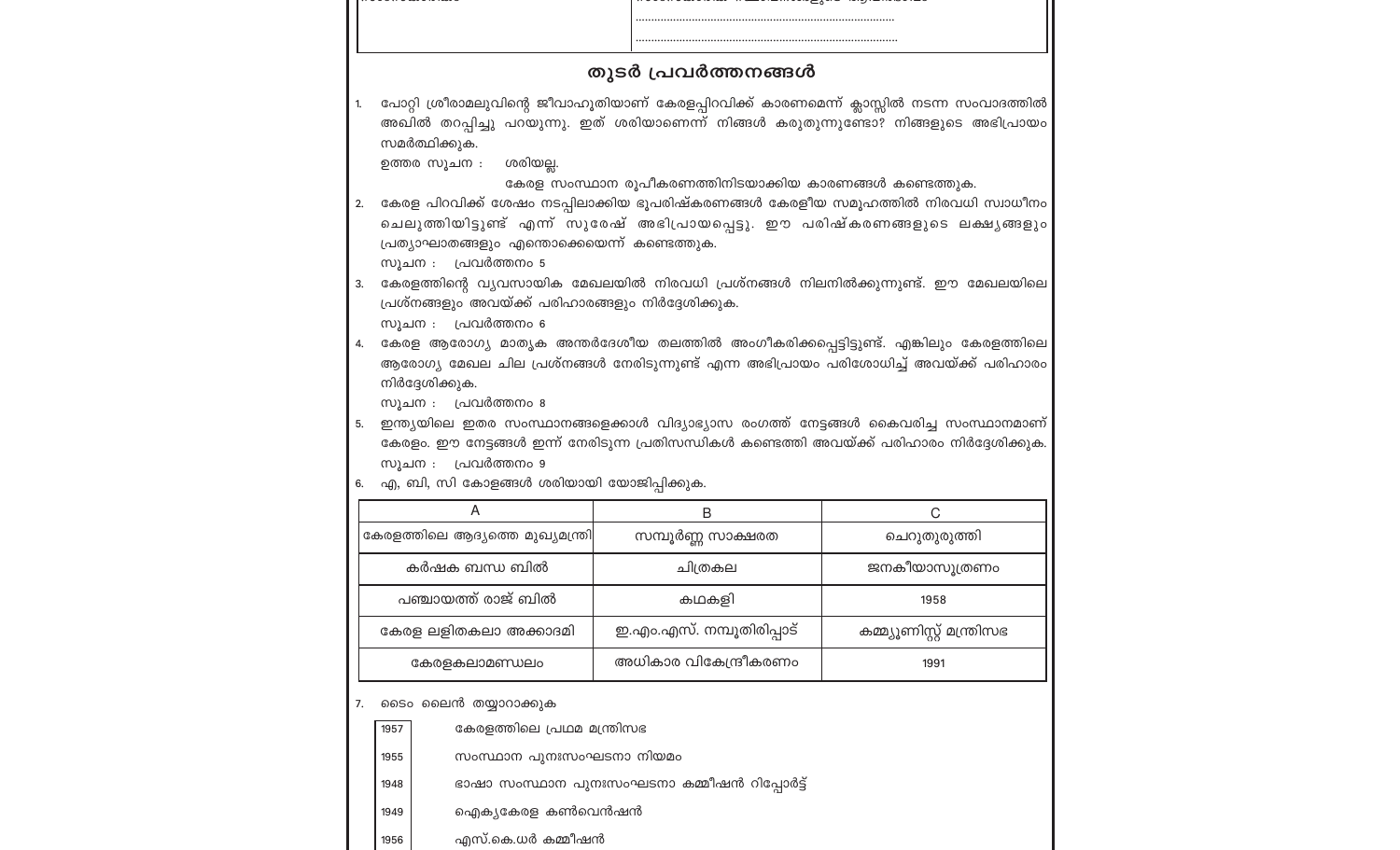## തുടർ പ്രവർത്തനങ്ങൾ

1. പോറ്റി ശ്രീരാമലുവിന്റെ ജീവാഹുതിയാണ് കേരളപ്പിറവിക്ക് കാരണമെന്ന് ക്ലാസ്സിൽ നടന്ന സംവാദത്തിൽ അഖിൽ തറപ്പിച്ചു പറയുന്നു. ഇത് ശരിയാണെന്ന് നിങ്ങൾ കരുതുന്നുണ്ടോ? നിങ്ങളുടെ അഭിപ്രായം സമർത്ഥിക്കുക.

   ഉത്തര സൂചന : ശരിയല്ല.
   കേരള സംസ്ഥാന രൂപീകരണത്തിനിടയാക്കിയ കാരണങ്ങൾ കണ്ടെത്തുക.

2. കേരള പിറവിക്ക് ശേഷം നടപ്പിലാക്കിയ ഭൂപരിഷ്കരണങ്ങൾ കേരളീയ സമൂഹത്തിൽ നിരവധി സ്വാധീനം ചെലുത്തിയിട്ടുണ്ട് എന്ന് സുരേഷ് അഭിപ്രായപ്പെട്ടു. ഈ പരിഷ്കരണങ്ങളുടെ ലക്ഷ്യങ്ങളും പ്രത്യാഘാതങ്ങളും എന്തൊക്കെയെന്ന് കണ്ടെത്തുക.

   സൂചന : പ്രവർത്തനം 5

3. കേരളത്തിന്റെ വ്യവസായിക മേഖലയിൽ നിരവധി പ്രശ്നങ്ങൾ നിലനിൽക്കുന്നുണ്ട്. ഈ മേഖലയിലെ പ്രശ്നങ്ങളും അവയ്ക്ക് പരിഹാരങ്ങളും നിർദ്ദേശിക്കുക.

   സൂചന : പ്രവർത്തനം 6

4. കേരള ആരോഗ്യ മാതൃക അന്തർദേശീയ തലത്തിൽ അംഗീകരിക്കപ്പെട്ടിട്ടുണ്ട്. എങ്കിലും കേരളത്തിലെ ആരോഗ്യ മേഖല ചില പ്രശ്നങ്ങൾ നേരിടുന്നുണ്ട് എന്ന അഭിപ്രായം പരിശോധിച്ച് അവയ്ക്ക് പരിഹാരം നിർദ്ദേശിക്കുക.

   സൂചന : പ്രവർത്തനം 8

5. ഇന്ത്യയിലെ ഇതര സംസ്ഥാനങ്ങളെക്കാൾ വിദ്യാഭ്യാസ രംഗത്ത് നേട്ടങ്ങൾ കൈവരിച്ച സംസ്ഥാനമാണ് കേരളം. ഈ നേട്ടങ്ങൾ ഇന്ന് നേരിടുന്ന പ്രതിസന്ധികൾ കണ്ടെത്തി അവയ്ക്ക് പരിഹാരം നിർദ്ദേശിക്കുക.

   സൂചന : പ്രവർത്തനം 9

6. എ, ബി, സി കോളങ്ങൾ ശരിയായി യോജിപ്പിക്കുക.

| A | B | C |
|---|---|---|
| കേരളത്തിലെ ആദ്യത്തെ മുഖ്യമന്ത്രി | സമ്പൂർണ്ണ സാക്ഷരത | ചെറുതുരുത്തി |
| കർഷക ബന്ധ ബിൽ | ചിത്രകല | ജനകീയാസൂത്രണം |
| പഞ്ചായത്ത് രാജ് ബിൽ | കഥകളി | 1958 |
| കേരള ലളിതകലാ അക്കാദമി | ഇ.എം.എസ്. നമ്പൂതിരിപ്പാട് | കമ്മ്യൂണിസ്റ്റ് മന്ത്രിസഭ |
| കേരളകലാമണ്ഡലം | അധികാര വികേന്ദ്രീകരണം | 1991 |

7. ടൈം ലൈൻ തയ്യാറാക്കുക

| | |
|---|---|
| 1957 | കേരളത്തിലെ പ്രഥമ മന്ത്രിസഭ |
| 1955 | സംസ്ഥാന പുനഃസംഘടനാ നിയമം |
| 1948 | ഭാഷാ സംസ്ഥാന പുനഃസംഘടനാ കമ്മീഷൻ റിപ്പോർട്ട് |
| 1949 | ഐക്യകേരള കൺവെൻഷൻ |
| 1956 | എസ്.കെ.ധർ കമ്മീഷൻ |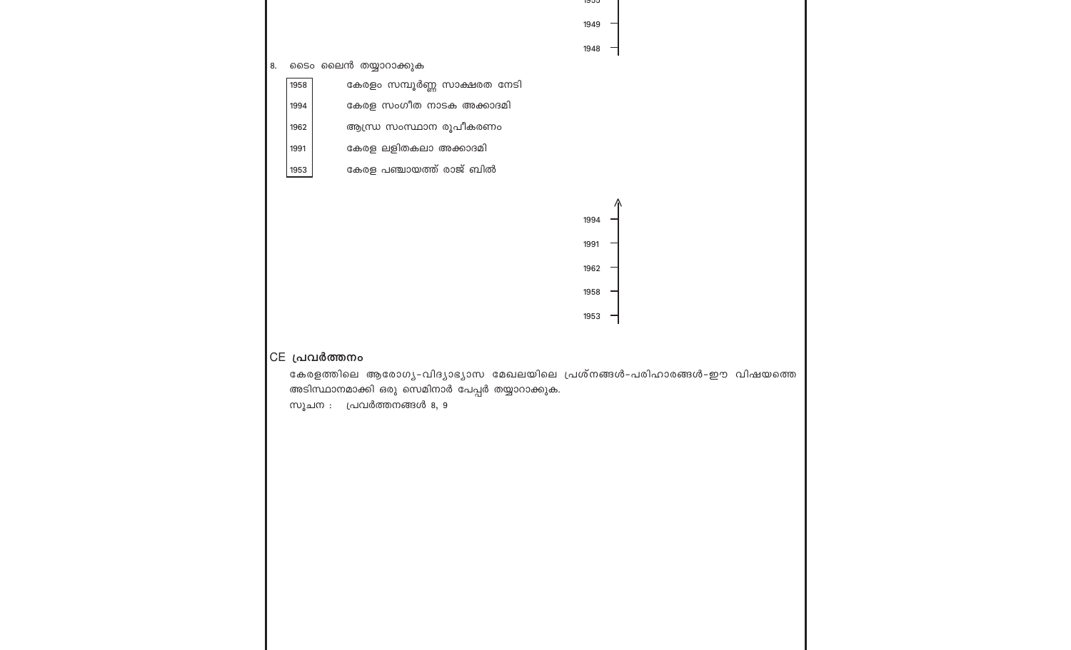1955

1949

1948

8. ടൈം ലൈൻ തയ്യാറാക്കുക

| | |
|---|---|
| 1958 | കേരളം സമ്പൂർണ്ണ സാക്ഷരത നേടി |
| 1994 | കേരള സംഗീത നാടക അക്കാദമി |
| 1962 | ആന്ധ്ര സംസ്ഥാന രൂപീകരണം |
| 1991 | കേരള ലളിതകലാ അക്കാദമി |
| 1953 | കേരള പഞ്ചായത്ത് രാജ് ബിൽ |

1994

1991

1962

1958

1953

CE **പ്രവർത്തനം**

കേരളത്തിലെ ആരോഗ്യ-വിദ്യാഭ്യാസ മേഖലയിലെ പ്രശ്നങ്ങൾ-പരിഹാരങ്ങൾ-ഈ വിഷയത്തെ അടിസ്ഥാനമാക്കി ഒരു സെമിനാർ പേപ്പർ തയ്യാറാക്കുക.

സൂചന : പ്രവർത്തനങ്ങൾ 8, 9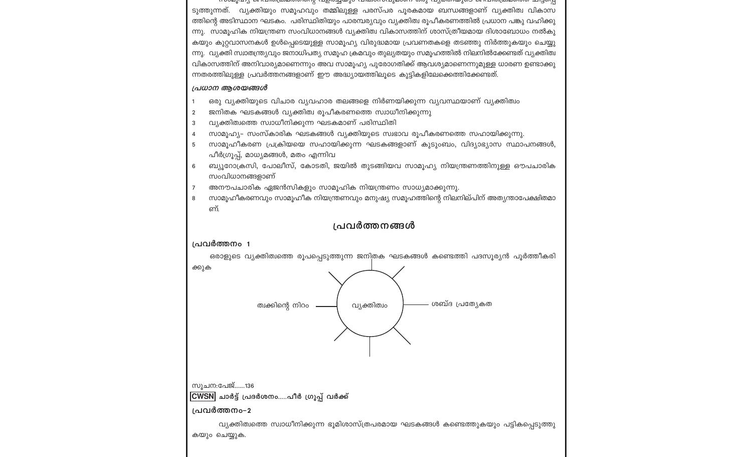സാമൂഹ്യ ജീവിതക്രമത്തിന്റെ വളർച്ചയും വികാസവുമാണ് ഒരു വ്യക്തിയുടെ ജീവിതക്രമത്തെ ചിട്ടപ്പെടുത്തുന്നത്. വ്യക്തിയും സമൂഹവും തമ്മിലുള്ള പരസ്പര പൂരകമായ ബന്ധങ്ങളാണ് വ്യക്തിത്വ വികാസത്തിന്റെ അടിസ്ഥാന ഘടകം. പരിസ്ഥിതിയും പാരമ്പര്യവും വ്യക്തിത്വ രൂപീകരണത്തിൽ പ്രധാന പങ്കു വഹിക്കുന്നു. സാമൂഹിക നിയന്ത്രണ സംവിധാനങ്ങൾ വ്യക്തിത്വ വികാസത്തിന് ശാസ്ത്രീയമായ ദിശാബോധം നൽകുകയും കുറ്റവാസനകൾ ഉൾപ്പെടെയുള്ള സാമൂഹ്യ വിരുദ്ധമായ പ്രവണതകളെ തടഞ്ഞു നിർത്തുകയും ചെയ്യുന്നു. വ്യക്തി സ്വാതന്ത്ര്യവും ജനാധിപത്യ സമൂഹ ക്രമവും തുല്യതയും സമൂഹത്തിൽ നിലനിൽക്കേണ്ടത് വ്യക്തിത്വ വികാസത്തിന് അനിവാര്യമാണെന്നും അവ സാമൂഹ്യ പുരോഗതിക്ക് ആവശ്യമാണെന്നുമുള്ള ധാരണ ഉണ്ടാക്കുന്നതരത്തിലുള്ള പ്രവർത്തനങ്ങളാണ് ഈ അദ്ധ്യായത്തിലൂടെ കുട്ടികളിലേക്കെത്തിക്കേണ്ടത്.

***പ്രധാന ആശയങ്ങൾ***

1. ഒരു വ്യക്തിയുടെ വിചാര വ്യവഹാര തലങ്ങളെ നിർണയിക്കുന്ന വ്യവസ്ഥയാണ് വ്യക്തിത്വം
2. ജനിതക ഘടകങ്ങൾ വ്യക്തിത്വ രൂപീകരണത്തെ സ്വാധീനിക്കുന്നു
3. വ്യക്തിത്വത്തെ സ്വാധീനിക്കുന്ന ഘടകമാണ് പരിസ്ഥിതി
4. സാമൂഹ്യ- സംസ്കാരിക ഘടകങ്ങൾ വ്യക്തിയുടെ സ്വഭാവ രൂപീകരണത്തെ സഹായിക്കുന്നു.
5. സാമൂഹീകരണ പ്രക്രിയയെ സഹായിക്കുന്ന ഘടകങ്ങളാണ് കുടുംബം, വിദ്യാഭ്യാസ സ്ഥാപനങ്ങൾ, പീർഗ്രൂപ്പ്, മാധ്യമങ്ങൾ, മതം എന്നിവ
6. ബ്യൂറോക്രസി, പോലീസ്, കോടതി, ജയിൽ തുടങ്ങിയവ സാമൂഹ്യ നിയന്ത്രണത്തിനുള്ള ഔപചാരിക സംവിധാനങ്ങളാണ്
7. അനൗപചാരിക ഏജൻസികളും സാമൂഹിക നിയന്ത്രണം സാധ്യമാക്കുന്നു.
8. സാമൂഹീകരണവും സാമൂഹീക നിയന്ത്രണവും മനുഷ്യ സമൂഹത്തിന്റെ നിലനില്പിന് അത്യന്താപേക്ഷിതമാണ്.

## പ്രവർത്തനങ്ങൾ

**പ്രവർത്തനം 1**

ഒരാളുടെ വ്യക്തിത്വത്തെ രൂപപ്പെടുത്തുന്ന ജനിതക ഘടകങ്ങൾ കണ്ടെത്തി പദസൂര്യൻ പൂർത്തീകരിക്കുക

വ്യക്തിത്വം

- ത്വക്കിന്റെ നിറം
- ശബ്ദ പ്രത്യേകത

സൂചന:പേജ്......136

**CWSN** **ചാർട്ട് പ്രദർശനം.....പീർ ഗ്രൂപ്പ് വർക്ക്**

**പ്രവർത്തനം-2**

വ്യക്തിത്വത്തെ സ്വാധീനിക്കുന്ന ഭൂമിശാസ്ത്രപരമായ ഘടകങ്ങൾ കണ്ടെത്തുകയും പട്ടികപ്പെടുത്തുകയും ചെയ്യുക.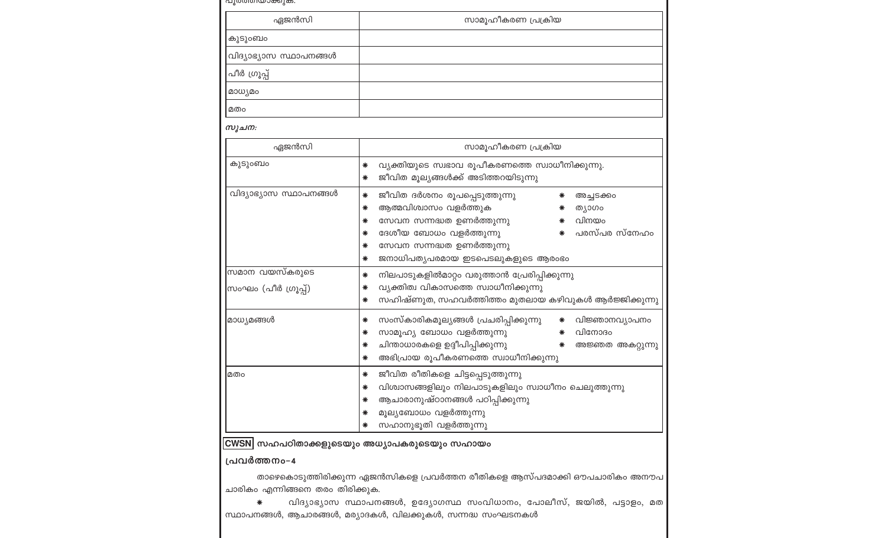| ഏജൻസി | സാമൂഹീകരണ പ്രക്രിയ |
|---|---|
| കുടുംബം | |
| വിദ്യാഭ്യാസ സ്ഥാപനങ്ങൾ | |
| പീർ ഗ്രൂപ്പ് | |
| മാധ്യമം | |
| മതം | |

***സൂചന:***

| ഏജൻസി | സാമൂഹീകരണ പ്രക്രിയ |
|---|---|
| കുടുംബം | * വ്യക്തിയുടെ സ്വഭാവ രൂപീകരണത്തെ സ്വാധീനിക്കുന്നു. <br> * ജീവിത മൂല്യങ്ങൾക്ക് അടിത്തറയിടുന്നു |
| വിദ്യാഭ്യാസ സ്ഥാപനങ്ങൾ | * ജീവിത ദർശനം രൂപപ്പെടുത്തുന്നു <br> * ആത്മവിശ്വാസം വളർത്തുക <br> * സേവന സന്നദ്ധത ഉണർത്തുന്നു <br> * ദേശീയ ബോധം വളർത്തുന്നു <br> * സേവന സന്നദ്ധത ഉണർത്തുന്നു <br> * ജനാധിപത്യപരമായ ഇടപെടലുകളുടെ ആരംഭം <br> * അച്ചടക്കം <br> * ത്യാഗം <br> * വിനയം <br> * പരസ്പര സ്നേഹം |
| സമാന വയസ്കരുടെ സംഘം (പീർ ഗ്രൂപ്പ്) | * നിലപാടുകളിൽമാറ്റം വരുത്താൻ പ്രേരിപ്പിക്കുന്നു <br> * വ്യക്തിത്വ വികാസത്തെ സ്വാധീനിക്കുന്നു <br> * സഹിഷ്ണുത, സഹവർത്തിത്തം മുതലായ കഴിവുകൾ ആർജ്ജിക്കുന്നു |
| മാധ്യമങ്ങൾ | * സംസ്കാരികമൂല്യങ്ങൾ പ്രചരിപ്പിക്കുന്നു <br> * സാമൂഹ്യ ബോധം വളർത്തുന്നു <br> * ചിന്താധാരകളെ ഉദ്ദീപിപ്പിക്കുന്നു <br> * അഭിപ്രായ രൂപീകരണത്തെ സ്വാധീനിക്കുന്നു <br> * വിജ്ഞാനവ്യാപനം <br> * വിനോദം <br> * അജ്ഞത അകറ്റുന്നു |
| മതം | * ജീവിത രീതികളെ ചിട്ടപ്പെടുത്തുന്നു <br> * വിശ്വാസങ്ങളിലും നിലപാടുകളിലും സ്വാധീനം ചെലുത്തുന്നു <br> * ആചാരാനുഷ്ഠാനങ്ങൾ പഠിപ്പിക്കുന്നു <br> * മൂല്യബോധം വളർത്തുന്നു <br> * സഹാനുഭൂതി വളർത്തുന്നു |

**CWSN സഹപഠിതാക്കളുടെയും അധ്യാപകരുടെയും സഹായം**

**പ്രവർത്തനം-4**

താഴെകൊടുത്തിരിക്കുന്ന ഏജൻസികളെ പ്രവർത്തന രീതികളെ ആസ്പദമാക്കി ഔപചാരികം അനൗപചാരികം എന്നിങ്ങനെ തരം തിരിക്കുക.

* വിദ്യാഭ്യാസ സ്ഥാപനങ്ങൾ, ഉദ്യോഗസ്ഥ സംവിധാനം, പോലീസ്, ജയിൽ, പട്ടാളം, മത സ്ഥാപനങ്ങൾ, ആചാരങ്ങൾ, മര്യാദകൾ, വിലക്കുകൾ, സന്നദ്ധ സംഘടനകൾ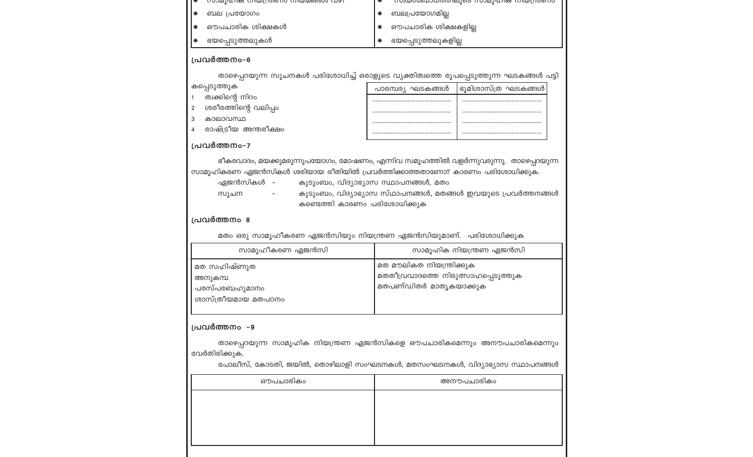| സാമൂഹിക നിയന്ത്രണം നിയമങ്ങൾ വഴി | സ്വയംബോധത്തിലൂടെ സാമൂഹിക നിയന്ത്രണം |
|---|---|
| * ബല പ്രയോഗം | * ബലപ്രയോഗമില്ല |
| * ഔപചാരിക ശിക്ഷകൾ | * ഔപചാരിക ശിക്ഷകളില്ല |
| * ഭയപ്പെടുത്തലുകൾ | * ഭയപ്പെടുത്തലുകളില്ല |

### പ്രവർത്തനം-6

താഴെപ്പറയുന്ന സൂചനകൾ പരിശോധിച്ച് ഒരാളുടെ വ്യക്തിത്വത്തെ രൂപപ്പെടുത്തുന്ന ഘടകങ്ങൾ പട്ടികപ്പെടുത്തുക

1. ത്വക്കിന്റെ നിറം
2. ശരീരത്തിന്റെ വലിപ്പം
3. കാലാവസ്ഥ
4. രാഷ്ട്രീയ അന്തരീക്ഷം

| പാരമ്പര്യ ഘടകങ്ങൾ | ഭൂമിശാസ്ത്ര ഘടകങ്ങൾ |
|---|---|
| .................................... | .................................... |
| .................................... | .................................... |
| .................................... | .................................... |
| .................................... | .................................... |

### പ്രവർത്തനം-7

ഭീകരവാദം, മയക്കുമരുന്നുപയോഗം, മോഷണം, എന്നിവ സമൂഹത്തിൽ വളർന്നുവരുന്നു. താഴെപ്പറയുന്ന സാമൂഹികരണ ഏജൻസികൾ ശരിയായ രീതിയിൽ പ്രവർത്തിക്കാത്തതാണോ? കാരണം പരിശോധിക്കുക.

ഏജൻസികൾ - കുടുംബം, വിദ്യാഭ്യാസ സ്ഥാപനങ്ങൾ, മതം

സൂചന - കുടുംബം, വിദ്യാഭ്യാസ സ്ഥാപനങ്ങൾ, മതങ്ങൾ ഇവയുടെ പ്രവർത്തനങ്ങൾ കണ്ടെത്തി കാരണം പരിശോധിക്കുക

### പ്രവർത്തനം 8

മതം ഒരു സാമൂഹീകരണ ഏജൻസിയും നിയന്ത്രണ ഏജൻസിയുമാണ്. പരിശോധിക്കുക

| സാമൂഹീകരണ ഏജൻസി | സാമൂഹിക നിയന്ത്രണ ഏജൻസി |
|---|---|
| മത സഹിഷ്ണുത<br>അനുകമ്പ<br>പരസ്പരബഹുമാനം<br>ശാസ്ത്രീയമായ മതപഠനം | മത മൗലികത നിയന്ത്രിക്കുക<br>മതതീവ്രവാദത്തെ നിരുത്സാഹപ്പെടുത്തുക<br>മതപണ്ഡിതർ മാതൃകയാക്കുക |

### പ്രവർത്തനം -9

താഴെപ്പറയുന്ന സാമൂഹിക നിയന്ത്രണ ഏജൻസികളെ ഔപചാരികമെന്നും അനൗപചാരികമെന്നും വേർതിരിക്കുക.

പോലീസ്, കോടതി, ജയിൽ, തൊഴിലാളി സംഘടനകൾ, മതസംഘടനകൾ, വിദ്യാഭ്യാസ സ്ഥാപനങ്ങൾ

| ഔപചാരികം | അനൗപചാരികം |
|---|---|
| | |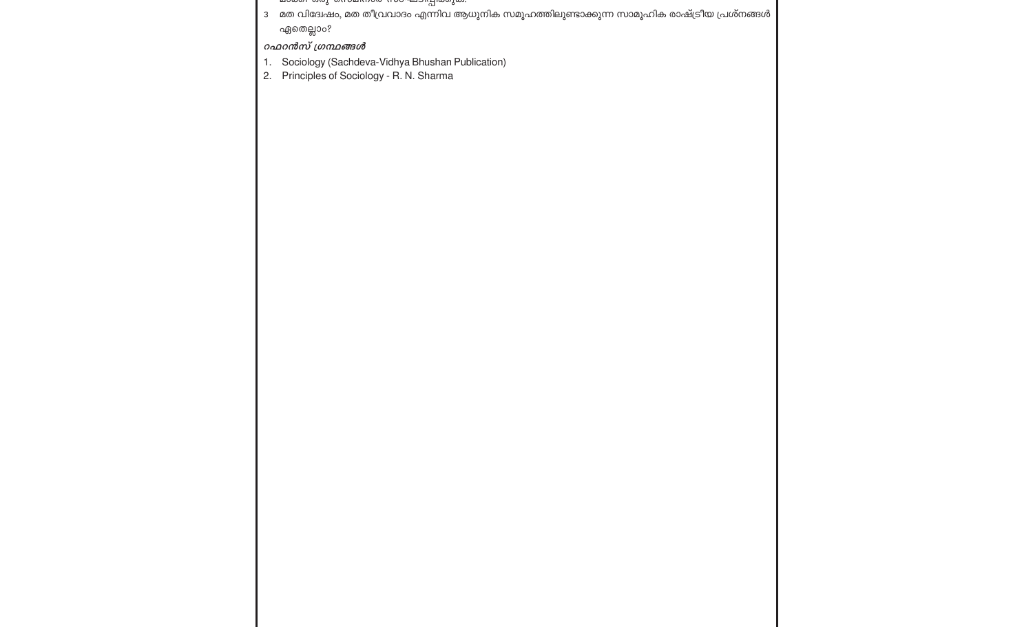3. മത വിദ്വേഷം, മത തീവ്രവാദം എന്നിവ ആധുനിക സമൂഹത്തിലുണ്ടാക്കുന്ന സാമൂഹിക രാഷ്ട്രീയ പ്രശ്നങ്ങൾ ഏതെല്ലാം?

***റഫറൻസ് ഗ്രന്ഥങ്ങൾ***

1. Sociology (Sachdeva-Vidhya Bhushan Publication)
2. Principles of Sociology - R. N. Sharma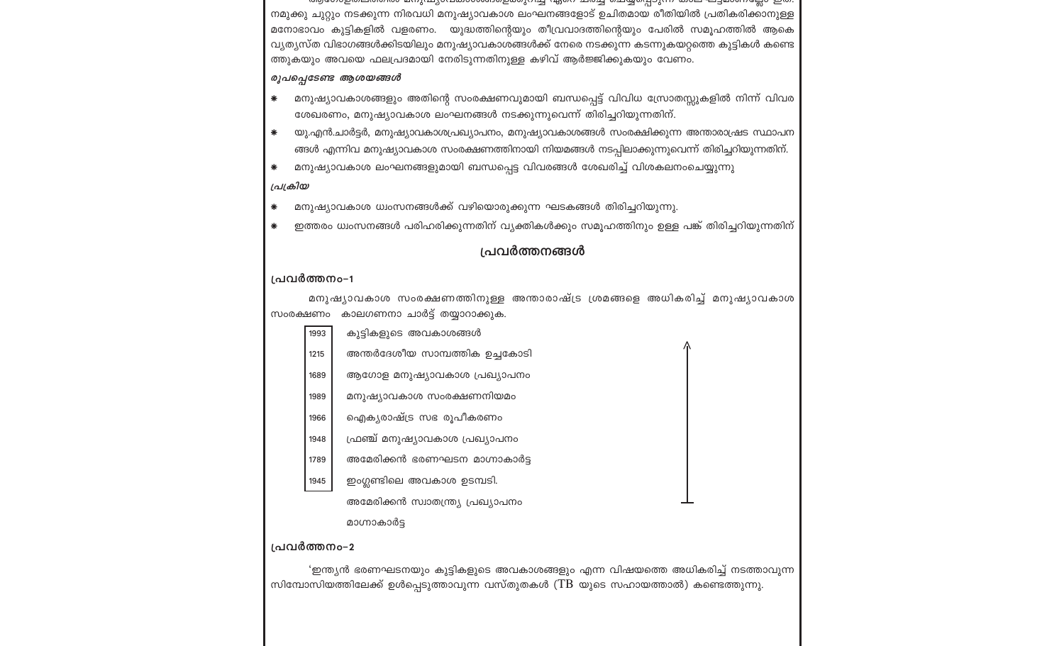ആഗോളതലത്തിൽ മനുഷ്യാവകാശങ്ങളെക്കുറിച്ച് ഏറെ ചർച്ച ചെയ്യപ്പെടുന്ന കാലഘട്ടമാണല്ലോ ഇത്. നമുക്കു ചുറ്റും നടക്കുന്ന നിരവധി മനുഷ്യാവകാശ ലംഘനങ്ങളോട് ഉചിതമായ രീതിയിൽ പ്രതികരിക്കാനുള്ള മനോഭാവം കുട്ടികളിൽ വളരണം. യുദ്ധത്തിന്റെയും തീവ്രവാദത്തിന്റെയും പേരിൽ സമൂഹത്തിൽ ആകെ വ്യത്യസ്ത വിഭാഗങ്ങൾക്കിടയിലും മനുഷ്യാവകാശങ്ങൾക്ക് നേരെ നടക്കുന്ന കടന്നുകയറ്റത്തെ കുട്ടികൾ കണ്ടെത്തുകയും അവയെ ഫലപ്രദമായി നേരിടുന്നതിനുള്ള കഴിവ് ആർജ്ജിക്കുകയും വേണം.

***രൂപപ്പെടേണ്ട ആശയങ്ങൾ***

- മനുഷ്യാവകാശങ്ങളും അതിന്റെ സംരക്ഷണവുമായി ബന്ധപ്പെട്ട് വിവിധ സ്രോതസ്സുകളിൽ നിന്ന് വിവര ശേഖരണം, മനുഷ്യാവകാശ ലംഘനങ്ങൾ നടക്കുന്നുവെന്ന് തിരിച്ചറിയുന്നതിന്.
- യു.എൻ.ചാർട്ടർ, മനുഷ്യാവകാശപ്രഖ്യാപനം, മനുഷ്യാവകാശങ്ങൾ സംരക്ഷിക്കുന്ന അന്താരാഷ്ട്ര സ്ഥാപനങ്ങൾ എന്നിവ മനുഷ്യാവകാശ സംരക്ഷണത്തിനായി നിയമങ്ങൾ നടപ്പിലാക്കുന്നുവെന്ന് തിരിച്ചറിയുന്നതിന്.
- മനുഷ്യാവകാശ ലംഘനങ്ങളുമായി ബന്ധപ്പെട്ട വിവരങ്ങൾ ശേഖരിച്ച് വിശകലനംചെയ്യുന്നു

***പ്രക്രിയ***

- മനുഷ്യാവകാശ ധ്വംസനങ്ങൾക്ക് വഴിയൊരുക്കുന്ന ഘടകങ്ങൾ തിരിച്ചറിയുന്നു.
- ഇത്തരം ധ്വംസനങ്ങൾ പരിഹരിക്കുന്നതിന് വ്യക്തികൾക്കും സമൂഹത്തിനും ഉള്ള പങ്ക് തിരിച്ചറിയുന്നതിന്

## പ്രവർത്തനങ്ങൾ

### പ്രവർത്തനം-1

മനുഷ്യാവകാശ സംരക്ഷണത്തിനുള്ള അന്താരാഷ്ട്ര ശ്രമങ്ങളെ അധികരിച്ച് മനുഷ്യാവകാശ സംരക്ഷണം കാലഗണനാ ചാർട്ട് തയ്യാറാക്കുക.

| | |
|---|---|
| 1993 | കുട്ടികളുടെ അവകാശങ്ങൾ |
| 1215 | അന്തർദേശീയ സാമ്പത്തിക ഉച്ചകോടി |
| 1689 | ആഗോള മനുഷ്യാവകാശ പ്രഖ്യാപനം |
| 1989 | മനുഷ്യാവകാശ സംരക്ഷണനിയമം |
| 1966 | ഐക്യരാഷ്ട്ര സഭ രൂപീകരണം |
| 1948 | ഫ്രഞ്ച് മനുഷ്യാവകാശ പ്രഖ്യാപനം |
| 1789 | അമേരിക്കൻ ഭരണഘടന മാഗ്നാകാർട്ട |
| 1945 | ഇംഗ്ലണ്ടിലെ അവകാശ ഉടമ്പടി. |
| | അമേരിക്കൻ സ്വാതന്ത്ര്യ പ്രഖ്യാപനം |
| | മാഗ്നാകാർട്ട |

### പ്രവർത്തനം-2

'ഇന്ത്യൻ ഭരണഘടനയും കുട്ടികളുടെ അവകാശങ്ങളും എന്ന വിഷയത്തെ അധികരിച്ച് നടത്താവുന്ന സിമ്പോസിയത്തിലേക്ക് ഉൾപ്പെടുത്താവുന്ന വസ്തുതകൾ (TB യുടെ സഹായത്താൽ) കണ്ടെത്തുന്നു.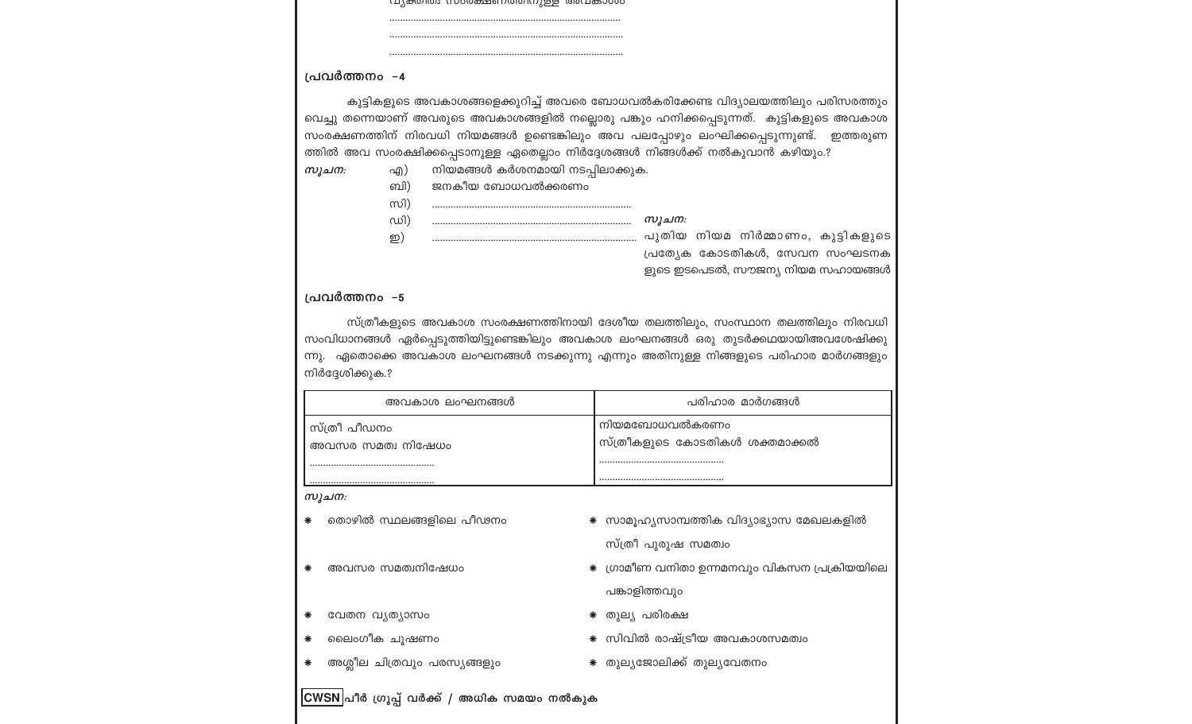വ്യക്തിത്വ സംരക്ഷണത്തിനുള്ള അവകാശം

..........................................................................

..........................................................................

..........................................................................

### പ്രവർത്തനം –4

കുട്ടികളുടെ അവകാശങ്ങളെക്കുറിച്ച് അവരെ ബോധവൽകരിക്കേണ്ട വിദ്യാലയത്തിലും പരിസരത്തും വെച്ചു തന്നെയാണ് അവരുടെ അവകാശങ്ങളിൽ നല്ലൊരു പങ്കും ഹനിക്കപ്പെടുന്നത്. കുട്ടികളുടെ അവകാശ സംരക്ഷണത്തിന് നിരവധി നിയമങ്ങൾ ഉണ്ടെങ്കിലും അവ പലപ്പോഴും ലംഘിക്കപ്പെടുന്നുണ്ട്. ഇത്തരുണത്തിൽ അവ സംരക്ഷിക്കപ്പെടാനുള്ള ഏതെല്ലാം നിർദ്ദേശങ്ങൾ നിങ്ങൾക്ക് നൽകുവാൻ കഴിയും.?

*സൂചന:*

എ) നിയമങ്ങൾ കർശനമായി നടപ്പിലാക്കുക.

ബി) ജനകീയ ബോധവൽക്കരണം

സി) ..........................................................................

ഡി) ..........................................................................

ഇ) ..........................................................................

*സൂചന:* പുതിയ നിയമ നിർമ്മാണം, കുട്ടികളുടെ പ്രത്യേക കോടതികൾ, സേവന സംഘടനകളുടെ ഇടപെടൽ, സൗജന്യ നിയമ സഹായങ്ങൾ

### പ്രവർത്തനം –5

സ്ത്രീകളുടെ അവകാശ സംരക്ഷണത്തിനായി ദേശീയ തലത്തിലും, സംസ്ഥാന തലത്തിലും നിരവധി സംവിധാനങ്ങൾ ഏർപ്പെടുത്തിയിട്ടുണ്ടെങ്കിലും അവകാശ ലംഘനങ്ങൾ ഒരു തുടർക്കഥയായിഅവശേഷിക്കുന്നു. ഏതൊക്കെ അവകാശ ലംഘനങ്ങൾ നടക്കുന്നു എന്നും അതിനുള്ള നിങ്ങളുടെ പരിഹാര മാർഗങ്ങളും നിർദ്ദേശിക്കുക.?

| അവകാശ ലംഘനങ്ങൾ | പരിഹാര മാർഗങ്ങൾ |
|---|---|
| സ്ത്രീ പീഡനം<br>അവസര സമത്വ നിഷേധം<br>..............................................<br>.............................................. | നിയമബോധവൽകരണം<br>സ്ത്രീകളുടെ കോടതികൾ ശക്തമാക്കൽ<br>..............................................<br>.............................................. |

*സൂചന:*

- തൊഴിൽ സ്ഥലങ്ങളിലെ പീഢനം
- അവസര സമത്വനിഷേധം
- വേതന വ്യത്യാസം
- ലൈംഗീക ചൂഷണം
- അശ്ലീല ചിത്രവും പരസ്യങ്ങളും
- സാമൂഹ്യസാമ്പത്തിക വിദ്യാഭ്യാസ മേഖലകളിൽ സ്ത്രീ പുരുഷ സമത്വം
- ഗ്രാമീണ വനിതാ ഉന്നമനവും വികസന പ്രക്രിയയിലെ പങ്കാളിത്തവും
- തുല്യ പരിരക്ഷ
- സിവിൽ രാഷ്ട്രീയ അവകാശസമത്വം
- തുല്യജോലിക്ക് തുല്യവേതനം

**CWSN പീർ ഗ്രൂപ്പ് വർക്ക് / അധിക സമയം നൽകുക**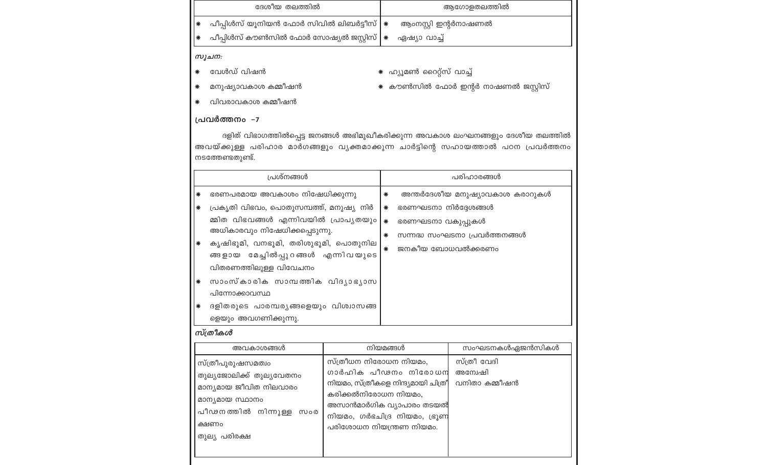| ദേശീയ തലത്തിൽ | ആഗോളതലത്തിൽ |
| --- | --- |
| * പീപ്പിൾസ് യൂനിയൻ ഫോർ സിവിൽ ലിബർട്ടീസ് | * ആംനസ്റ്റി ഇന്റർനാഷണൽ |
| * പീപ്പിൾസ് കൗൺസിൽ ഫോർ സോഷ്യൽ ജസ്റ്റിസ് | * ഏഷ്യാ വാച്ച് |

*സൂചന:*

* വേൾഡ് വിഷൻ
* മനുഷ്യാവകാശ കമ്മീഷൻ
* വിവരാവകാശ കമ്മീഷൻ
* ഹ്യൂമൺ റൈറ്റ്സ് വാച്ച്
* കൗൺസിൽ ഫോർ ഇന്റർ നാഷണൽ ജസ്റ്റിസ്

**പ്രവർത്തനം -7**

ദളിത് വിഭാഗത്തിൽപ്പെട്ട ജനങ്ങൾ അഭിമുഖീകരിക്കുന്ന അവകാശ ലംഘനങ്ങളും ദേശീയ തലത്തിൽ അവയ്ക്കുള്ള പരിഹാര മാർഗങ്ങളും വ്യക്തമാക്കുന്ന ചാർട്ടിന്റെ സഹായത്താൽ പഠന പ്രവർത്തനം നടത്തേണ്ടതുണ്ട്.

| പ്രശ്നങ്ങൾ | പരിഹാരങ്ങൾ |
| --- | --- |
| * ഭരണപരമായ അവകാശം നിഷേധിക്കുന്നു<br>* പ്രകൃതി വിഭവം, പൊതുസമ്പത്ത്, മനുഷ്യ നിർമ്മിത വിഭവങ്ങൾ എന്നിവയിൽ പ്രാപ്യതയും അധികാരവും നിഷേധിക്കപ്പെടുന്നു.<br>* കൃഷിഭൂമി, വനഭൂമി, തരിശുഭൂമി, പൊതുനിലങ്ങളായ മേച്ചിൽപ്പുറങ്ങൾ എന്നിവയുടെ വിതരണത്തിലുള്ള വിവേചനം<br>* സാംസ്കാരിക സാമ്പത്തിക വിദ്യാഭ്യാസ പിന്നോക്കാവസ്ഥ<br>* ദളിതരുടെ പാരമ്പര്യങ്ങളെയും വിശ്വാസങ്ങളെയും അവഗണിക്കുന്നു. | * അന്തർദേശീയ മനുഷ്യാവകാശ കരാറുകൾ<br>* ഭരണഘടനാ നിർദ്ദേശങ്ങൾ<br>* ഭരണഘടനാ വകുപ്പുകൾ<br>* സന്നദ്ധ സംഘടനാ പ്രവർത്തനങ്ങൾ<br>* ജനകീയ ബോധവൽക്കരണം |

***സ്ത്രീകൾ***

| അവകാശങ്ങൾ | നിയമങ്ങൾ | സംഘടനകൾഏജൻസികൾ |
| --- | --- | --- |
| സ്ത്രീപുരുഷസമത്വം<br>തുല്യജോലിക്ക് തുല്യവേതനം<br>മാന്യമായ ജീവിത നിലവാരം<br>മാന്യമായ സ്ഥാനം<br>പീഢനത്തിൽ നിന്നുള്ള സംരക്ഷണം<br>തുല്യ പരിരക്ഷ | സ്ത്രീധന നിരോധന നിയമം, ഗാർഹിക പീഢനം നിരോധന നിയമം, സ്ത്രീകളെ നിന്ദ്യമായി ചിത്രീകരിക്കൽനിരോധന നിയമം, അസാൻമാർഗിക വ്യാപാരം തടയൽ നിയമം, ഗർഭഛിദ്ര നിയമം, ഭ്രൂണ പരിശോധന നിയന്ത്രണ നിയമം. | സ്ത്രീ വേദി<br>അന്വേഷി<br>വനിതാ കമ്മീഷൻ |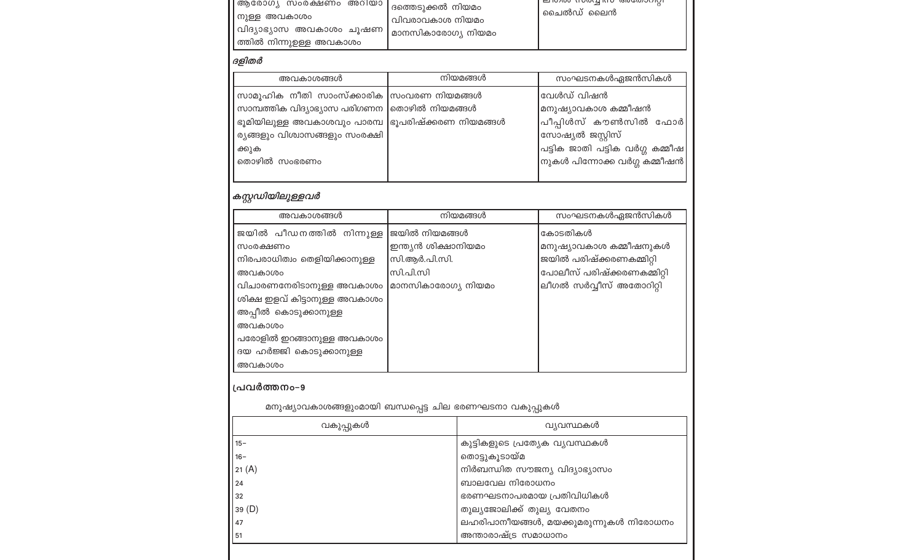| | | |
|---|---|---|
| ആരോഗ്യ സംരക്ഷണം അറിയാനുള്ള അവകാശം<br>വിദ്യാഭ്യാസ അവകാശം ചൂഷണത്തിൽ നിന്നുള്ള അവകാശം | ദത്തെടുക്കൽ നിയമം<br>വിവരാവകാശ നിയമം<br>മാനസികാരോഗ്യ നിയമം | ലീഗൽ സർവ്വീസ് അതോറിറ്റി<br>ചൈൽഡ് ലൈൻ |

***ദളിതർ***

| അവകാശങ്ങൾ | നിയമങ്ങൾ | സംഘടനകൾഏജൻസികൾ |
|---|---|---|
| സാമൂഹിക നീതി സാംസ്ക്കാരിക സാമ്പത്തിക വിദ്യാഭ്യാസ പരിഗണന ഭൂമിയിലുള്ള അവകാശവും പാരമ്പര്യങ്ങളും വിശ്വാസങ്ങളും സംരക്ഷിക്കുക<br>തൊഴിൽ സംഭരണം | സംവരണ നിയമങ്ങൾ<br>തൊഴിൽ നിയമങ്ങൾ<br>ഭൂപരിഷ്ക്കരണ നിയമങ്ങൾ | വേൾഡ് വിഷൻ<br>മനുഷ്യാവകാശ കമ്മീഷൻ<br>പീപ്പിൾസ് കൗൺസിൽ ഫോർ സോഷ്യൽ ജസ്റ്റിസ്<br>പട്ടിക ജാതി പട്ടിക വർഗ്ഗ കമ്മീഷനുകൾ പിന്നോക്ക വർഗ്ഗ കമ്മീഷൻ |

***കസ്റ്റഡിയിലുള്ളവർ***

| അവകാശങ്ങൾ | നിയമങ്ങൾ | സംഘടനകൾഏജൻസികൾ |
|---|---|---|
| ജയിൽ പീഡനത്തിൽ നിന്നുള്ള സംരക്ഷണം<br>നിരപരാധിത്വം തെളിയിക്കാനുള്ള അവകാശം<br>വിചാരണനേരിടാനുള്ള അവകാശം<br>ശിക്ഷ ഇളവ് കിട്ടാനുള്ള അവകാശം<br>അപ്പീൽ കൊടുക്കാനുള്ള അവകാശം<br>പരോളിൽ ഇറങ്ങാനുള്ള അവകാശം<br>ദയ ഹർജ്ജി കൊടുക്കാനുള്ള അവകാശം | ജയിൽ നിയമങ്ങൾ<br>ഇന്ത്യൻ ശിക്ഷാനിയമം<br>സി.ആർ.പി.സി.<br>സി.പി.സി<br>മാനസികാരോഗ്യ നിയമം | കോടതികൾ<br>മനുഷ്യാവകാശ കമ്മീഷനുകൾ<br>ജയിൽ പരിഷ്ക്കരണകമ്മിറ്റി<br>പോലീസ് പരിഷ്ക്കരണകമ്മിറ്റി<br>ലീഗൽ സർവ്വീസ് അതോറിറ്റി |

**പ്രവർത്തനം-9**

മനുഷ്യാവകാശങ്ങളുംമായി ബന്ധപ്പെട്ട ചില ഭരണഘടനാ വകുപ്പുകൾ

| വകുപ്പുകൾ | വ്യവസ്ഥകൾ |
|---|---|
| 15- | കുട്ടികളുടെ പ്രത്യേക വ്യവസ്ഥകൾ |
| 16- | തൊട്ടുകൂടായ്മ |
| 21 (A) | നിർബന്ധിത സൗജന്യ വിദ്യാഭ്യാസം |
| 24 | ബാലവേല നിരോധനം |
| 32 | ഭരണഘടനാപരമായ പ്രതിവിധികൾ |
| 39 (D) | തുല്യജോലിക്ക് തുല്യ വേതനം |
| 47 | ലഹരിപാനീയങ്ങൾ, മയക്കുമരുന്നുകൾ നിരോധനം |
| 51 | അന്താരാഷ്ട്ര സമാധാനം |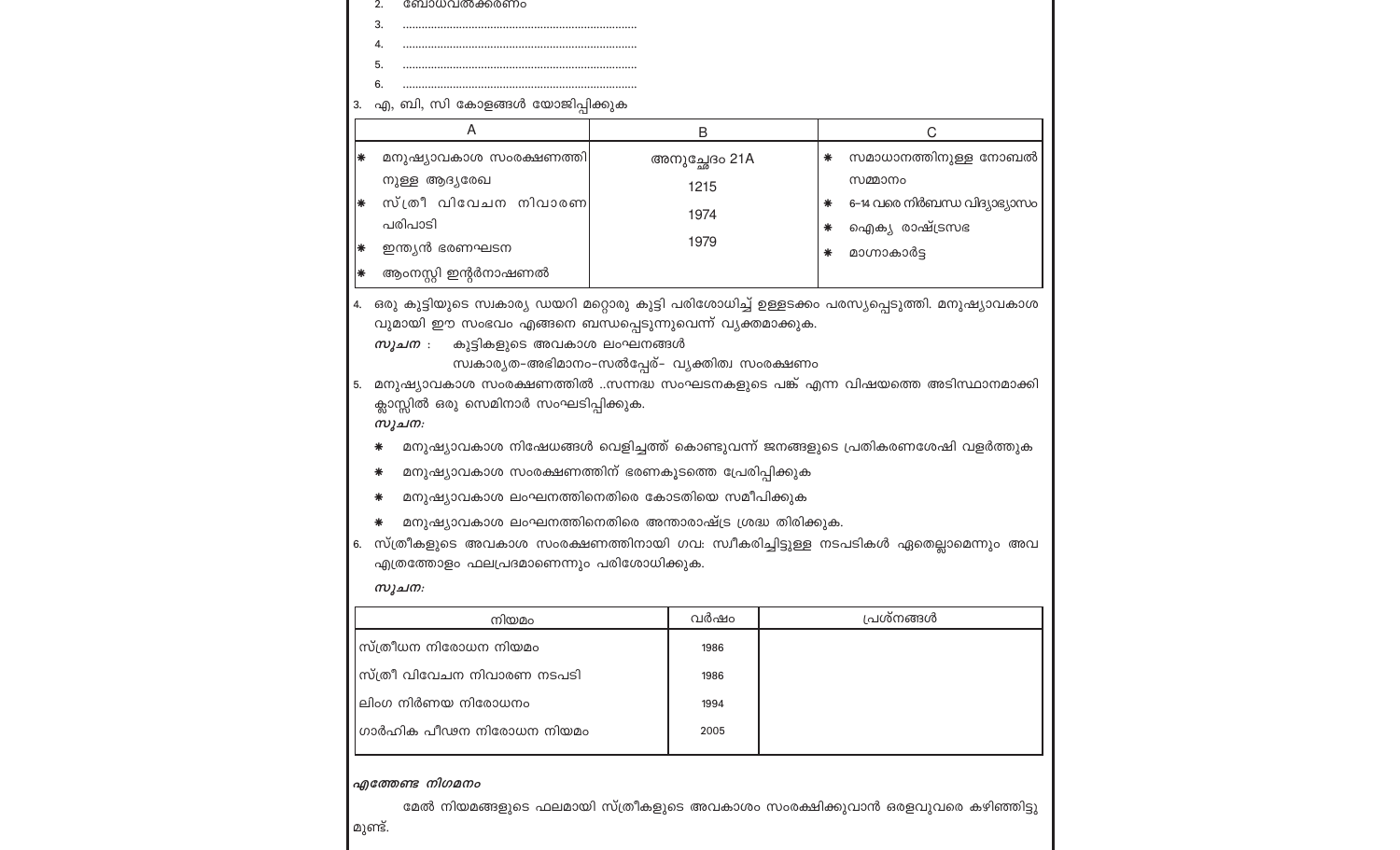2. ബോധവൽക്കരണം
3. ........................................................................
4. ........................................................................
5. ........................................................................
6. ........................................................................

3. എ, ബി, സി കോളങ്ങൾ യോജിപ്പിക്കുക

| A | B | C |
|---|---|---|
| * മനുഷ്യാവകാശ സംരക്ഷണത്തിനുള്ള ആദ്യരേഖ | അനുച്ഛേദം 21A | * സമാധാനത്തിനുള്ള നോബൽ സമ്മാനം |
| * സ്ത്രീ വിവേചന നിവാരണ പരിപാടി | 1215 | * 6-14 വരെ നിർബന്ധ വിദ്യാഭ്യാസം |
| * ഇന്ത്യൻ ഭരണഘടന | 1974 | * ഐക്യ രാഷ്ട്രസഭ |
| * ആംനസ്റ്റി ഇന്റർനാഷണൽ | 1979 | * മാഗ്നാകാർട്ട |

4. ഒരു കുട്ടിയുടെ സ്വകാര്യ ഡയറി മറ്റൊരു കുട്ടി പരിശോധിച്ച് ഉള്ളടക്കം പരസ്യപ്പെടുത്തി. മനുഷ്യാവകാശവുമായി ഈ സംഭവം എങ്ങനെ ബന്ധപ്പെടുന്നുവെന്ന് വ്യക്തമാക്കുക.

   ***സൂചന*** : കുട്ടികളുടെ അവകാശ ലംഘനങ്ങൾ
   സ്വകാര്യത-അഭിമാനം-സൽപ്പേര്- വ്യക്തിത്വ സംരക്ഷണം

5. മനുഷ്യാവകാശ സംരക്ഷണത്തിൽ ..സന്നദ്ധ സംഘടനകളുടെ പങ്ക് എന്ന വിഷയത്തെ അടിസ്ഥാനമാക്കി ക്ലാസ്സിൽ ഒരു സെമിനാർ സംഘടിപ്പിക്കുക.

   ***സൂചന:***
   * മനുഷ്യാവകാശ നിഷേധങ്ങൾ വെളിച്ചത്ത് കൊണ്ടുവന്ന് ജനങ്ങളുടെ പ്രതികരണശേഷി വളർത്തുക
   * മനുഷ്യാവകാശ സംരക്ഷണത്തിന് ഭരണകൂടത്തെ പ്രേരിപ്പിക്കുക
   * മനുഷ്യാവകാശ ലംഘനത്തിനെതിരെ കോടതിയെ സമീപിക്കുക
   * മനുഷ്യാവകാശ ലംഘനത്തിനെതിരെ അന്താരാഷ്ട്ര ശ്രദ്ധ തിരിക്കുക.

6. സ്ത്രീകളുടെ അവകാശ സംരക്ഷണത്തിനായി ഗവ: സ്വീകരിച്ചിട്ടുള്ള നടപടികൾ ഏതെല്ലാമെന്നും അവ എത്രത്തോളം ഫലപ്രദമാണെന്നും പരിശോധിക്കുക.

   ***സൂചന:***

| നിയമം | വർഷം | പ്രശ്നങ്ങൾ |
|---|---|---|
| സ്ത്രീധന നിരോധന നിയമം | 1986 | |
| സ്ത്രീ വിവേചന നിവാരണ നടപടി | 1986 | |
| ലിംഗ നിർണയ നിരോധനം | 1994 | |
| ഗാർഹിക പീഢന നിരോധന നിയമം | 2005 | |

***എത്തേണ്ട നിഗമനം***

മേൽ നിയമങ്ങളുടെ ഫലമായി സ്ത്രീകളുടെ അവകാശം സംരക്ഷിക്കുവാൻ ഒരളവുവരെ കഴിഞ്ഞിട്ടുമുണ്ട്.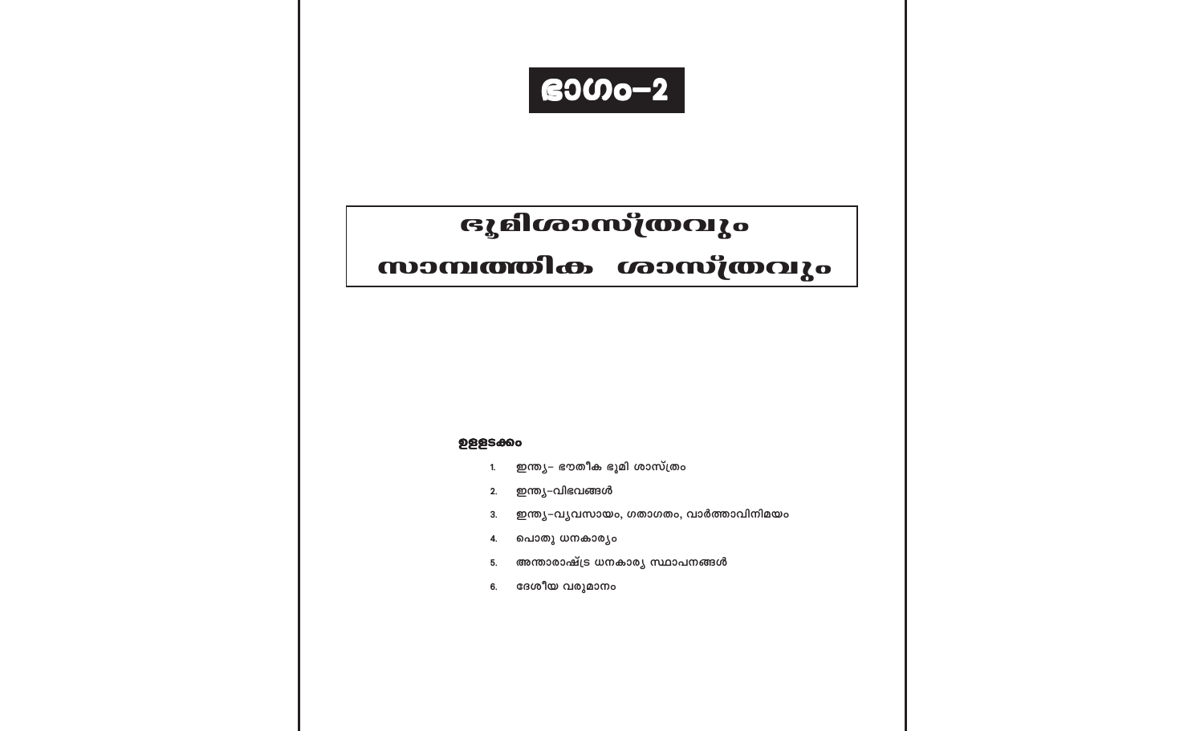# ഭാഗം-2

## ഭൂമിശാസ്ത്രവും സാമ്പത്തിക ശാസ്ത്രവും

**ഉള്ളടക്കം**

1. ഇന്ത്യ- ഭൗതീക ഭൂമി ശാസ്ത്രം
2. ഇന്ത്യ-വിഭവങ്ങൾ
3. ഇന്ത്യ-വ്യവസായം, ഗതാഗതം, വാർത്താവിനിമയം
4. പൊതു ധനകാര്യം
5. അന്താരാഷ്ട്ര ധനകാര്യ സ്ഥാപനങ്ങൾ
6. ദേശീയ വരുമാനം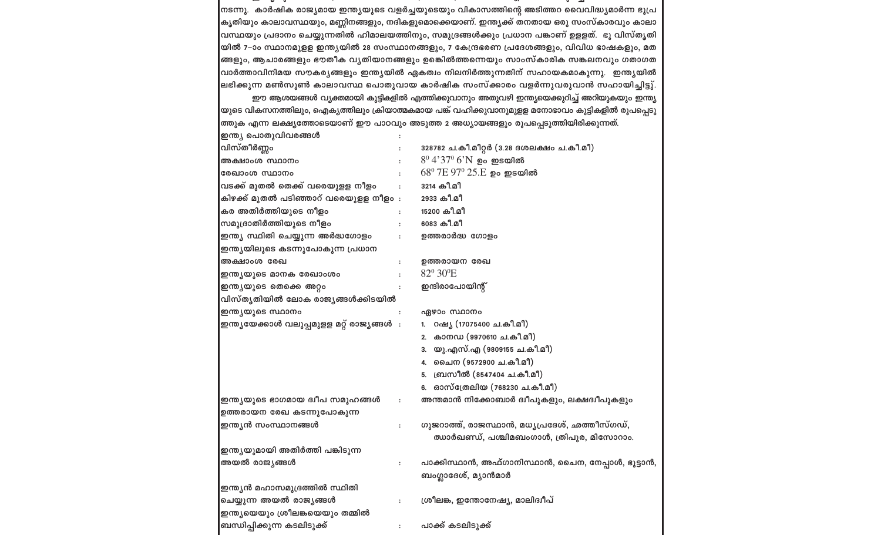നടന്നു. കാർഷിക രാജ്യമായ ഇന്ത്യയുടെ വളർച്ചയുടെയും വികാസത്തിന്റെ അടിത്തറ വൈവിദ്ധ്യമാർന്ന ഭൂപ്രകൃതിയും കാലാവസ്ഥയും, മണ്ണിനങ്ങളും, നദികളുമൊക്കെയാണ്. ഇന്ത്യക്ക് തനതായ ഒരു സംസ്കാരവും കാലാവസ്ഥയും പ്രദാനം ചെയ്യുന്നതിൽ ഹിമാലയത്തിനും, സമുദ്രങ്ങൾക്കും പ്രധാന പങ്കാണ് ഉള്ളത്. ഭൂ വിസ്തൃതിയിൽ 7–ാം സ്ഥാനമുള്ള ഇന്ത്യയിൽ 28 സംസ്ഥാനങ്ങളും, 7 കേന്ദ്രഭരണ പ്രദേശങ്ങളും, വിവിധ ഭാഷകളും, മതങ്ങളും, ആചാരങ്ങളും ഭൗതീക വ്യതിയാനങ്ങളും ഉണ്ടെങ്കിൽത്തന്നെയും സാംസ്കാരിക സങ്കലനവും ഗതാഗത വാർത്താവിനിമയ സൗകര്യങ്ങളും ഇന്ത്യയിൽ ഏകത്വം നിലനിർത്തുന്നതിന് സഹായകമാകുന്നു. ഇന്ത്യയിൽ ലഭിക്കുന്ന മൺസൂൺ കാലാവസ്ഥ പൊതുവായ കാർഷിക സംസ്ക്കാരം വളർന്നുവരുവാൻ സഹായിച്ചിട്ടു്.

ഈ ആശയങ്ങൾ വ്യക്തമായി കുട്ടികളിൽ എത്തിക്കുവാനും അതുവഴി ഇന്ത്യയെക്കുറിച്ച് അറിയുകയും ഇന്ത്യയുടെ വികസനത്തിലും, ഐക്യത്തിലും ക്രിയാത്മകമായ പങ്ക് വഹിക്കുവാനുമുള്ള മനോഭാവം കുട്ടികളിൽ രൂപപ്പെടുത്തുക എന്ന ലക്ഷ്യത്തോടെയാണ് ഈ പാഠവും അടുത്ത 2 അധ്യായങ്ങളും രൂപപ്പെടുത്തിയിരിക്കുന്നത്.

| ഇന്ത്യ പൊതുവിവരങ്ങൾ | : | |
|---|---|---|
| വിസ്തീർണ്ണം | : | 328782 ച.കി.മീറ്റർ (3.28 ദശലക്ഷം ച.കി.മീ) |
| അക്ഷാംശ സ്ഥാനം | : | $8^0$ 4'37$^0$ 6'N ഉം ഇടയിൽ |
| രേഖാംശ സ്ഥാനം | : | 68$^0$ 7E 97$^0$ 25.E ഉം ഇടയിൽ |
| വടക്ക് മുതൽ തെക്ക് വരെയുള്ള നീളം | : | 3214 കി.മീ |
| കിഴക്ക് മുതൽ പടിഞ്ഞാറ് വരെയുള്ള നീളം | : | 2933 കി.മീ |
| കര അതിർത്തിയുടെ നീളം | : | 15200 കി.മീ |
| സമുദ്രാതിർത്തിയുടെ നീളം | : | 6083 കി.മീ |
| ഇന്ത്യ സ്ഥിതി ചെയ്യുന്ന അർദ്ധഗോളം | : | ഉത്തരാർദ്ധ ഗോളം |
| ഇന്ത്യയിലൂടെ കടന്നുപോകുന്ന പ്രധാന അക്ഷാംശ രേഖ | : | ഉത്തരായന രേഖ |
| ഇന്ത്യയുടെ മാനക രേഖാംശം | : | 82$^0$ 30$^0$E |
| ഇന്ത്യയുടെ തെക്കെ അറ്റം | : | ഇന്ദിരാപോയിന്റ് |
| വിസ്തൃതിയിൽ ലോക രാജ്യങ്ങൾക്കിടയിൽ ഇന്ത്യയുടെ സ്ഥാനം | : | ഏഴാം സ്ഥാനം |
| ഇന്ത്യയേക്കാൾ വലുപ്പമുള്ള മറ്റ് രാജ്യങ്ങൾ | : | 1. റഷ്യ (17075400 ച.കി.മീ) 2. കാനഡ (9970610 ച.കി.മീ) 3. യു.എസ്.എ (9809155 ച.കി.മീ) 4. ചൈന (9572900 ച.കി.മീ) 5. ബ്രസീൽ (8547404 ച.കി.മീ) 6. ഓസ്ട്രേലിയ (768230 ച.കി.മീ) |
| ഇന്ത്യയുടെ ഭാഗമായ ദ്വീപ സമൂഹങ്ങൾ | : | അന്തമാൻ നിക്കോബാർ ദ്വീപുകളും, ലക്ഷദ്വീപുകളും |
| ഉത്തരായന രേഖ കടന്നുപോകുന്ന ഇന്ത്യൻ സംസ്ഥാനങ്ങൾ | : | ഗുജറാത്ത്, രാജസ്ഥാൻ, മധ്യപ്രദേശ്, ഛത്തീസ്ഗഡ്, ഝാർഖണ്ഡ്, പശ്ചിമബംഗാൾ, ത്രിപുര, മിസോറാം. |
| ഇന്ത്യയുമായി അതിർത്തി പങ്കിടുന്ന അയൽ രാജ്യങ്ങൾ | : | പാക്കിസ്ഥാൻ, അഫ്ഗാനിസ്ഥാൻ, ചൈന, നേപ്പാൾ, ഭൂട്ടാൻ, ബംഗ്ലാദേശ്, മ്യാൻമാർ |
| ഇന്ത്യൻ മഹാസമുദ്രത്തിൽ സ്ഥിതി ചെയ്യുന്ന അയൽ രാജ്യങ്ങൾ | : | ശ്രീലങ്ക, ഇന്തോനേഷ്യ, മാലിദ്വീപ് |
| ഇന്ത്യയെയും ശ്രീലങ്കയെയും തമ്മിൽ ബന്ധിപ്പിക്കുന്ന കടലിടുക്ക് | : | പാക്ക് കടലിടുക്ക് |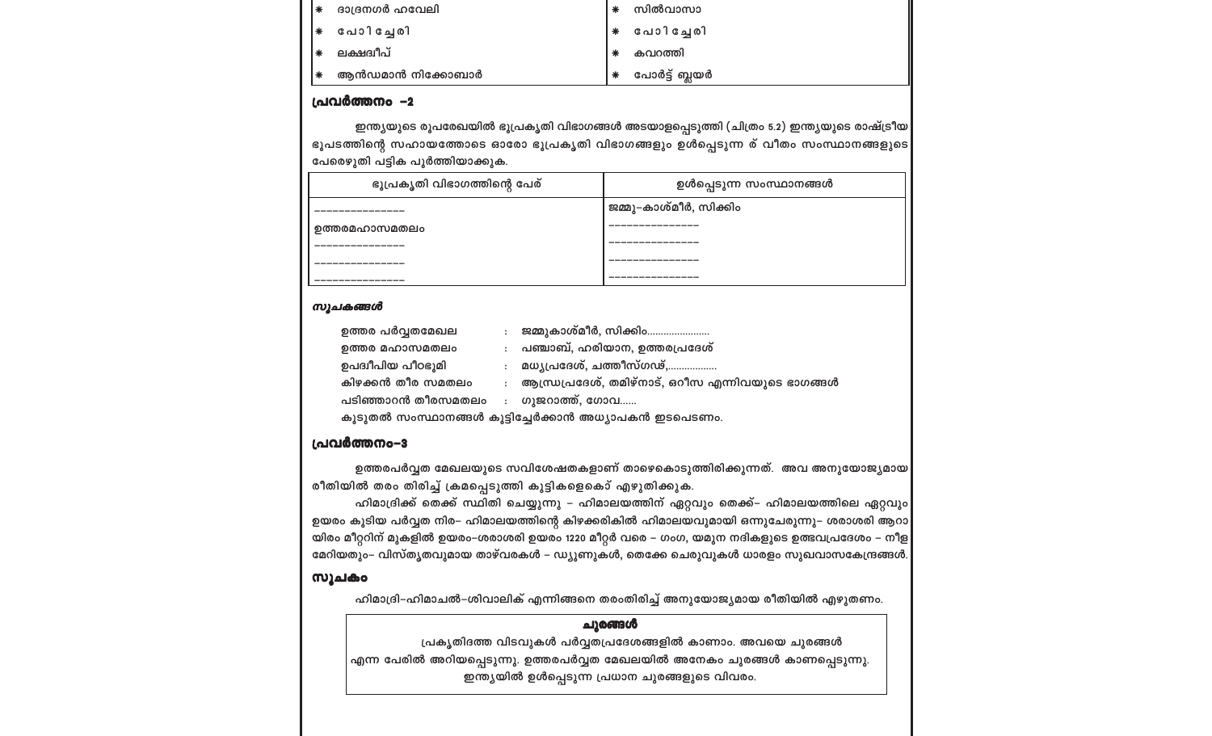| | |
|---|---|
| ❋ ദാദ്രനഗർ ഹവേലി | ❋ സിൽവാസാ |
| ❋ പോണ്ടിച്ചേരി | ❋ പോണ്ടിച്ചേരി |
| ❋ ലക്ഷദ്വീപ് | ❋ കവറത്തി |
| ❋ ആൻഡമാൻ നിക്കോബാർ | ❋ പോർട്ട് ബ്ലയർ |

## പ്രവർത്തനം –2

ഇന്ത്യയുടെ രൂപരേഖയിൽ ഭൂപ്രകൃതി വിഭാഗങ്ങൾ അടയാളപ്പെടുത്തി (ചിത്രം 5.2) ഇന്ത്യയുടെ രാഷ്ട്രീയ ഭൂപടത്തിന്റെ സഹായത്തോടെ ഓരോ ഭൂപ്രകൃതി വിഭാഗങ്ങളും ഉൾപ്പെടുന്ന ര് വീതം സംസ്ഥാനങ്ങളുടെ പേരെഴുതി പട്ടിക പൂർത്തിയാക്കുക.

| ഭൂപ്രകൃതി വിഭാഗത്തിന്റെ പേര് | ഉൾപ്പെടുന്ന സംസ്ഥാനങ്ങൾ |
|---|---|
| ---------------- | ജമ്മു–കാശ്മീർ, സിക്കിം |
| ഉത്തരമഹാസമതലം | ---------------- |
| ---------------- | ---------------- |
| ---------------- | ---------------- |
| ---------------- | ---------------- |

***സൂചകങ്ങൾ***

ഉത്തര പർവ്വതമേഖല : ജമ്മുകാശ്മീർ, സിക്കിം......................

ഉത്തര മഹാസമതലം : പഞ്ചാബ്, ഹരിയാന, ഉത്തരപ്രദേശ്

ഉപദ്വീപിയ പീഠഭൂമി : മധ്യപ്രദേശ്, ചത്തീസ്ഗഢ്,..................

കിഴക്കൻ തീര സമതലം : ആന്ധ്രപ്രദേശ്, തമിഴ്നാട്, ഒറീസ എന്നിവയുടെ ഭാഗങ്ങൾ

പടിഞ്ഞാറൻ തീരസമതലം : ഗുജറാത്ത്, ഗോവ......

കൂടുതൽ സംസ്ഥാനങ്ങൾ കൂട്ടിച്ചേർക്കാൻ അധ്യാപകൻ ഇടപെടണം.

## പ്രവർത്തനം–3

ഉത്തരപർവ്വത മേഖലയുടെ സവിശേഷതകളാണ് താഴെകൊടുത്തിരിക്കുന്നത്. അവ അനുയോജ്യമായ രീതിയിൽ തരം തിരിച്ച് ക്രമപ്പെടുത്തി കുട്ടികളെകൊ് എഴുതിക്കുക.

ഹിമാദ്രിക്ക് തെക്ക് സ്ഥിതി ചെയ്യുന്നു – ഹിമാലയത്തിന് ഏറ്റവും തെക്ക്– ഹിമാലയത്തിലെ ഏറ്റവും ഉയരം കൂടിയ പർവ്വത നിര– ഹിമാലയത്തിന്റെ കിഴക്കരികിൽ ഹിമാലയവുമായി ഒന്നുചേരുന്നു– ശരാശരി ആറായിരം മീറ്ററിന് മുകളിൽ ഉയരം–ശരാശരി ഉയരം 1220 മീറ്റർ വരെ – ഗംഗ, യമുന നദികളുടെ ഉത്ഭവപ്രദേശം – നീളമേറിയതും– വിസ്തൃതവുമായ താഴ്‌വരകൾ – ഡ്യൂണുകൾ, തെക്കേ ചെരുവുകൾ ധാരളം സുഖവാസകേന്ദ്രങ്ങൾ.

## സൂചകം

ഹിമാദ്രി–ഹിമാചൽ–ശിവാലിക് എന്നിങ്ങനെ തരംതിരിച്ച് അനുയോജ്യമായ രീതിയിൽ എഴുതണം.

**ചുരങ്ങൾ**

പ്രകൃതിദത്ത വിടവുകൾ പർവ്വതപ്രദേശങ്ങളിൽ കാണാം. അവയെ ചുരങ്ങൾ എന്ന പേരിൽ അറിയപ്പെടുന്നു. ഉത്തരപർവ്വത മേഖലയിൽ അനേകം ചുരങ്ങൾ കാണപ്പെടുന്നു. ഇന്ത്യയിൽ ഉൾപ്പെടുന്ന പ്രധാന ചുരങ്ങളുടെ വിവരം.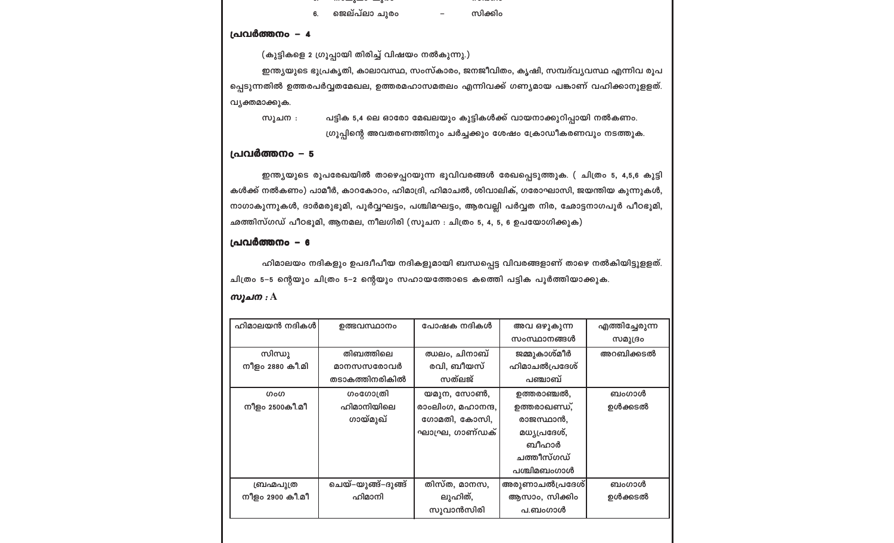6. ജെല്പ്ലാ ചുരം – സിക്കിം

**പ്രവർത്തനം – 4**

(കുട്ടികളെ 2 ഗ്രൂപ്പായി തിരിച്ച് വിഷയം നൽകുന്നു.)

ഇന്ത്യയുടെ ഭൂപ്രകൃതി, കാലാവസ്ഥ, സംസ്കാരം, ജനജീവിതം, കൃഷി, സമ്പദ്വ്യവസ്ഥ എന്നിവ രൂപപ്പെടുന്നതിൽ ഉത്തരപർവ്വതമേഖല, ഉത്തരമഹാസമതലം എന്നിവക്ക് ഗണ്യമായ പങ്കാണ് വഹിക്കാനുളളത്. വ്യക്തമാക്കുക.

സൂചന : പട്ടിക 5,4 ലെ ഓരോ മേഖലയും കുട്ടികൾക്ക് വായനാക്കുറിപ്പായി നൽകണം. ഗ്രൂപ്പിന്റെ അവതരണത്തിനും ചർച്ചക്കും ശേഷം ക്രോഡീകരണവും നടത്തുക.

**പ്രവർത്തനം – 5**

ഇന്ത്യയുടെ രൂപരേഖയിൽ താഴെപ്പറയുന്ന ഭൂവിവരങ്ങൾ രേഖപ്പെടുത്തുക. ( ചിത്രം 5, 4,5,6 കുട്ടികൾക്ക് നൽകണം) പാമീർ, കാറകോറം, ഹിമാദ്രി, ഹിമാചൽ, ശിവാലിക്, ഗരോഘാസി, ജയന്തിയ കുന്നുകൾ, നാഗാകുന്നുകൾ, ദാർമരുഭൂമി, പൂർവ്വഘട്ടം, പശ്ചിമഘട്ടം, ആരവല്ലി പർവ്വത നിര, ഛോട്ടനാഗപൂർ പീഠഭൂമി, ഛത്തിസ്ഗഡ് പീഠഭൂമി, ആനമല, നീലഗിരി (സൂചന : ചിത്രം 5, 4, 5, 6 ഉപയോഗിക്കുക)

**പ്രവർത്തനം – 6**

ഹിമാലയം നദികളും ഉപദ്വീപീയ നദികളുമായി ബന്ധപ്പെട്ട വിവരങ്ങളാണ് താഴെ നൽകിയിട്ടുളളത്. ചിത്രം 5–5 ന്റെയും ചിത്രം 5–2 ന്റെയും സഹായത്തോടെ കത്തെി പട്ടിക പൂർത്തിയാക്കുക.

***സൂചന : A***

| ഹിമാലയൻ നദികൾ | ഉത്ഭവസ്ഥാനം | പോഷക നദികൾ | അവ ഒഴുകുന്ന സംസ്ഥാനങ്ങൾ | എത്തിച്ചേരുന്ന സമുദ്രം |
|---|---|---|---|---|
| സിന്ധു<br>നീളം 2880 കീ.മി | തിബത്തിലെ മാനസസരോവർ തടാകത്തിനരികിൽ | ഝലം, ചിനാബ് രവി, ബീയസ് സത്ലജ് | ജമ്മുകാശ്മീർ ഹിമാചൽപ്രദേശ് പഞ്ചാബ് | അറബിക്കടൽ |
| ഗംഗ<br>നീളം 2500കീ.മീ | ഗംഗോത്രി ഹിമാനിയിലെ ഗായ്മുഖ് | യമുന, സോൺ, രാംലിംഗ, മഹാനന്ദ, ഗോമതി, കോസി, ഘാഘ്ര, ഗാണ്ഡക് | ഉത്തരാഞ്ചൽ, ഉത്തരാഖണ്ഡ്, രാജസ്ഥാൻ, മധ്യപ്രദേശ്, ബീഹാർ ചത്തീസ്ഗഡ് പശ്ചിമബംഗാൾ | ബംഗാൾ ഉൾക്കടൽ |
| ബ്രഹ്മപുത്ര<br>നീളം 2900 കീ.മീ | ചെയ്–യുങ്ങ്–ദുങ്ങ് ഹിമാനി | തിസ്ത, മാനസ, ലുഹിത്, സുവാൻസിരി | അരുണാചൽപ്രദേശ് ആസാം, സിക്കിം പ.ബംഗാൾ | ബംഗാൾ ഉൾക്കടൽ |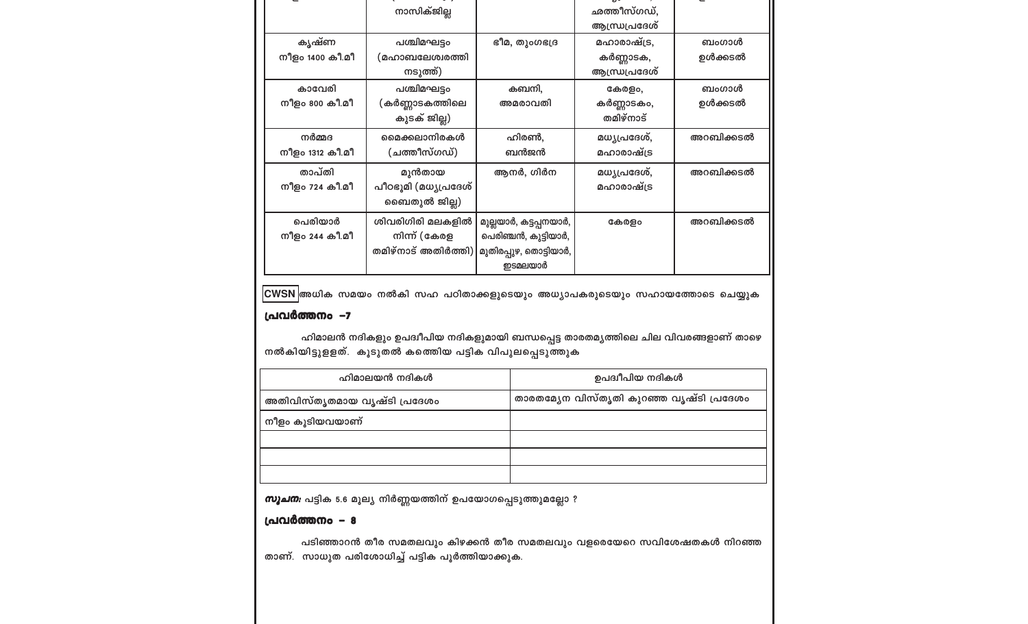| | നാസിക്ജില്ല | | ഛത്തീസ്ഗഡ്, ആന്ധ്രപ്രദേശ് | |
|---|---|---|---|---|
| കൃഷ്ണ നീളം 1400 കി.മീ | പശ്ചിമഘട്ടം (മഹാബലേശ്വരത്തി നടുത്ത്) | ഭീമ, തുംഗഭദ്ര | മഹാരാഷ്ട്ര, കർണ്ണാടക, ആന്ധ്രപ്രദേശ് | ബംഗാൾ ഉൾക്കടൽ |
| കാവേരി നീളം 800 കി.മീ | പശ്ചിമഘട്ടം (കർണ്ണാടകത്തിലെ കുടക് ജില്ല) | കബനി, അമരാവതി | കേരളം, കർണ്ണാടകം, തമിഴ്നാട് | ബംഗാൾ ഉൾക്കടൽ |
| നർമ്മദ നീളം 1312 കി.മീ | മൈക്കലാനിരകൾ (ഛത്തീസ്ഗഡ്) | ഹിരൺ, ബൻജൻ | മധ്യപ്രദേശ്, മഹാരാഷ്ട്ര | അറബിക്കടൽ |
| താപ്തി നീളം 724 കി.മീ | മുൻതായ പീഠഭൂമി (മധ്യപ്രദേശ് ബൈതുൽ ജില്ല) | ആനർ, ഗിർന | മധ്യപ്രദേശ്, മഹാരാഷ്ട്ര | അറബിക്കടൽ |
| പെരിയാർ നീളം 244 കി.മീ | ശിവരിഗിരി മലകളിൽ നിന്ന് (കേരള തമിഴ്നാട് അതിർത്തി) | മുല്ലയാർ, കട്ടപ്പനയാർ, പെരിഞ്ചൻ, കുട്ടിയാർ, മുതിരപ്പുഴ, തൊട്ടിയാർ, ഇടമലയാർ | കേരളം | അറബിക്കടൽ |

**CWSN** അധിക സമയം നൽകി സഹ പഠിതാക്കളുടെയും അധ്യാപകരുടെയും സഹായത്തോടെ ചെയ്യുക

**പ്രവർത്തനം -7**

ഹിമാലൻ നദികളും ഉപദ്വീപിയ നദികളുമായി ബന്ധപ്പെട്ട താരതമ്യത്തിലെ ചില വിവരങ്ങളാണ് താഴെ നൽകിയിട്ടുള്ളത്. കൂടുതൽ കണ്ടെത്തി പട്ടിക വിപുലപ്പെടുത്തുക

| ഹിമാലയൻ നദികൾ | ഉപദ്വീപിയ നദികൾ |
|---|---|
| അതിവിസ്തൃതമായ വൃഷ്ടി പ്രദേശം | താരതമ്യേന വിസ്തൃതി കുറഞ്ഞ വൃഷ്ടി പ്രദേശം |
| നീളം കൂടിയവയാണ് | |
| | |
| | |
| | |

***സൂചന:*** പട്ടിക 5.6 മൂല്യ നിർണ്ണയത്തിന് ഉപയോഗപ്പെടുത്തുമല്ലോ ?

**പ്രവർത്തനം - 8**

പടിഞ്ഞാറൻ തീര സമതലവും കിഴക്കൻ തീര സമതലവും വളരെയേറെ സവിശേഷതകൾ നിറഞ്ഞതാണ്. സാധുത പരിശോധിച്ച് പട്ടിക പൂർത്തിയാക്കുക.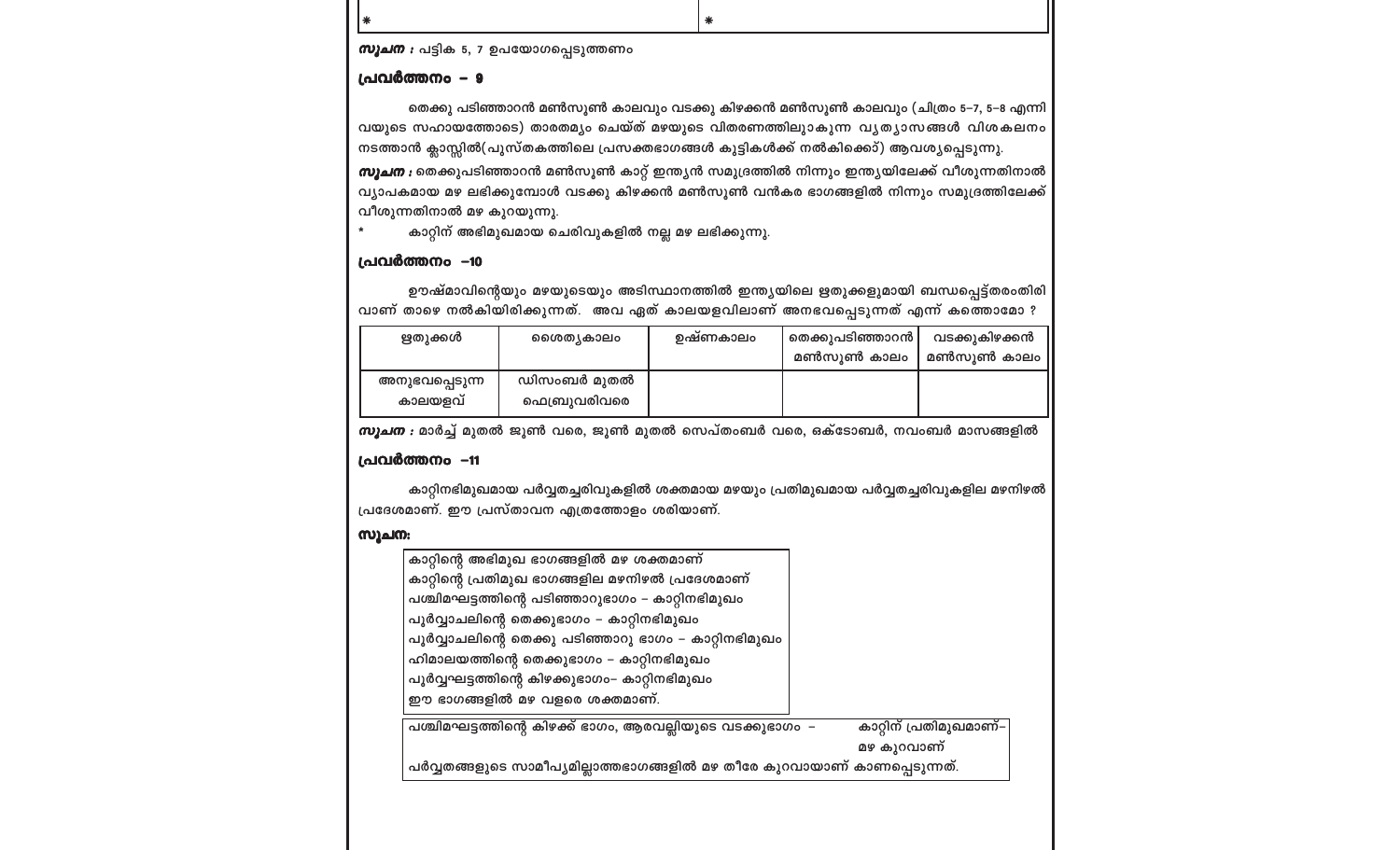| * | * |
|---|---|

***സൂചന :*** പട്ടിക 5, 7 ഉപയോഗപ്പെടുത്തണം

**പ്രവർത്തനം – 9**

തെക്കു പടിഞ്ഞാറൻ മൺസൂൺ കാലവും വടക്കു കിഴക്കൻ മൺസൂൺ കാലവും (ചിത്രം 5–7, 5–8 എന്നിവയുടെ സഹായത്തോടെ) താരതമ്യം ചെയ്ത് മഴയുടെ വിതരണത്തിലുമുണ്ടാകുന്ന വ്യത്യാസങ്ങൾ വിശകലനം നടത്താൻ ക്ലാസ്സിൽ(പുസ്തകത്തിലെ പ്രസക്തഭാഗങ്ങൾ കുട്ടികൾക്ക് നൽകിക്കൊ്) ആവശ്യപ്പെടുന്നു.

***സൂചന :*** തെക്കുപടിഞ്ഞാറൻ മൺസൂൺ കാറ്റ് ഇന്ത്യൻ സമുദ്രത്തിൽ നിന്നും ഇന്ത്യയിലേക്ക് വീശുന്നതിനാൽ വ്യാപകമായ മഴ ലഭിക്കുമ്പോൾ വടക്കു കിഴക്കൻ മൺസൂൺ വൻകര ഭാഗങ്ങളിൽ നിന്നും സമുദ്രത്തിലേക്ക് വീശുന്നതിനാൽ മഴ കുറയുന്നു.

* കാറ്റിന് അഭിമുഖമായ ചെരിവുകളിൽ നല്ല മഴ ലഭിക്കുന്നു.

**പ്രവർത്തനം –10**

ഊഷ്മാവിന്റെയും മഴയുടെയും അടിസ്ഥാനത്തിൽ ഇന്ത്യയിലെ ഋതുക്കളുമായി ബന്ധപ്പെട്ട്തരംതിരിവാണ് താഴെ നൽകിയിരിക്കുന്നത്. അവ ഏത് കാലയളവിലാണ് അനഭവപ്പെടുന്നത് എന്ന് കണ്ടെത്താമോ ?

| ഋതുക്കൾ | ശൈത്യകാലം | ഉഷ്ണകാലം | തെക്കുപടിഞ്ഞാറൻ മൺസൂൺ കാലം | വടക്കുകിഴക്കൻ മൺസൂൺ കാലം |
|---|---|---|---|---|
| അനുഭവപ്പെടുന്ന കാലയളവ് | ഡിസംബർ മുതൽ ഫെബ്രുവരിവരെ | | | |

***സൂചന :*** മാർച്ച് മുതൽ ജൂൺ വരെ, ജൂൺ മുതൽ സെപ്തംബർ വരെ, ഒക്ടോബർ, നവംബർ മാസങ്ങളിൽ

**പ്രവർത്തനം –11**

കാറ്റിനഭിമുഖമായ പർവ്വതച്ചരിവുകളിൽ ശക്തമായ മഴയും പ്രതിമുഖമായ പർവ്വതച്ചരിവുകളില മഴനിഴൽ പ്രദേശമാണ്. ഈ പ്രസ്താവന എത്രത്തോളം ശരിയാണ്.

***സൂചന:***

കാറ്റിന്റെ അഭിമുഖ ഭാഗങ്ങളിൽ മഴ ശക്തമാണ്
കാറ്റിന്റെ പ്രതിമുഖ ഭാഗങ്ങളില മഴനിഴൽ പ്രദേശമാണ്
പശ്ചിമഘട്ടത്തിന്റെ പടിഞ്ഞാറുഭാഗം – കാറ്റിനഭിമുഖം
പൂർവ്വാചലിന്റെ തെക്കുഭാഗം – കാറ്റിനഭിമുഖം
പൂർവ്വാചലിന്റെ തെക്കു പടിഞ്ഞാറു ഭാഗം – കാറ്റിനഭിമുഖം
ഹിമാലയത്തിന്റെ തെക്കുഭാഗം – കാറ്റിനഭിമുഖം
പൂർവ്വഘട്ടത്തിന്റെ കിഴക്കുഭാഗം– കാറ്റിനഭിമുഖം
ഈ ഭാഗങ്ങളിൽ മഴ വളരെ ശക്തമാണ്.

പശ്ചിമഘട്ടത്തിന്റെ കിഴക്ക് ഭാഗം, ആരവല്ലിയുടെ വടക്കുഭാഗം – കാറ്റിന് പ്രതിമുഖമാണ്– മഴ കുറവാണ്
പർവ്വതങ്ങളുടെ സാമീപ്യമില്ലാത്തഭാഗങ്ങളിൽ മഴ തീരേ കുറവായാണ് കാണപ്പെടുന്നത്.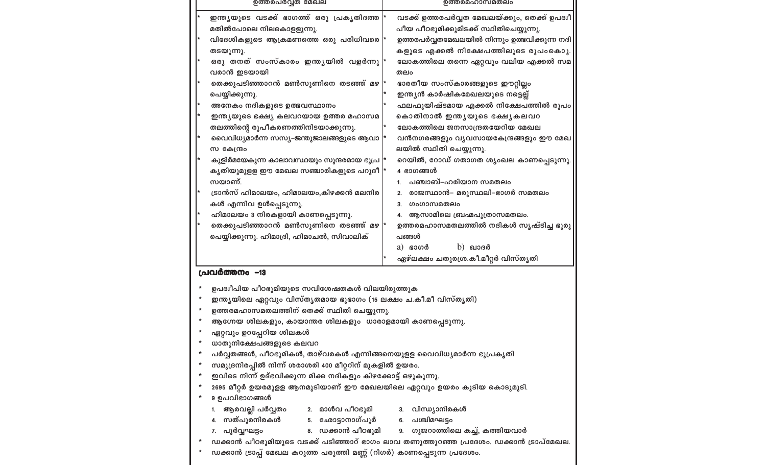| ഉത്തരപർവ്വത മേഖല | ഉത്തരമഹാസമതലം |
|---|---|
| * ഇന്ത്യയുടെ വടക്ക് ഭാഗത്ത് ഒരു പ്രകൃതിദത്ത മതിൽപോലെ നിലകൊള്ളുന്നു.<br>* വിദേശികളുടെ ആക്രമണത്തെ ഒരു പരിധിവരെ തടയുന്നു.<br>* ഒരു തനത് സംസ്കാരം ഇന്ത്യയിൽ വളർന്നു വരാൻ ഇടയായി<br>* തെക്കുപടിഞ്ഞാറൻ മൺസൂണിനെ തടഞ്ഞ് മഴ പെയ്യിക്കുന്നു.<br>* അനേകം നദികളുടെ ഉത്ഭവസ്ഥാനം<br>* ഇന്ത്യയുടെ ഭക്ഷ്യ കലവറയായ ഉത്തര മഹാസമതലത്തിന്റെ രൂപീകരണത്തിനിടയാക്കുന്നു.<br>* വൈവിധ്യമാർന്ന സസ്യ-ജന്തുജാലങ്ങളുടെ ആവാസ കേന്ദ്രം<br>* കുളിർമയേകുന്ന കാലാവസ്ഥയും സുന്ദരമായ ഭൂപ്രകൃതിയുമുള്ള ഈ മേഖല സഞ്ചാരികളുടെ പറുദീസയാണ്.<br>* ട്രാൻസ് ഹിമാലയം, ഹിമാലയം,കിഴക്കൻ മലനിരകൾ എന്നിവ ഉൾപ്പെടുന്നു.<br>* ഹിമാലയം 3 നിരകളായി കാണപ്പെടുന്നു.<br>* തെക്കുപടിഞ്ഞാറൻ മൺസൂണിനെ തടഞ്ഞ് മഴ പെയ്യിക്കുന്നു. ഹിമാദ്രി, ഹിമാചൽ, സിവാലിക് | * വടക്ക് ഉത്തരപർവ്വത മേഖലയ്ക്കും, തെക്ക് ഉപദ്വീപീയ പീഠഭൂമിക്കുമിടക്ക് സ്ഥിതിചെയ്യുന്നു.<br>* ഉത്തരപർവ്വതമേഖലയിൽ നിന്നും ഉത്ഭവിക്കുന്ന നദികളുടെ എക്കൽ നിക്ഷേപത്തിലൂടെ രൂപംകൊ.<br>* ലോകത്തിലെ തന്നെ ഏറ്റവും വലിയ എക്കൽ സമതലം<br>* ഭാരതീയ സംസ്കാരങ്ങളുടെ ഈറ്റില്ലം<br>* ഇന്ത്യൻ കാർഷികമേഖലയുടെ നട്ടെല്ല്<br>* ഫലഭൂയിഷ്ടമായ എക്കൽ നിക്ഷേപത്തിൽ രൂപം കൊതിനാൽ ഇന്ത്യയുടെ ഭക്ഷ്യകലവറ<br>* ലോകത്തിലെ ജനസാന്ദ്രതയേറിയ മേഖല<br>* വൻനഗരങ്ങളും വ്യവസായകേന്ദ്രങ്ങളും ഈ മേഖലയിൽ സ്ഥിതി ചെയ്യുന്നു.<br>* റെയിൽ, റോഡ് ഗതാഗത ശൃംഖല കാണപ്പെടുന്നു.<br>* 4 ഭാഗങ്ങൾ<br>1. പഞ്ചാബ്-ഹരിയാന സമതലം<br>2. രാജസ്ഥാൻ- മരുസ്ഥലി-ഭാഗർ സമതലം<br>3. ഗംഗാസമതലം<br>4. ആസാമിലെ ബ്രഹ്മപുത്രാസമതലം.<br>* ഉത്തരമഹാസമതലത്തിൽ നദികൾ സൃഷ്ടിച്ച ഭൂരൂപങ്ങൾ<br>a) ഭാഗർ b) ഖാദർ<br>* ഏഴ്ലക്ഷം ചതുരശ്ര.കി.മീറ്റർ വിസ്തൃതി |

**പ്രവർത്തനം -13**

* ഉപദ്വീപിയ പീഠഭൂമിയുടെ സവിശേഷതകൾ വിലയിരുത്തുക
* ഇന്ത്യയിലെ ഏറ്റവും വിസ്തൃതമായ ഭൂഭാഗം (15 ലക്ഷം ച.കി.മീ വിസ്തൃതി)
* ഉത്തരമഹാസമതലത്തിന് തെക്ക് സ്ഥിതി ചെയ്യുന്നു.
* ആഗ്നേയ ശിലകളും, കായാന്തര ശിലകളും ധാരാളമായി കാണപ്പെടുന്നു.
* ഏറ്റവും ഉറപ്പേറിയ ശിലകൾ
* ധാതുനിക്ഷേപങ്ങളുടെ കലവറ
* പർവ്വതങ്ങൾ, പീഠഭൂമികൾ, താഴ്വരകൾ എന്നിങ്ങനെയുള്ള വൈവിധ്യമാർന്ന ഭൂപ്രകൃതി
* സമുദ്രനിരപ്പിൽ നിന്ന് ശരാശരി 400 മീറ്ററിന് മുകളിൽ ഉയരം.
* ഇവിടെ നിന്ന് ഉദ്ഭവിക്കുന്ന മിക്ക നദികളും കിഴക്കോട്ട് ഒഴുകുന്നു.
* 2695 മീറ്റർ ഉയരമുള്ള ആനമുടിയാണ് ഈ മേഖലയിലെ ഏറ്റവും ഉയരം കൂടിയ കൊടുമുടി.
* 9 ഉപവിഭാഗങ്ങൾ
  1. ആരവല്ലി പർവ്വതം
  2. മാൾവ പീഠഭൂമി
  3. വിന്ധ്യാനിരകൾ
  4. സത്പുരനിരകൾ
  5. ഛോട്ടാനാഗ്പൂർ
  6. പശ്ചിമഘട്ടം
  7. പൂർവ്വഘട്ടം
  8. ഡക്കാൻ പീഠഭൂമി
  9. ഗുജറാത്തിലെ കച്ച്, കത്തിയവാർ
* ഡക്കാൻ പീഠഭൂമിയുടെ വടക്ക് പടിഞ്ഞാറ് ഭാഗം ലാവ തണുത്തുറഞ്ഞ പ്രദേശം. ഡക്കാൻ ട്രാപ്മേഖല.
* ഡക്കാൻ ട്രാപ്പ് മേഖല കറുത്ത പരുത്തി മണ്ണ് (റിഗർ) കാണപ്പെടുന്ന പ്രദേശം.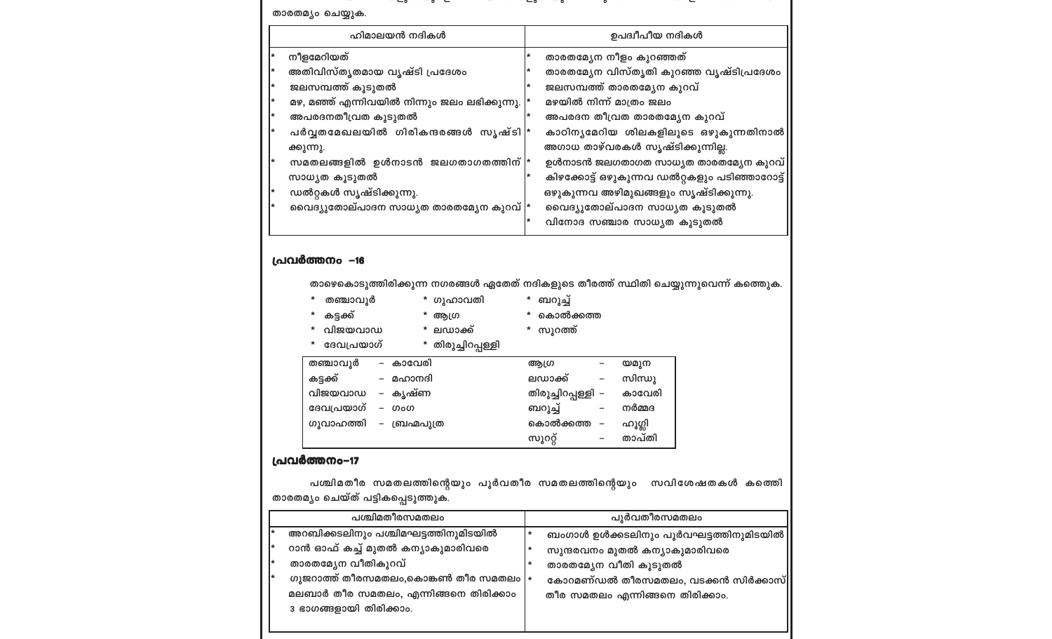താരതമ്യം ചെയ്യുക.

| ഹിമാലയൻ നദികൾ | ഉപദ്വീപീയ നദികൾ |
|---|---|
| * നീളമേറിയത്<br>* അതിവിസ്തൃതമായ വൃഷ്ടി പ്രദേശം<br>* ജലസമ്പത്ത് കൂടുതൽ<br>* മഴ, മഞ്ഞ് എന്നിവയിൽ നിന്നും ജലം ലഭിക്കുന്നു.<br>* അപരദനതീവ്രത കൂടുതൽ<br>* പർവ്വതമേഖലയിൽ ഗിരികന്ദരങ്ങൾ സൃഷ്ടിക്കുന്നു.<br>* സമതലങ്ങളിൽ ഉൾനാടൻ ജലഗതാഗതത്തിന് സാധ്യത കൂടുതൽ<br>* ഡൽറ്റകൾ സൃഷ്ടിക്കുന്നു.<br>* വൈദ്യുതോല്പാദന സാധ്യത താരതമ്യേന കുറവ് | * താരതമ്യേന നീളം കുറഞ്ഞത്<br>* താരതമ്യേന വിസ്തൃതി കുറഞ്ഞ വൃഷ്ടിപ്രദേശം<br>* ജലസമ്പത്ത് താരതമ്യേന കുറവ്<br>* മഴയിൽ നിന്ന് മാത്രം ജലം<br>* അപരദന തീവ്രത താരതമ്യേന കുറവ്<br>* കാഠിന്യമേറിയ ശിലകളിലൂടെ ഒഴുകുന്നതിനാൽ അഗാധ താഴ്വരകൾ സൃഷ്ടിക്കുന്നില്ല.<br>* ഉൾനാടൻ ജലഗതാഗത സാധ്യത താരതമ്യേന കുറവ്<br>* കിഴക്കോട്ട് ഒഴുകുന്നവ ഡൽറ്റകളും പടിഞ്ഞാറോട്ട് ഒഴുകുന്നവ അഴിമുഖങ്ങളും സൃഷ്ടിക്കുന്നു.<br>* വൈദ്യുതോല്പാദന സാധ്യത കൂടുതൽ<br>* വിനോദ സഞ്ചാര സാധ്യത കൂടുതൽ |

## പ്രവർത്തനം -16

താഴെകൊടുത്തിരിക്കുന്ന നഗരങ്ങൾ ഏതേത് നദികളുടെ തീരത്ത് സ്ഥിതി ചെയ്യുന്നുവെന്ന് കത്തെുക.

* തഞ്ചാവൂർ
* കട്ടക്ക്
* വിജയവാഡ
* ദേവപ്രയാഗ്
* ഗുഹാവതി
* ആഗ്ര
* ലഡാക്ക്
* തിരുച്ചിറപ്പള്ളി
* ബറൂച്ച്
* കൊൽക്കത്ത
* സൂരത്ത്

| | | | |
|---|---|---|---|
| തഞ്ചാവൂർ | – കാവേരി | ആഗ്ര | – യമുന |
| കട്ടക്ക് | – മഹാനദി | ലഡാക്ക് | – സിന്ധു |
| വിജയവാഡ | – കൃഷ്ണ | തിരുച്ചിറപ്പള്ളി | – കാവേരി |
| ദേവപ്രയാഗ് | – ഗംഗ | ബറൂച്ച് | – നർമ്മദ |
| ഗുവാഹത്തി | – ബ്രഹ്മപുത്ര | കൊൽക്കത്ത | – ഹൂഗ്ലി |
| | | സൂററ്റ് | – താപ്തി |

## പ്രവർത്തനം-17

പശ്ചിമതീര സമതലത്തിന്റെയും പൂർവതീര സമതലത്തിന്റെയും സവിശേഷതകൾ കത്തെി താരതമ്യം ചെയ്ത് പട്ടികപ്പെടുത്തുക.

| പശ്ചിമതീരസമതലം | പൂർവതീരസമതലം |
|---|---|
| * അറബിക്കടലിനും പശ്ചിമഘട്ടത്തിനുമിടയിൽ<br>* റാൻ ഓഫ് കച്ച് മുതൽ കന്യാകുമാരിവരെ<br>* താരതമ്യേന വീതികുറവ്<br>* ഗുജറാത്ത് തീരസമതലം,കൊങ്കൺ തീര സമതലം മലബാർ തീര സമതലം, എന്നിങ്ങനെ തിരിക്കാം 3 ഭാഗങ്ങളായി തിരിക്കാം. | * ബംഗാൾ ഉൾക്കടലിനും പൂർവഘട്ടത്തിനുമിടയിൽ<br>* സുന്ദരവനം മുതൽ കന്യാകുമാരിവരെ<br>* താരതമ്യേന വീതി കൂടുതൽ<br>* കോറമണ്ഡൽ തീരസമതലം, വടക്കൻ സിർക്കാസ് തീര സമതലം എന്നിങ്ങനെ തിരിക്കാം. |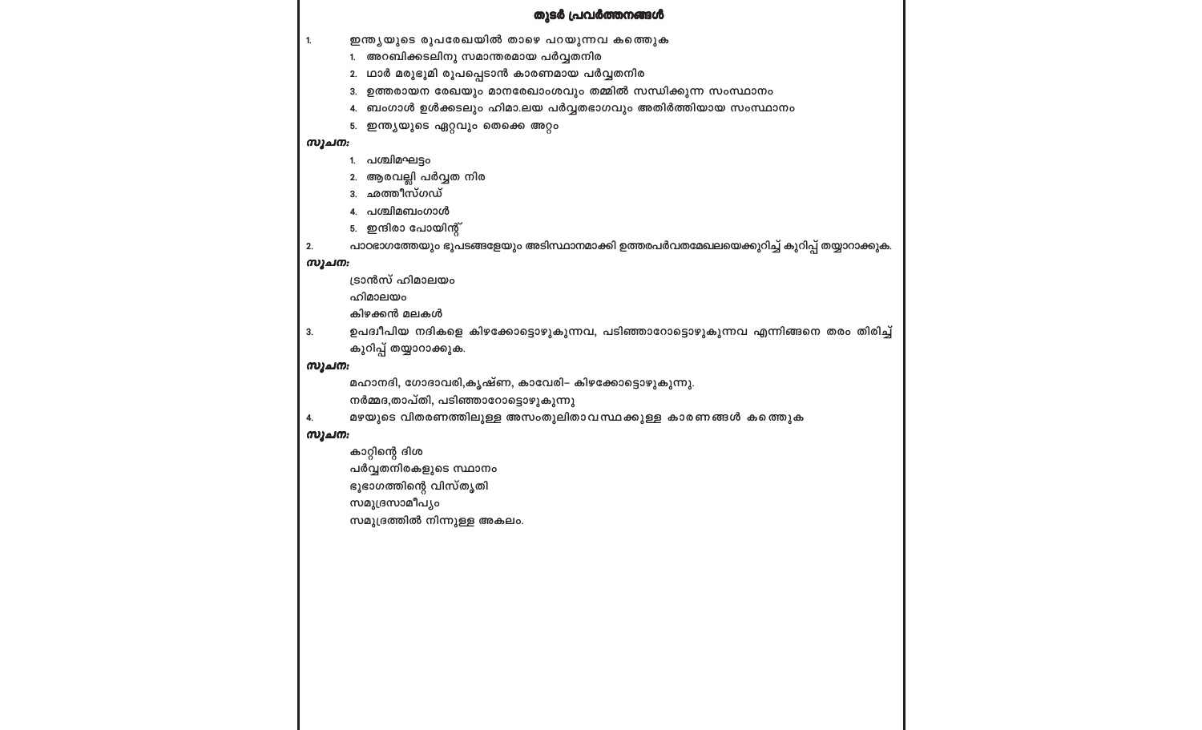## തുടർ പ്രവർത്തനങ്ങൾ

1. ഇന്ത്യയുടെ രൂപരേഖയിൽ താഴെ പറയുന്നവ കത്തുക
   1. അറബിക്കടലിനു സമാന്തരമായ പർവ്വതനിര
   2. ഥാർ മരുഭൂമി രൂപപ്പെടാൻ കാരണമായ പർവ്വതനിര
   3. ഉത്തരായന രേഖയും മാനരേഖാംശവും തമ്മിൽ സന്ധിക്കുന്ന സംസ്ഥാനം
   4. ബംഗാൾ ഉൾക്കടലും ഹിമാലയ പർവ്വതഭാഗവും അതിർത്തിയായ സംസ്ഥാനം
   5. ഇന്ത്യയുടെ ഏറ്റവും തെക്കെ അറ്റം

***സൂചന:***

   1. പശ്ചിമഘട്ടം
   2. ആരവല്ലി പർവ്വത നിര
   3. ഛത്തീസ്ഗഡ്
   4. പശ്ചിമബംഗാൾ
   5. ഇന്ദിരാ പോയിന്റ്

2. പാഠഭാഗത്തേയും ഭൂപടങ്ങളേയും അടിസ്ഥാനമാക്കി ഉത്തരപർവതമേഖലയെക്കുറിച്ച് കുറിപ്പ് തയ്യാറാക്കുക.

***സൂചന:***

ട്രാൻസ് ഹിമാലയം

ഹിമാലയം

കിഴക്കൻ മലകൾ

3. ഉപദ്വീപിയ നദികളെ കിഴക്കോട്ടൊഴുകുന്നവ, പടിഞ്ഞാറോട്ടൊഴുകുന്നവ എന്നിങ്ങനെ തരം തിരിച്ച് കുറിപ്പ് തയ്യാറാക്കുക.

***സൂചന:***

മഹാനദി, ഗോദാവരി,കൃഷ്ണ, കാവേരി– കിഴക്കോട്ടൊഴുകുന്നു.

നർമ്മദ,താപ്തി, പടിഞ്ഞാറോട്ടൊഴുകുന്നു

4. മഴയുടെ വിതരണത്തിലുള്ള അസംതുലിതാവസ്ഥക്കുള്ള കാരണങ്ങൾ കത്തുക

***സൂചന:***

കാറ്റിന്റെ ദിശ

പർവ്വതനിരകളുടെ സ്ഥാനം

ഭൂഭാഗത്തിന്റെ വിസ്തൃതി

സമുദ്രസാമീപ്യം

സമുദ്രത്തിൽ നിന്നുള്ള അകലം.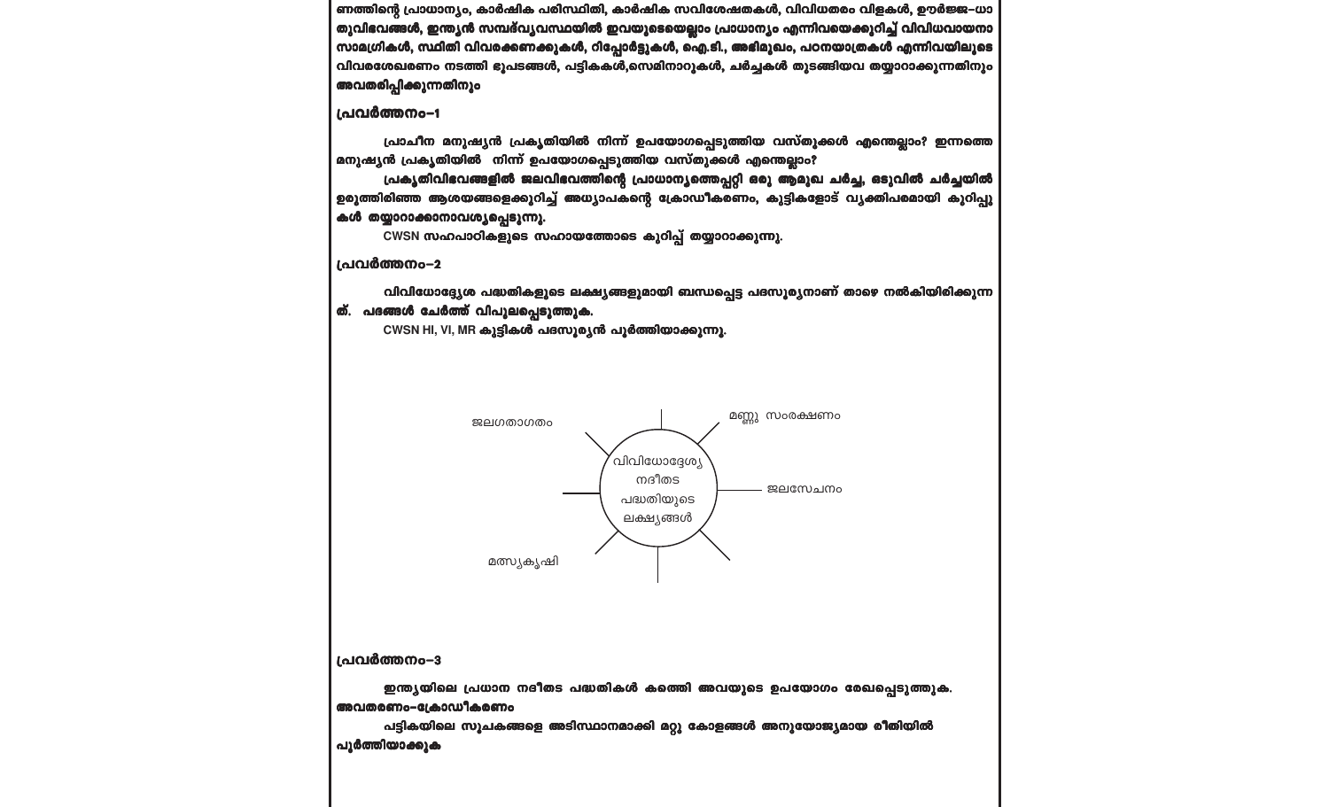ണത്തിന്റെ പ്രാധാന്യം, കാർഷിക പരിസ്ഥിതി, കാർഷിക സവിശേഷതകൾ, വിവിധതരം വിളകൾ, ഊർജ്ജ-ധാതുവിഭവങ്ങൾ, ഇന്ത്യൻ സമ്പദ്‌വ്യവസ്ഥയിൽ ഇവയുടെയെല്ലാം പ്രാധാന്യം എന്നിവയെക്കുറിച്ച് വിവിധവായനാ സാമഗ്രികൾ, സ്ഥിതി വിവരക്കണക്കുകൾ, റിപ്പോർട്ടുകൾ, ഐ.ടി., അഭിമുഖം, പഠനയാത്രകൾ എന്നിവയിലൂടെ വിവരശേഖരണം നടത്തി ഭൂപടങ്ങൾ, പട്ടികകൾ,സെമിനാറുകൾ, ചർച്ചകൾ തുടങ്ങിയവ തയ്യാറാക്കുന്നതിനും അവതരിപ്പിക്കുന്നതിനും

**പ്രവർത്തനം-1**

പ്രാചീന മനുഷ്യൻ പ്രകൃതിയിൽ നിന്ന് ഉപയോഗപ്പെടുത്തിയ വസ്തുക്കൾ എന്തെല്ലാം? ഇന്നത്തെ മനുഷ്യൻ പ്രകൃതിയിൽ നിന്ന് ഉപയോഗപ്പെടുത്തിയ വസ്തുക്കൾ എന്തെല്ലാം?

പ്രകൃതിവിഭവങ്ങളിൽ ജലവിഭവത്തിന്റെ പ്രാധാന്യത്തെപ്പറ്റി ഒരു ആമുഖ ചർച്ച, ഒടുവിൽ ചർച്ചയിൽ ഉരുത്തിരിഞ്ഞ ആശയങ്ങളെക്കുറിച്ച് അധ്യാപകന്റെ ക്രോഡീകരണം, കുട്ടികളോട് വ്യക്തിപരമായി കുറിപ്പുകൾ തയ്യാറാക്കാനാവശ്യപ്പെടുന്നു.

CWSN സഹപാഠികളുടെ സഹായത്തോടെ കുറിപ്പ് തയ്യാറാക്കുന്നു.

**പ്രവർത്തനം-2**

വിവിധോദ്ദേശ്യ പദ്ധതികളുടെ ലക്ഷ്യങ്ങളുമായി ബന്ധപ്പെട്ട പദസൂര്യനാണ് താഴെ നൽകിയിരിക്കുന്നത്. പദങ്ങൾ ചേർത്ത് വിപുലപ്പെടുത്തുക.

CWSN HI, VI, MR കുട്ടികൾ പദസൂര്യൻ പൂർത്തിയാക്കുന്നു.

വിവിധോദ്ദേശ്യ നദീതട പദ്ധതിയുടെ ലക്ഷ്യങ്ങൾ

- ജലഗതാഗതം
- മണ്ണു സംരക്ഷണം
- ജലസേചനം
- മത്സ്യകൃഷി

**പ്രവർത്തനം-3**

ഇന്ത്യയിലെ പ്രധാന നദീതട പദ്ധതികൾ കണ്ടെത്തി അവയുടെ ഉപയോഗം രേഖപ്പെടുത്തുക.

അവതരണം-ക്രോഡീകരണം

പട്ടികയിലെ സൂചകങ്ങളെ അടിസ്ഥാനമാക്കി മറ്റു കോളങ്ങൾ അനുയോജ്യമായ രീതിയിൽ പൂർത്തിയാക്കുക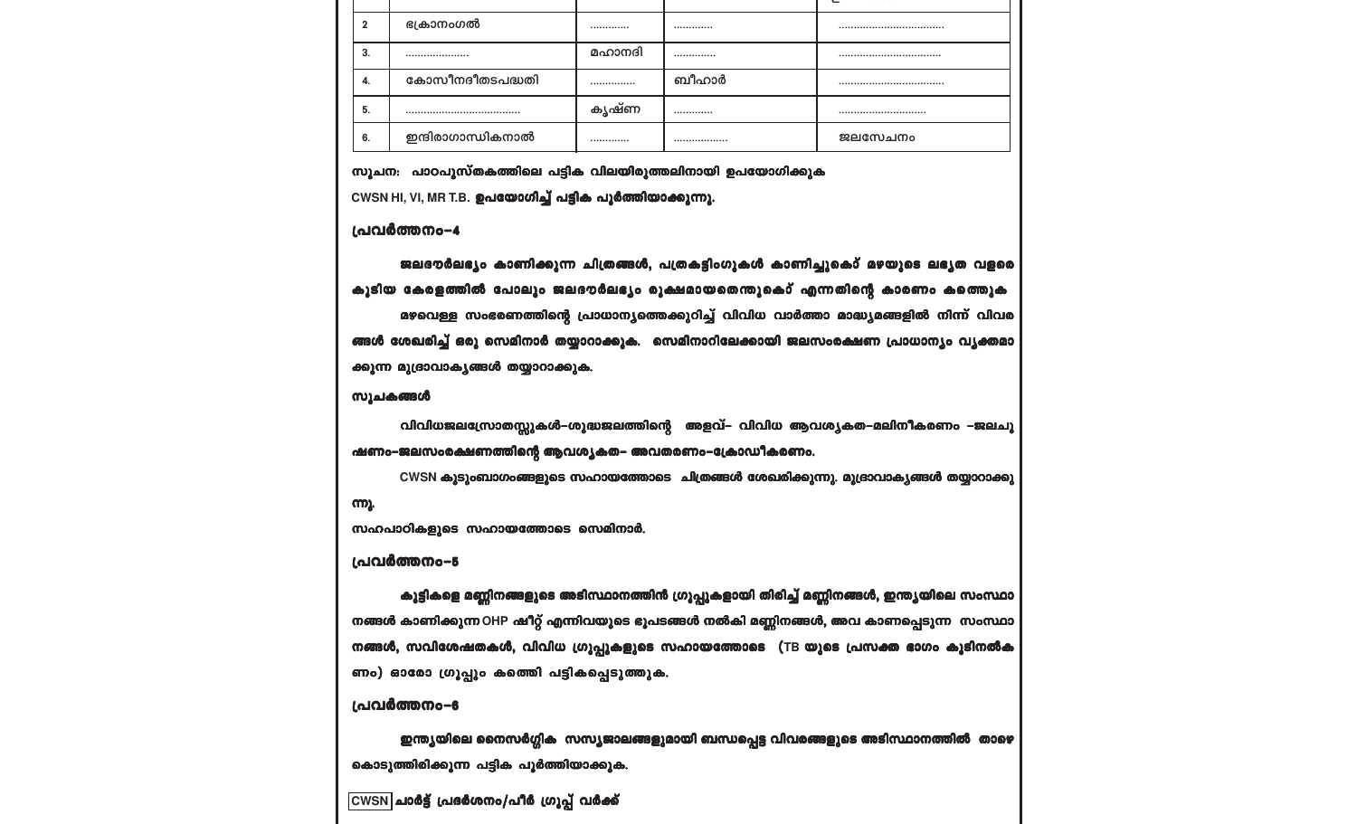| | | | | |
|---|---|---|---|---|
| 2 | ഭക്രാനംഗൽ | ............ | ............ | .................................. |
| 3. | .................... | മഹാനദി | ............. | ................................. |
| 4. | കോസീനദീതടപദ്ധതി | .............. | ബീഹാർ | .................................. |
| 5. | ..................................... | കൃഷ്ണ | ............ | ............................ |
| 6. | ഇന്ദിരാഗാന്ധികനാൽ | ............ | ................. | ജലസേചനം |

**സൂചന: പാഠപുസ്തകത്തിലെ പട്ടിക വിലയിരുത്തലിനായി ഉപയോഗിക്കുക**

**CWSN HI, VI, MR T.B. ഉപയോഗിച്ച് പട്ടിക പൂർത്തിയാക്കുന്നു.**

## പ്രവർത്തനം-4

**ജലദൗർലഭ്യം കാണിക്കുന്ന ചിത്രങ്ങൾ, പത്രകട്ടിംഗുകൾ കാണിച്ചുകൊണ്ട് മഴയുടെ ലഭ്യത വളരെ കൂടിയ കേരളത്തിൽ പോലും ജലദൗർലഭ്യം രൂക്ഷമായതെന്തുകൊണ്ട് എന്നതിന്റെ കാരണം കണ്ടെത്തുക**

**മഴവെള്ള സംഭരണത്തിന്റെ പ്രാധാന്യത്തെക്കുറിച്ച് വിവിധ വാർത്താ മാദ്ധ്യമങ്ങളിൽ നിന്ന് വിവരങ്ങൾ ശേഖരിച്ച് ഒരു സെമിനാർ തയ്യാറാക്കുക. സെമിനാറിലേക്കായി ജലസംരക്ഷണ പ്രാധാന്യം വ്യക്തമാക്കുന്ന മുദ്രാവാക്യങ്ങൾ തയ്യാറാക്കുക.**

**സൂചകങ്ങൾ**

**വിവിധജലസ്രോതസ്സുകൾ-ശുദ്ധജലത്തിന്റെ അളവ്- വിവിധ ആവശ്യകത-മലിനീകരണം -ജലചൂഷണം-ജലസംരക്ഷണത്തിന്റെ ആവശ്യകത- അവതരണം-ക്രോഡീകരണം.**

**CWSN കുടുംബാഗംങ്ങളുടെ സഹായത്തോടെ ചിത്രങ്ങൾ ശേഖരിക്കുന്നു. മുദ്രാവാക്യങ്ങൾ തയ്യാറാക്കുന്നു.**

**സഹപാഠികളുടെ സഹായത്തോടെ സെമിനാർ.**

## പ്രവർത്തനം-5

**കുട്ടികളെ മണ്ണിനങ്ങളുടെ അടിസ്ഥാനത്തിൽ ഗ്രൂപ്പുകളായി തിരിച്ച് മണ്ണിനങ്ങൾ, ഇന്ത്യയിലെ സംസ്ഥാനങ്ങൾ കാണിക്കുന്ന OHP ഷീറ്റ് എന്നിവയുടെ ഭൂപടങ്ങൾ നൽകി മണ്ണിനങ്ങൾ, അവ കാണപ്പെടുന്ന സംസ്ഥാനങ്ങൾ, സവിശേഷതകൾ, വിവിധ ഗ്രൂപ്പുകളുടെ സഹായത്തോടെ (TB യുടെ പ്രസക്ത ഭാഗം കൂടിനൽകണം) ഓരോ ഗ്രൂപ്പും കണ്ടെത്തി പട്ടികപ്പെടുത്തുക.**

## പ്രവർത്തനം-6

**ഇന്ത്യയിലെ നൈസർഗ്ഗിക സസ്യജാലങ്ങളുമായി ബന്ധപ്പെട്ട വിവരങ്ങളുടെ അടിസ്ഥാനത്തിൽ താഴെ കൊടുത്തിരിക്കുന്ന പട്ടിക പൂർത്തിയാക്കുക.**

**CWSN ചാർട്ട് പ്രദർശനം/പീർ ഗ്രൂപ്പ് വർക്ക്**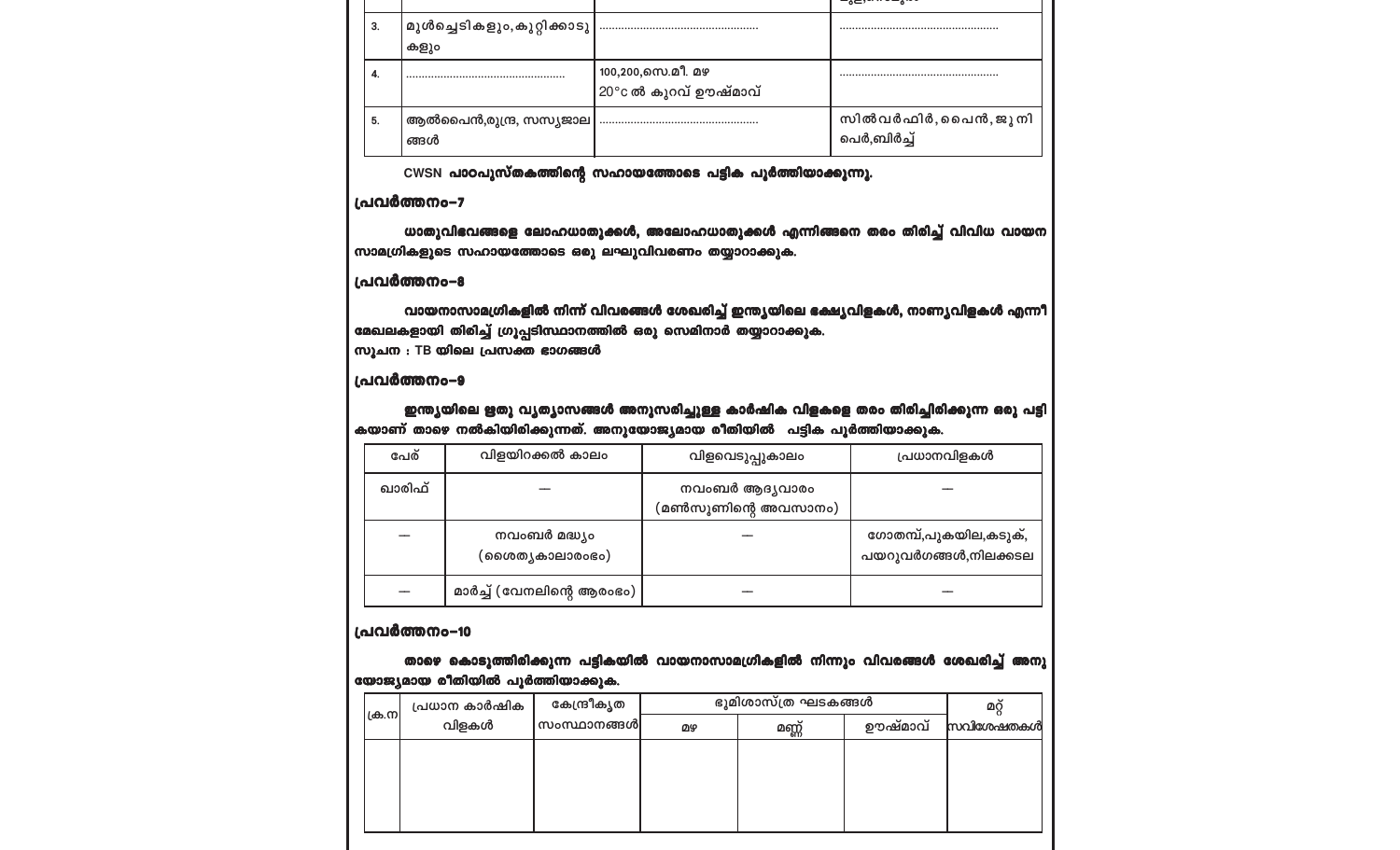| | | | |
|---|---|---|---|
| 3. | മുൾച്ചെടികളും,കുറ്റിക്കാടുകളും | .................................................. | .................................................. |
| 4. | .................................................. | 100,200,സെ.മീ. മഴ 20°c ൽ കുറവ് ഊഷ്മാവ് | .................................................. |
| 5. | ആൽപൈൻ,തുന്ദ്ര, സസ്യജാലങ്ങൾ | .................................................. | സിൽവർഫിർ, പൈൻ, ജൂനിപെർ,ബിർച്ച് |

**CWSN പാഠപുസ്തകത്തിന്റെ സഹായത്തോടെ പട്ടിക പൂർത്തിയാക്കുന്നു.**

### പ്രവർത്തനം–7

**ധാതുവിഭവങ്ങളെ ലോഹധാതുക്കൾ, അലോഹധാതുക്കൾ എന്നിങ്ങനെ തരം തിരിച്ച് വിവിധ വായന സാമഗ്രികളുടെ സഹായത്തോടെ ഒരു ലഘുവിവരണം തയ്യാറാക്കുക.**

### പ്രവർത്തനം–8

**വായനാസാമഗ്രികളിൽ നിന്ന് വിവരങ്ങൾ ശേഖരിച്ച് ഇന്ത്യയിലെ ഭക്ഷ്യവിളകൾ, നാണ്യവിളകൾ എന്നീ മേഖലകളായി തിരിച്ച് ഗ്രൂപ്പടിസ്ഥാനത്തിൽ ഒരു സെമിനാർ തയ്യാറാക്കുക.**
**സൂചന : TB യിലെ പ്രസക്ത ഭാഗങ്ങൾ**

### പ്രവർത്തനം–9

**ഇന്ത്യയിലെ ഋതു വ്യത്യാസങ്ങൾ അനുസരിച്ചുള്ള കാർഷിക വിളകളെ തരം തിരിച്ചിരിക്കുന്ന ഒരു പട്ടികയാണ് താഴെ നൽകിയിരിക്കുന്നത്. അനുയോജ്യമായ രീതിയിൽ പട്ടിക പൂർത്തിയാക്കുക.**

| പേര് | വിളയിറക്കൽ കാലം | വിളവെടുപ്പുകാലം | പ്രധാനവിളകൾ |
|---|---|---|---|
| ഖാരിഫ് | — | നവംബർ ആദ്യവാരം (മൺസൂണിന്റെ അവസാനം) | — |
| — | നവംബർ മദ്ധ്യം (ശൈത്യകാലാരംഭം) | — | ഗോതമ്പ്,പുകയില,കടുക്, പയറുവർഗങ്ങൾ,നിലക്കടല |
| — | മാർച്ച് (വേനലിന്റെ ആരംഭം) | — | — |

### പ്രവർത്തനം–10

**താഴെ കൊടുത്തിരിക്കുന്ന പട്ടികയിൽ വായനാസാമഗ്രികളിൽ നിന്നും വിവരങ്ങൾ ശേഖരിച്ച് അനുയോജ്യമായ രീതിയിൽ പൂർത്തിയാക്കുക.**

| ക്ര.ന | പ്രധാന കാർഷിക വിളകൾ | കേന്ദ്രീകൃത സംസ്ഥാനങ്ങൾ | ഭൂമിശാസ്ത്ര ഘടകങ്ങൾ | | | മറ്റ് സവിശേഷതകൾ |
|---|---|---|---|---|---|---|
| | | | മഴ | മണ്ണ് | ഊഷ്മാവ് | |
| | | | | | | |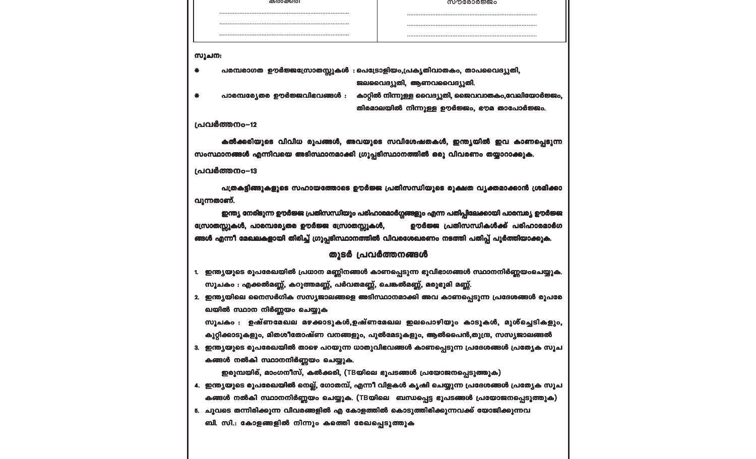| കൽക്കരി | സൗരോർജം |
| --- | --- |
| ............................................................ | ............................................................ |
| ............................................................ | ............................................................ |
| ............................................................ | ............................................................ |

**സൂചന:**

- **പരമ്പരാഗത ഊർജ്ജസ്രോതസ്സുകൾ :** പെട്രോളിയം,പ്രകൃതിവാതകം, താപവൈദ്യുതി, ജലവൈദ്യുതി, ആണവവൈദ്യുതി.
- **പാരമ്പര്യേതര ഊർജ്ജവിഭവങ്ങൾ :** കാറ്റിൽ നിന്നുള്ള വൈദ്യുതി, ജൈവവാതകം,വേലിയോർജ്ജം, തിരമാലയിൽ നിന്നുള്ള ഊർജ്ജം, ഭൗമ താപോർജ്ജം.

**പ്രവർത്തനം–12**

കൽക്കരിയുടെ വിവിധ രൂപങ്ങൾ, അവയുടെ സവിശേഷതകൾ, ഇന്ത്യയിൽ ഇവ കാണപ്പെടുന്ന സംസ്ഥാനങ്ങൾ എന്നിവയെ അടിസ്ഥാനമാക്കി ഗ്രൂപ്പടിസ്ഥാനത്തിൽ ഒരു വിവരണം തയ്യാറാക്കുക.

**പ്രവർത്തനം–13**

പത്രകട്ടിങ്ങുകളുടെ സഹായത്തോടെ ഊർജ്ജ പ്രതിസന്ധിയുടെ രൂക്ഷത വ്യക്തമാക്കാൻ ശ്രമിക്കാവുന്നതാണ്.

ഇന്ത്യ നേരിടുന്ന ഊർജ്ജ പ്രതിസന്ധിയും പരിഹാരമാർഗ്ഗങ്ങളും എന്ന പതിപ്പിലേക്കായി പാരമ്പര്യ ഊർജ്ജ സ്രോതസ്സുകൾ, പാരമ്പര്യേതര ഊർജ്ജ സ്രോതസ്സുകൾ, ഊർജ്ജ പ്രതിസന്ധികൾക്ക് പരിഹാരമാർഗങ്ങൾ എന്നീ മേഖലകളായി തിരിച്ച് ഗ്രൂപ്പടിസ്ഥാനത്തിൽ വിവരശേഖരണം നടത്തി പതിപ്പ് പൂർത്തിയാക്കുക.

## തുടർ പ്രവർത്തനങ്ങൾ

1. ഇന്ത്യയുടെ രൂപരേഖയിൽ പ്രധാന മണ്ണിനങ്ങൾ കാണപ്പെടുന്ന ഭൂവിഭാഗങ്ങൾ സ്ഥാനനിർണ്ണയംചെയ്യുക.
   സൂചകം : എക്കൽമണ്ണ്, കറുത്തമണ്ണ്, പർവതമണ്ണ്, ചെങ്കൽമണ്ണ്, മരുഭൂമി മണ്ണ്.
2. ഇന്ത്യയിലെ നൈസർഗിക സസ്യജാലങ്ങളെ അടിസ്ഥാനമാക്കി അവ കാണപ്പെടുന്ന പ്രദേശങ്ങൾ രൂപരേഖയിൽ സ്ഥാന നിർണ്ണയം ചെയ്യുക
   സൂചകം : ഉഷ്ണമേഖല മഴക്കാടുകൾ,ഉഷ്ണമേഖല ഇലപൊഴിയും കാടുകൾ, മുൾച്ചെടികളും, കുറ്റിക്കാടുകളും, മിതശീതോഷ്ണ വനങ്ങളും, പുൽമേടുകളും, ആൽപൈൻ,തുന്ദ്ര, സസ്യജാലങ്ങൾ
3. ഇന്ത്യയുടെ രൂപരേഖയിൽ താഴെ പറയുന്ന ധാതുവിഭവങ്ങൾ കാണപ്പെടുന്ന പ്രദേശങ്ങൾ പ്രത്യേക സൂചകങ്ങൾ നൽകി സ്ഥാനനിർണ്ണയം ചെയ്യുക.
   ഇരുമ്പയിര്, മാംഗനീസ്, കൽക്കരി, (TBയിലെ ഭൂപടങ്ങൾ പ്രയോജനപ്പെടുത്തുക)
4. ഇന്ത്യയുടെ രൂപരേഖയിൽ നെല്ല്, ഗോതമ്പ്, എന്നീ വിളകൾ കൃഷി ചെയ്യുന്ന പ്രദേശങ്ങൾ പ്രത്യേക സൂചകങ്ങൾ നൽകി സ്ഥാനനിർണ്ണയം ചെയ്യുക. (TBയിലെ ബന്ധപ്പെട്ട ഭൂപടങ്ങൾ പ്രയോജനപ്പെടുത്തുക)
5. ചുവടെ തന്നിരിക്കുന്ന വിവരങ്ങളിൽ എ കോളത്തിൽ കൊടുത്തിരിക്കുന്നവക്ക് യോജിക്കുന്നവ ബി. സി.: കോളങ്ങളിൽ നിന്നും കണ്ടെത്തി രേഖപ്പെടുത്തുക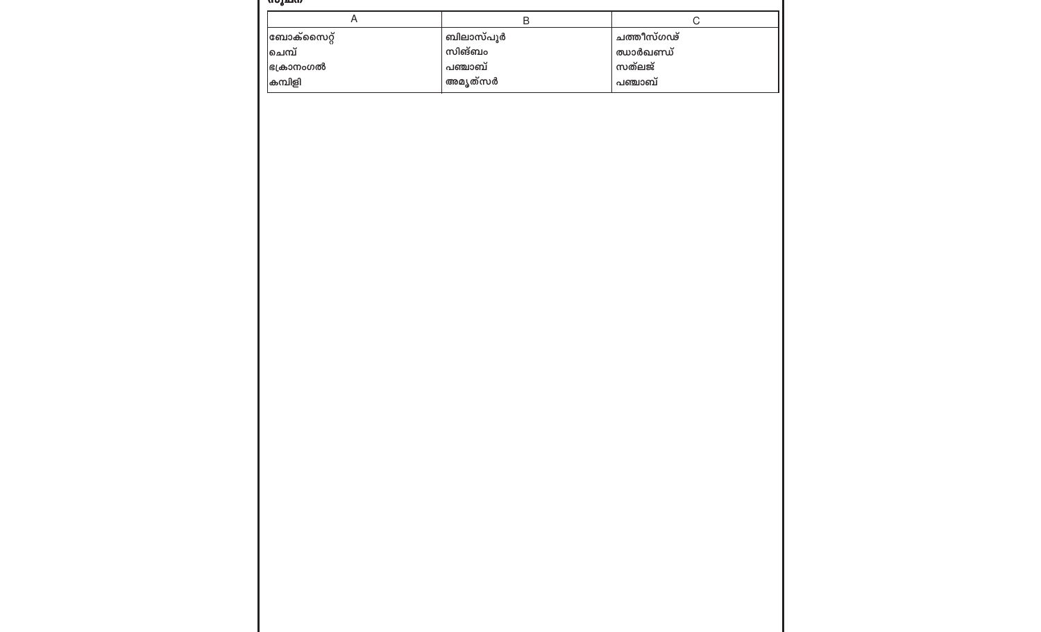(സൂചന)

| A | B | C |
| --- | --- | --- |
| ബോക്സൈറ്റ് | ബിലാസ്പൂർ | ഛത്തീസ്ഗഢ് |
| ചെമ്പ് | സിങ്ബം | ഝാർഖണ്ഡ് |
| ഭക്രാനംഗൽ | പഞ്ചാബ് | സത്‌ലജ് |
| കമ്പിളി | അമൃത്സർ | പഞ്ചാബ് |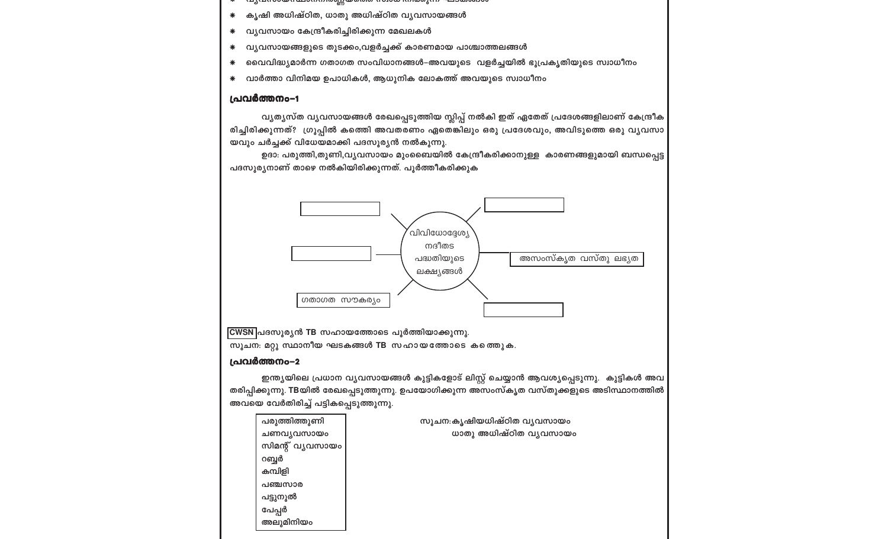- വ്യവസായസ്ഥാനനിർണ്ണയത്തെ സ്വാധീനിക്കുന്ന ഘടകങ്ങൾ
- കൃഷി അധിഷ്ഠിത, ധാതു അധിഷ്ഠിത വ്യവസായങ്ങൾ
- വ്യവസായം കേന്ദ്രീകരിച്ചിരിക്കുന്ന മേഖലകൾ
- വ്യവസായങ്ങളുടെ തുടക്കം,വളർച്ചക്ക് കാരണമായ പാശ്ചാത്തലങ്ങൾ
- വൈവിദ്ധ്യമാർന്ന ഗതാഗത സംവിധാനങ്ങൾ-അവയുടെ വളർച്ചയിൽ ഭൂപ്രകൃതിയുടെ സ്വാധീനം
- വാർത്താ വിനിമയ ഉപാധികൾ, ആധുനിക ലോകത്ത് അവയുടെ സ്വാധീനം

**പ്രവർത്തനം-1**

വ്യത്യസ്ത വ്യവസായങ്ങൾ രേഖപ്പെടുത്തിയ സ്ലിപ്പ് നൽകി ഇത് ഏതേത് പ്രദേശങ്ങളിലാണ് കേന്ദ്രീകരിച്ചിരിക്കുന്നത്? ഗ്രൂപ്പിൽ കത്തെി അവതരണം ഏതെങ്കിലും ഒരു പ്രദേശവും, അവിടുത്തെ ഒരു വ്യവസായവും ചർച്ചക്ക് വിധേയമാക്കി പദസൂര്യൻ നൽകുന്നു.

ഉദാ: പരുത്തി,തുണി,വ്യവസായം മുംബൈയിൽ കേന്ദ്രീകരിക്കാനുള്ള കാരണങ്ങളുമായി ബന്ധപ്പെട്ട പദസൂര്യനാണ് താഴെ നൽകിയിരിക്കുന്നത്. പൂർത്തീകരിക്കുക

വിവിധോദ്ദേശ്യ നദീതട പദ്ധതിയുടെ ലക്ഷ്യങ്ങൾ

- ____________
- ____________
- ____________
- അസംസ്കൃത വസ്തു ലഭ്യത
- ____________
- ഗതാഗത സൗകര്യം

**CWSN** പദസൂര്യൻ TB സഹായത്തോടെ പൂർത്തിയാക്കുന്നു.

സൂചന: മറ്റു സ്ഥാനീയ ഘടകങ്ങൾ TB സഹായത്തോടെ കത്തെുക.

**പ്രവർത്തനം-2**

ഇന്ത്യയിലെ പ്രധാന വ്യവസായങ്ങൾ കുട്ടികളോട് ലിസ്റ്റ് ചെയ്യാൻ ആവശ്യപ്പെടുന്നു. കുട്ടികൾ അവതരിപ്പിക്കുന്നു. TBയിൽ രേഖപ്പെടുത്തുന്നു. ഉപയോഗിക്കുന്ന അസംസ്കൃത വസ്തുക്കളുടെ അടിസ്ഥാനത്തിൽ അവയെ വേർതിരിച്ച് പട്ടികപ്പെടുത്തുന്നു.

| |
|---|
| പരുത്തിത്തുണി |
| ചണവ്യവസായം |
| സിമന്റ് വ്യവസായം |
| റബ്ബർ |
| കമ്പിളി |
| പഞ്ചസാര |
| പട്ടുനൂൽ |
| പേപ്പർ |
| അലുമിനിയം |

സൂചന: കൃഷിയധിഷ്ഠിത വ്യവസായം
ധാതു അധിഷ്ഠിത വ്യവസായം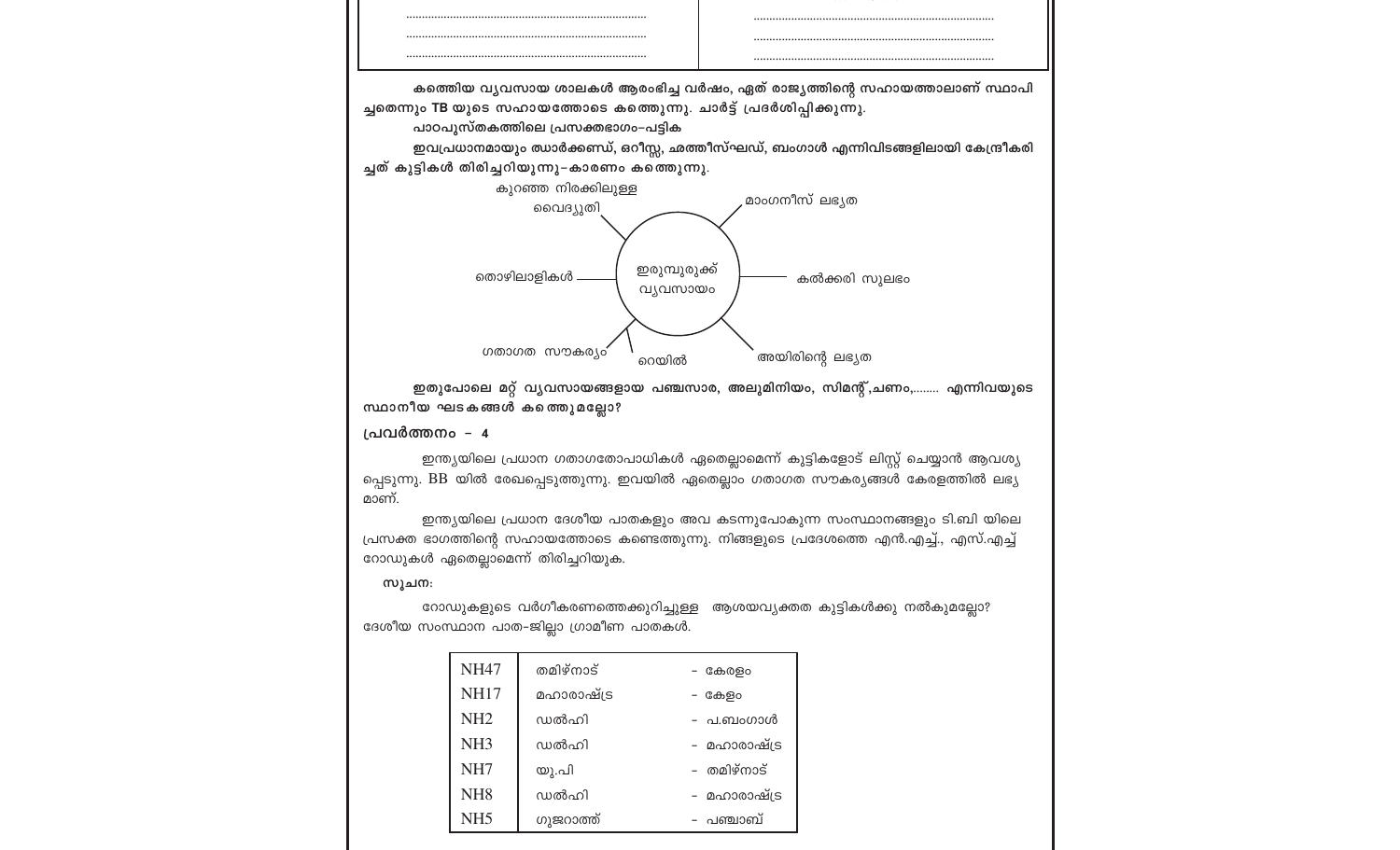| ........................................ | ........................................ |
|---|---|
| ........................................ | ........................................ |
| ........................................ | ........................................ |

**കണ്ടെത്തിയ വ്യവസായ ശാലകൾ ആരംഭിച്ച വർഷം, ഏത് രാജ്യത്തിന്റെ സഹായത്താലാണ് സ്ഥാപിച്ചതെന്നും TB യുടെ സഹായത്തോടെ കണ്ടെത്തുന്നു. ചാർട്ട് പ്രദർശിപ്പിക്കുന്നു.**

**പാഠപുസ്തകത്തിലെ പ്രസക്തഭാഗം–പട്ടിക**

**ഇവപ്രധാനമായും ഝാർക്കണ്ഡ്, ഒറീസ്സ, ഛത്തീസ്ഘഡ്, ബംഗാൾ എന്നിവിടങ്ങളിലായി കേന്ദ്രീകരിച്ചത് കുട്ടികൾ തിരിച്ചറിയുന്നു–കാരണം കണ്ടെത്തുന്നു.**

ഇരുമ്പുരുക്ക് വ്യവസായം
- കുറഞ്ഞ നിരക്കിലുള്ള വൈദ്യുതി
- മാംഗനീസ് ലഭ്യത
- തൊഴിലാളികൾ
- കൽക്കരി സുലഭം
- ഗതാഗത സൗകര്യം
- റെയിൽ
- അയിരിന്റെ ലഭ്യത

**ഇതുപോലെ മറ്റ് വ്യവസായങ്ങളായ പഞ്ചസാര, അലുമിനിയം, സിമന്റ്,ചണം,........ എന്നിവയുടെ സ്ഥാനീയ ഘടകങ്ങൾ കണ്ടെത്തുമല്ലോ?**

### പ്രവർത്തനം – 4

ഇന്ത്യയിലെ പ്രധാന ഗതാഗതോപാധികൾ ഏതെല്ലാമെന്ന് കുട്ടികളോട് ലിസ്റ്റ് ചെയ്യാൻ ആവശ്യപ്പെടുന്നു. BB യിൽ രേഖപ്പെടുത്തുന്നു. ഇവയിൽ ഏതെല്ലാം ഗതാഗത സൗകര്യങ്ങൾ കേരളത്തിൽ ലഭ്യമാണ്.

ഇന്ത്യയിലെ പ്രധാന ദേശീയ പാതകളും അവ കടന്നുപോകുന്ന സംസ്ഥാനങ്ങളും ടി.ബി യിലെ പ്രസക്ത ഭാഗത്തിന്റെ സഹായത്തോടെ കണ്ടെത്തുന്നു. നിങ്ങളുടെ പ്രദേശത്തെ എൻ.എച്ച്., എസ്.എച്ച് റോഡുകൾ ഏതെല്ലാമെന്ന് തിരിച്ചറിയുക.

**സൂചന:**

റോഡുകളുടെ വർഗീകരണത്തെക്കുറിച്ചുള്ള ആശയവ്യക്തത കുട്ടികൾക്കു നൽകുമല്ലോ? ദേശീയ സംസ്ഥാന പാത-ജില്ലാ ഗ്രാമീണ പാതകൾ.

| NH47 | തമിഴ്നാട് | - കേരളം |
|---|---|---|
| NH17 | മഹാരാഷ്ട്ര | - കേളം |
| NH2 | ഡൽഹി | - പ.ബംഗാൾ |
| NH3 | ഡൽഹി | - മഹാരാഷ്ട്ര |
| NH7 | യു.പി | - തമിഴ്നാട് |
| NH8 | ഡൽഹി | - മഹാരാഷ്ട്ര |
| NH5 | ഗുജറാത്ത് | - പഞ്ചാബ് |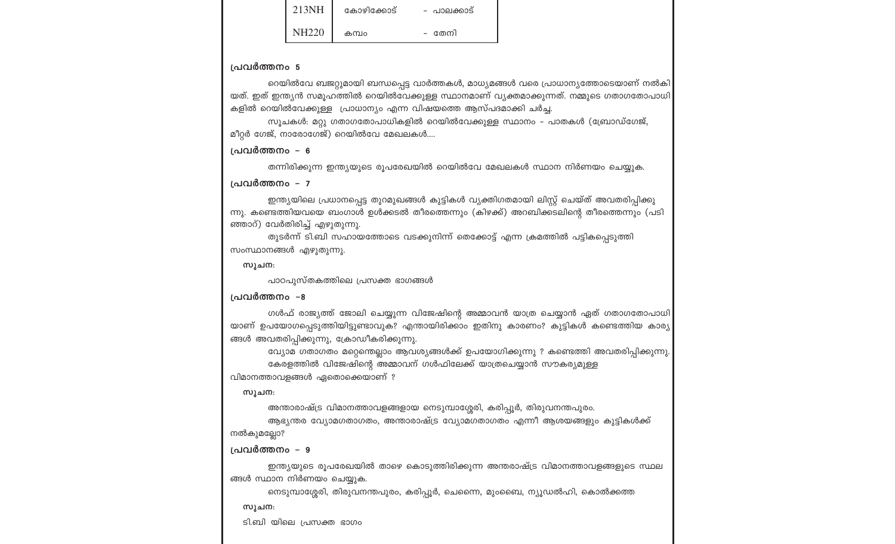| | | |
|---|---|---|
| 213NH | കോഴിക്കോട് | - പാലക്കാട് |
| NH220 | കമ്പം | - തേനി |

**പ്രവർത്തനം 5**

റെയിൽവേ ബജറ്റുമായി ബന്ധപ്പെട്ട വാർത്തകൾ, മാധ്യമങ്ങൾ വരെ പ്രാധാന്യത്തോടെയാണ് നൽകിയത്. ഇത് ഇന്ത്യൻ സമൂഹത്തിൽ റെയിൽവേക്കുള്ള സ്ഥാനമാണ് വ്യക്തമാക്കുന്നത്. നമ്മുടെ ഗതാഗതോപാധികളിൽ റെയിൽവേക്കുള്ള പ്രാധാന്യം എന്ന വിഷയത്തെ ആസ്പദമാക്കി ചർച്ച.

സൂചകൾ: മറ്റു ഗതാഗതോപാധികളിൽ റെയിൽവേക്കുള്ള സ്ഥാനം - പാതകൾ (ബ്രോഡ്ഗേജ്, മീറ്റർ ഗേജ്, നാരോഗേജ്) റെയിൽവേ മേഖലകൾ....

**പ്രവർത്തനം – 6**

തന്നിരിക്കുന്ന ഇന്ത്യയുടെ രൂപരേഖയിൽ റെയിൽവേ മേഖലകൾ സ്ഥാന നിർണയം ചെയ്യുക.

**പ്രവർത്തനം – 7**

ഇന്ത്യയിലെ പ്രധാനപ്പെട്ട തുറമുഖങ്ങൾ കുട്ടികൾ വ്യക്തിഗതമായി ലിസ്റ്റ് ചെയ്ത് അവതരിപ്പിക്കുന്നു. കണ്ടെത്തിയവയെ ബംഗാൾ ഉൾക്കടൽ തീരത്തെന്നും (കിഴക്ക്) അറബിക്കടലിന്റെ തീരത്തെന്നും (പടിഞ്ഞാറ്) വേർതിരിച്ച് എഴുതുന്നു.

തുടർന്ന് ടി.ബി സഹായത്തോടെ വടക്കുനിന്ന് തെക്കോട്ട് എന്ന ക്രമത്തിൽ പട്ടികപ്പെടുത്തി സംസ്ഥാനങ്ങൾ എഴുതുന്നു.

**സൂചന:**

പാഠപുസ്തകത്തിലെ പ്രസക്ത ഭാഗങ്ങൾ

**പ്രവർത്തനം –8**

ഗൾഫ് രാജ്യത്ത് ജോലി ചെയ്യുന്ന വിജേഷിന്റെ അമ്മാവൻ യാത്ര ചെയ്യാൻ ഏത് ഗതാഗതോപാധിയാണ് ഉപയോഗപ്പെടുത്തിയിട്ടുണ്ടാവുക? എന്തായിരിക്കാം ഇതിനു കാരണം? കുട്ടികൾ കണ്ടെത്തിയ കാര്യങ്ങൾ അവതരിപ്പിക്കുന്നു, ക്രോഡീകരിക്കുന്നു.

വ്യോമ ഗതാഗതം മറ്റെന്തെല്ലാം ആവശ്യങ്ങൾക്ക് ഉപയോഗിക്കുന്നു ? കണ്ടെത്തി അവതരിപ്പിക്കുന്നു.

കേരളത്തിൽ വിജേഷിന്റെ അമ്മാവന് ഗൾഫിലേക്ക് യാത്രചെയ്യാൻ സൗകര്യമുള്ള വിമാനത്താവളങ്ങൾ ഏതൊക്കെയാണ് ?

**സൂചന:**

അന്താരാഷ്ട്ര വിമാനത്താവളങ്ങളായ നെടുമ്പാശ്ശേരി, കരിപ്പൂർ, തിരുവനന്തപുരം.

ആഭ്യന്തര വ്യോമഗതാഗതം, അന്താരാഷ്ട്ര വ്യോമഗതാഗതം എന്നീ ആശയങ്ങളും കുട്ടികൾക്ക് നൽകുമല്ലോ?

**പ്രവർത്തനം – 9**

ഇന്ത്യയുടെ രൂപരേഖയിൽ താഴെ കൊടുത്തിരിക്കുന്ന അന്താരാഷ്ട്ര വിമാനത്താവളങ്ങളുടെ സ്ഥലങ്ങൾ സ്ഥാന നിർണയം ചെയ്യുക.

നെടുമ്പാശ്ശേരി, തിരുവനന്തപുരം, കരിപ്പൂർ, ചെന്നൈ, മുംബൈ, ന്യൂഡൽഹി, കൊൽക്കത്ത

**സൂചന:**

ടി.ബി യിലെ പ്രസക്ത ഭാഗം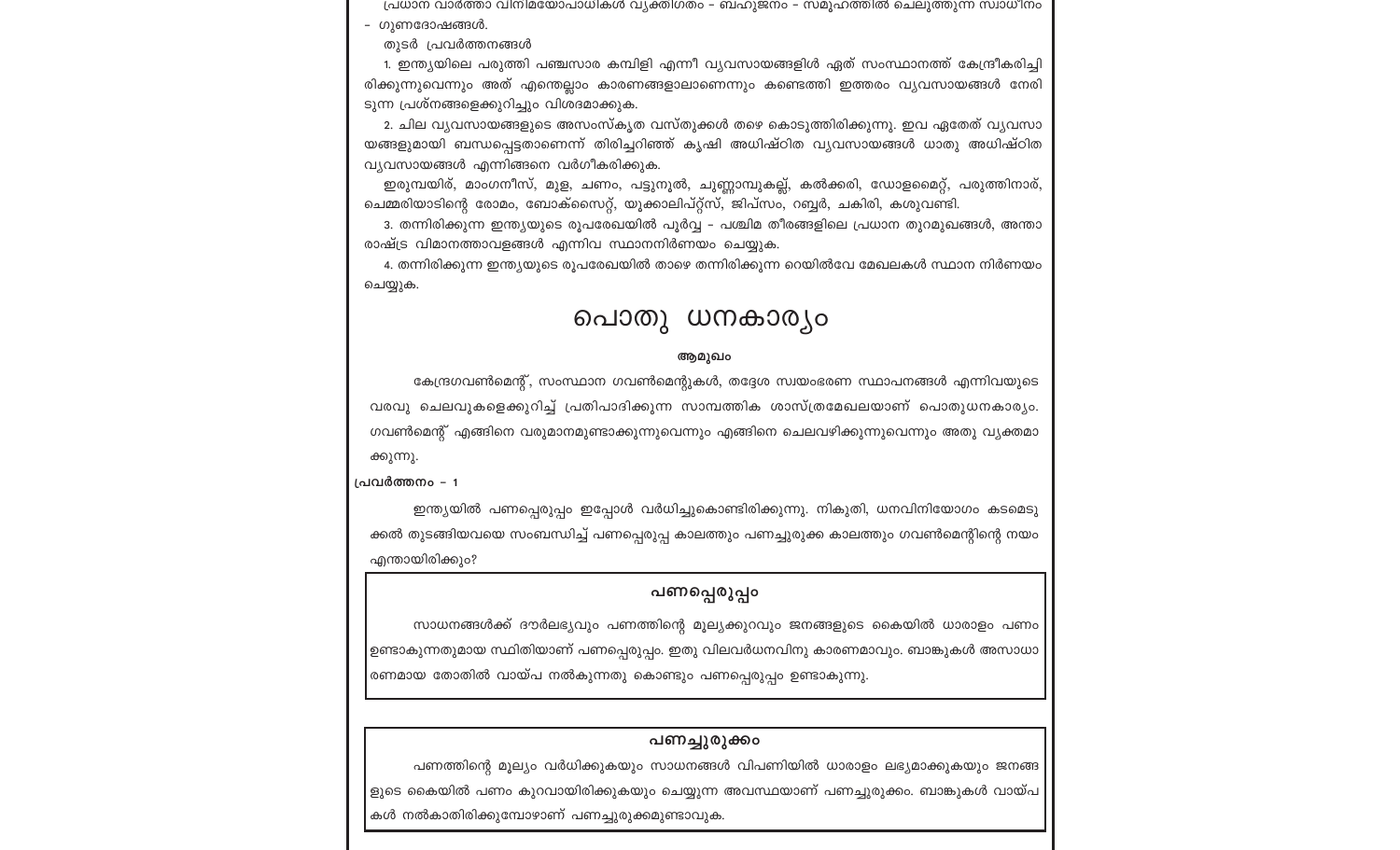പ്രധാന വാർത്താ വിനിമയോപാധികൾ വ്യക്തിഗതം – ബഹുജനം – സമൂഹത്തിൽ ചെലുത്തുന്ന സ്വാധീനം – ഗുണദോഷങ്ങൾ.

തുടർ പ്രവർത്തനങ്ങൾ

1. ഇന്ത്യയിലെ പരുത്തി പഞ്ചസാര കമ്പിളി എന്നീ വ്യവസായങ്ങളിൽ ഏത് സംസ്ഥാനത്ത് കേന്ദ്രീകരിച്ചിരിക്കുന്നുവെന്നും അത് എന്തെല്ലാം കാരണങ്ങളാലാണെന്നും കണ്ടെത്തി ഇത്തരം വ്യവസായങ്ങൾ നേരിടുന്ന പ്രശ്നങ്ങളെക്കുറിച്ചും വിശദമാക്കുക.

2. ചില വ്യവസായങ്ങളുടെ അസംസ്കൃത വസ്തുക്കൾ തഴെ കൊടുത്തിരിക്കുന്നു. ഇവ ഏതേത് വ്യവസായങ്ങളുമായി ബന്ധപ്പെട്ടതാണെന്ന് തിരിച്ചറിഞ്ഞ് കൃഷി അധിഷ്ഠിത വ്യവസായങ്ങൾ ധാതു അധിഷ്ഠിത വ്യവസായങ്ങൾ എന്നിങ്ങനെ വർഗീകരിക്കുക.

ഇരുമ്പയിര്, മാംഗനീസ്, മുള, ചണം, പട്ടുനൂൽ, ചുണ്ണാമ്പുകല്ല്, കൽക്കരി, ഡോളമൈറ്റ്, പരുത്തിനാര്, ചെമ്മരിയാടിന്റെ രോമം, ബോക്സൈറ്റ്, യൂക്കാലിപ്റ്റ്സ്, ജിപ്സം, റബ്ബർ, ചകിരി, കശുവണ്ടി.

3. തന്നിരിക്കുന്ന ഇന്ത്യയുടെ രൂപരേഖയിൽ പൂർവ്വ – പശ്ചിമ തീരങ്ങളിലെ പ്രധാന തുറമുഖങ്ങൾ, അന്താരാഷ്ട്ര വിമാനത്താവളങ്ങൾ എന്നിവ സ്ഥാനനിർണയം ചെയ്യുക.

4. തന്നിരിക്കുന്ന ഇന്ത്യയുടെ രൂപരേഖയിൽ താഴെ തന്നിരിക്കുന്ന റെയിൽവേ മേഖലകൾ സ്ഥാന നിർണയം ചെയ്യുക.

# പൊതു ധനകാര്യം

**ആമുഖം**

കേന്ദ്രഗവൺമെന്റ്, സംസ്ഥാന ഗവൺമെന്റുകൾ, തദ്ദേശ സ്വയംഭരണ സ്ഥാപനങ്ങൾ എന്നിവയുടെ വരവു ചെലവുകളെക്കുറിച്ച് പ്രതിപാദിക്കുന്ന സാമ്പത്തിക ശാസ്ത്രമേഖലയാണ് പൊതുധനകാര്യം. ഗവൺമെന്റ് എങ്ങിനെ വരുമാനമുണ്ടാക്കുന്നുവെന്നും എങ്ങിനെ ചെലവഴിക്കുന്നുവെന്നും അതു വ്യക്തമാക്കുന്നു.

**പ്രവർത്തനം – 1**

ഇന്ത്യയിൽ പണപ്പെരുപ്പം ഇപ്പോൾ വർധിച്ചുകൊണ്ടിരിക്കുന്നു. നികുതി, ധനവിനിയോഗം കടമെടുക്കൽ തുടങ്ങിയവയെ സംബന്ധിച്ച് പണപ്പെരുപ്പ കാലത്തും പണച്ചുരുക്ക കാലത്തും ഗവൺമെന്റിന്റെ നയം എന്തായിരിക്കും?

**പണപ്പെരുപ്പം**

സാധനങ്ങൾക്ക് ദൗർലഭ്യവും പണത്തിന്റെ മൂല്യക്കുറവും ജനങ്ങളുടെ കൈയിൽ ധാരാളം പണം ഉണ്ടാകുന്നതുമായ സ്ഥിതിയാണ് പണപ്പെരുപ്പം. ഇതു വിലവർധനവിനു കാരണമാവും. ബാങ്കുകൾ അസാധാരണമായ തോതിൽ വായ്പ നൽകുന്നതു കൊണ്ടും പണപ്പെരുപ്പം ഉണ്ടാകുന്നു.

**പണച്ചുരുക്കം**

പണത്തിന്റെ മൂല്യം വർധിക്കുകയും സാധനങ്ങൾ വിപണിയിൽ ധാരാളം ലഭ്യമാക്കുകയും ജനങ്ങളുടെ കൈയിൽ പണം കുറവായിരിക്കുകയും ചെയ്യുന്ന അവസ്ഥയാണ് പണച്ചുരുക്കം. ബാങ്കുകൾ വായ്പകൾ നൽകാതിരിക്കുമ്പോഴാണ് പണച്ചുരുക്കമുണ്ടാവുക.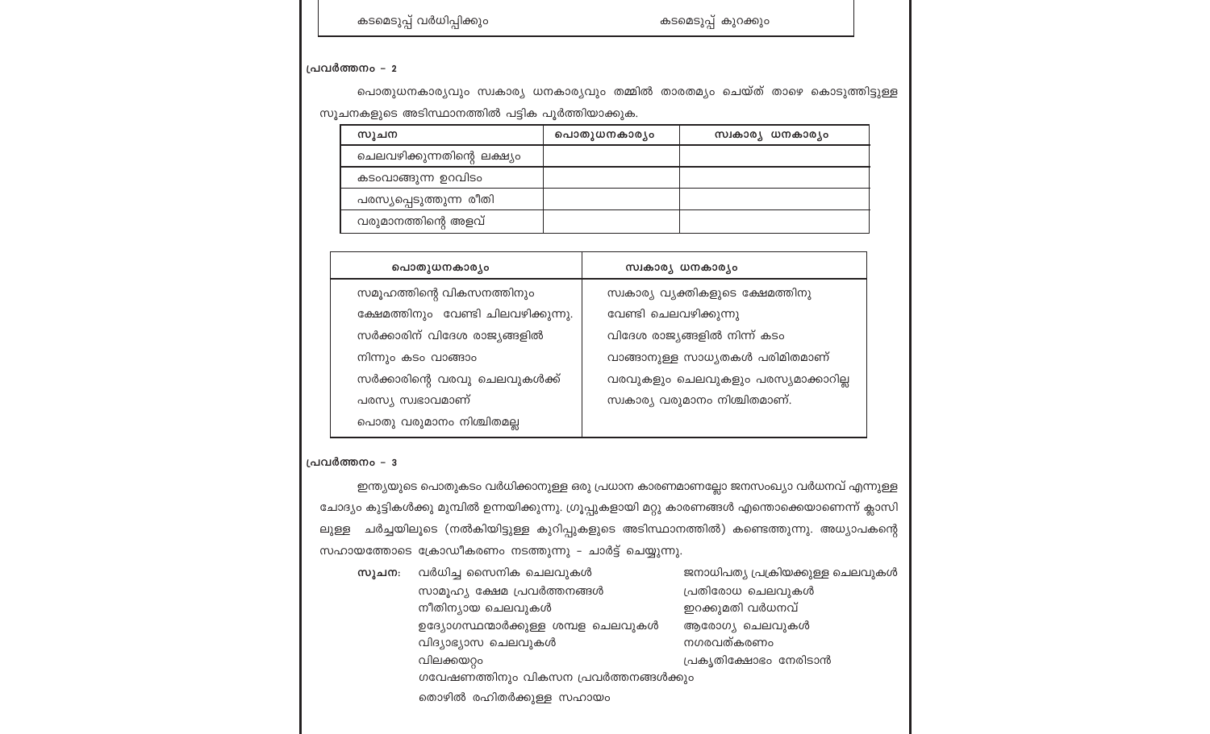| കടമെടുപ്പ് വർധിപ്പിക്കും | കടമെടുപ്പ് കുറക്കും |
|---|---|

**പ്രവർത്തനം – 2**

പൊതുധനകാര്യവും സ്വകാര്യ ധനകാര്യവും തമ്മിൽ താരതമ്യം ചെയ്ത് താഴെ കൊടുത്തിട്ടുള്ള സൂചനകളുടെ അടിസ്ഥാനത്തിൽ പട്ടിക പൂർത്തിയാക്കുക.

| സൂചന | പൊതുധനകാര്യം | സ്വകാര്യ ധനകാര്യം |
|---|---|---|
| ചെലവഴിക്കുന്നതിന്റെ ലക്ഷ്യം | | |
| കടംവാങ്ങുന്ന ഉറവിടം | | |
| പരസ്യപ്പെടുത്തുന്ന രീതി | | |
| വരുമാനത്തിന്റെ അളവ് | | |

| പൊതുധനകാര്യം | സ്വകാര്യ ധനകാര്യം |
|---|---|
| സമൂഹത്തിന്റെ വികസനത്തിനും ക്ഷേമത്തിനും വേണ്ടി ചിലവഴിക്കുന്നു. | സ്വകാര്യ വ്യക്തികളുടെ ക്ഷേമത്തിനു വേണ്ടി ചെലവഴിക്കുന്നു |
| സർക്കാരിന് വിദേശ രാജ്യങ്ങളിൽ നിന്നും കടം വാങ്ങാം | വിദേശ രാജ്യങ്ങളിൽ നിന്ന് കടം വാങ്ങാനുള്ള സാധ്യതകൾ പരിമിതമാണ് |
| സർക്കാരിന്റെ വരവു ചെലവുകൾക്ക് പരസ്യ സ്വഭാവമാണ് | വരവുകളും ചെലവുകളും പരസ്യമാക്കാറില്ല |
| പൊതു വരുമാനം നിശ്ചിതമല്ല | സ്വകാര്യ വരുമാനം നിശ്ചിതമാണ്. |

**പ്രവർത്തനം – 3**

ഇന്ത്യയുടെ പൊതുകടം വർധിക്കാനുള്ള ഒരു പ്രധാന കാരണമാണല്ലോ ജനസംഖ്യാ വർധനവ് എന്നുള്ള ചോദ്യം കുട്ടികൾക്കു മുമ്പിൽ ഉന്നയിക്കുന്നു. ഗ്രൂപ്പുകളായി മറ്റു കാരണങ്ങൾ എന്തൊക്കെയാണെന്ന് ക്ലാസിലുള്ള ചർച്ചയിലൂടെ (നൽകിയിട്ടുള്ള കുറിപ്പുകളുടെ അടിസ്ഥാനത്തിൽ) കണ്ടെത്തുന്നു. അധ്യാപകന്റെ സഹായത്തോടെ ക്രോഡീകരണം നടത്തുന്നു – ചാർട്ട് ചെയ്യുന്നു.

**സൂചന:**
- വർധിച്ച സൈനിക ചെലവുകൾ
- സാമൂഹ്യ ക്ഷേമ പ്രവർത്തനങ്ങൾ
- നീതിന്യായ ചെലവുകൾ
- ഉദ്യോഗസ്ഥന്മാർക്കുള്ള ശമ്പള ചെലവുകൾ
- വിദ്യാഭ്യാസ ചെലവുകൾ
- വിലക്കയറ്റം
- ഗവേഷണത്തിനും വികസന പ്രവർത്തനങ്ങൾക്കും
- തൊഴിൽ രഹിതർക്കുള്ള സഹായം
- ജനാധിപത്യ പ്രക്രിയക്കുള്ള ചെലവുകൾ
- പ്രതിരോധ ചെലവുകൾ
- ഇറക്കുമതി വർധനവ്
- ആരോഗ്യ ചെലവുകൾ
- നഗരവത്കരണം
- പ്രകൃതിക്ഷോഭം നേരിടാൻ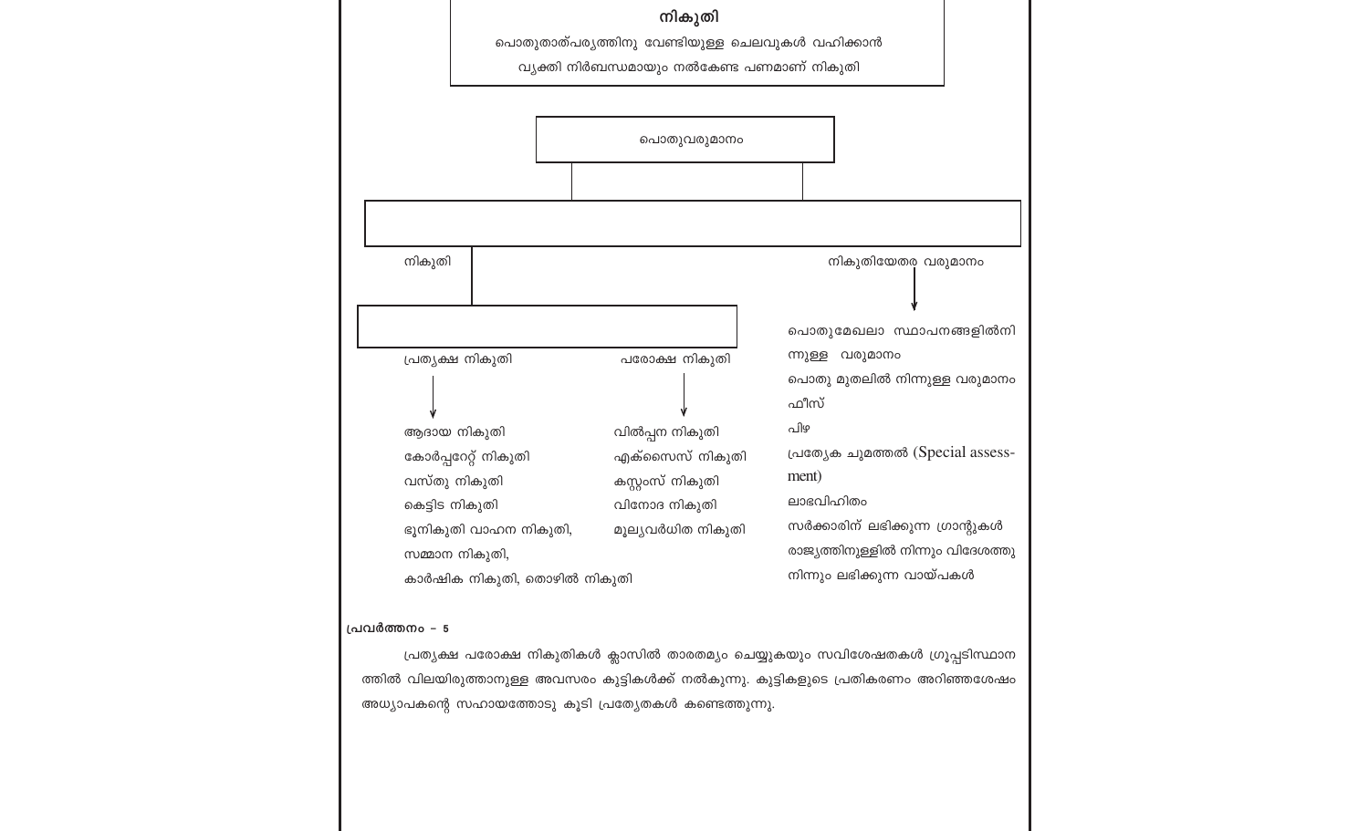**നികുതി**

പൊതുതാത്പര്യത്തിനു വേണ്ടിയുള്ള ചെലവുകൾ വഹിക്കാൻ വ്യക്തി നിർബന്ധമായും നൽകേണ്ട പണമാണ് നികുതി

**പൊതുവരുമാനം**

- നികുതി
  - പ്രത്യക്ഷ നികുതി
    - ആദായ നികുതി
    - കോർപ്പറേറ്റ് നികുതി
    - വസ്തു നികുതി
    - കെട്ടിട നികുതി
    - ഭൂനികുതി വാഹന നികുതി,
    - സമ്മാന നികുതി,
    - കാർഷിക നികുതി, തൊഴിൽ നികുതി
  - പരോക്ഷ നികുതി
    - വിൽപ്പന നികുതി
    - എക്സൈസ് നികുതി
    - കസ്റ്റംസ് നികുതി
    - വിനോദ നികുതി
    - മൂല്യവർധിത നികുതി
- നികുതിയേതര വരുമാനം
  - പൊതുമേഖലാ സ്ഥാപനങ്ങളിൽനിന്നുള്ള വരുമാനം
  - പൊതു മുതലിൽ നിന്നുള്ള വരുമാനം
  - ഫീസ്
  - പിഴ
  - പ്രത്യേക ചുമത്തൽ (Special assessment)
  - ലാഭവിഹിതം
  - സർക്കാരിന് ലഭിക്കുന്ന ഗ്രാന്റുകൾ
  - രാജ്യത്തിനുള്ളിൽ നിന്നും വിദേശത്തുനിന്നും ലഭിക്കുന്ന വായ്പകൾ

**പ്രവർത്തനം – 5**

പ്രത്യക്ഷ പരോക്ഷ നികുതികൾ ക്ലാസിൽ താരതമ്യം ചെയ്യുകയും സവിശേഷതകൾ ഗ്രൂപ്പടിസ്ഥാനത്തിൽ വിലയിരുത്താനുള്ള അവസരം കുട്ടികൾക്ക് നൽകുന്നു. കുട്ടികളുടെ പ്രതികരണം അറിഞ്ഞശേഷം അധ്യാപകന്റെ സഹായത്തോടു കൂടി പ്രത്യേകതകൾ കണ്ടെത്തുന്നു.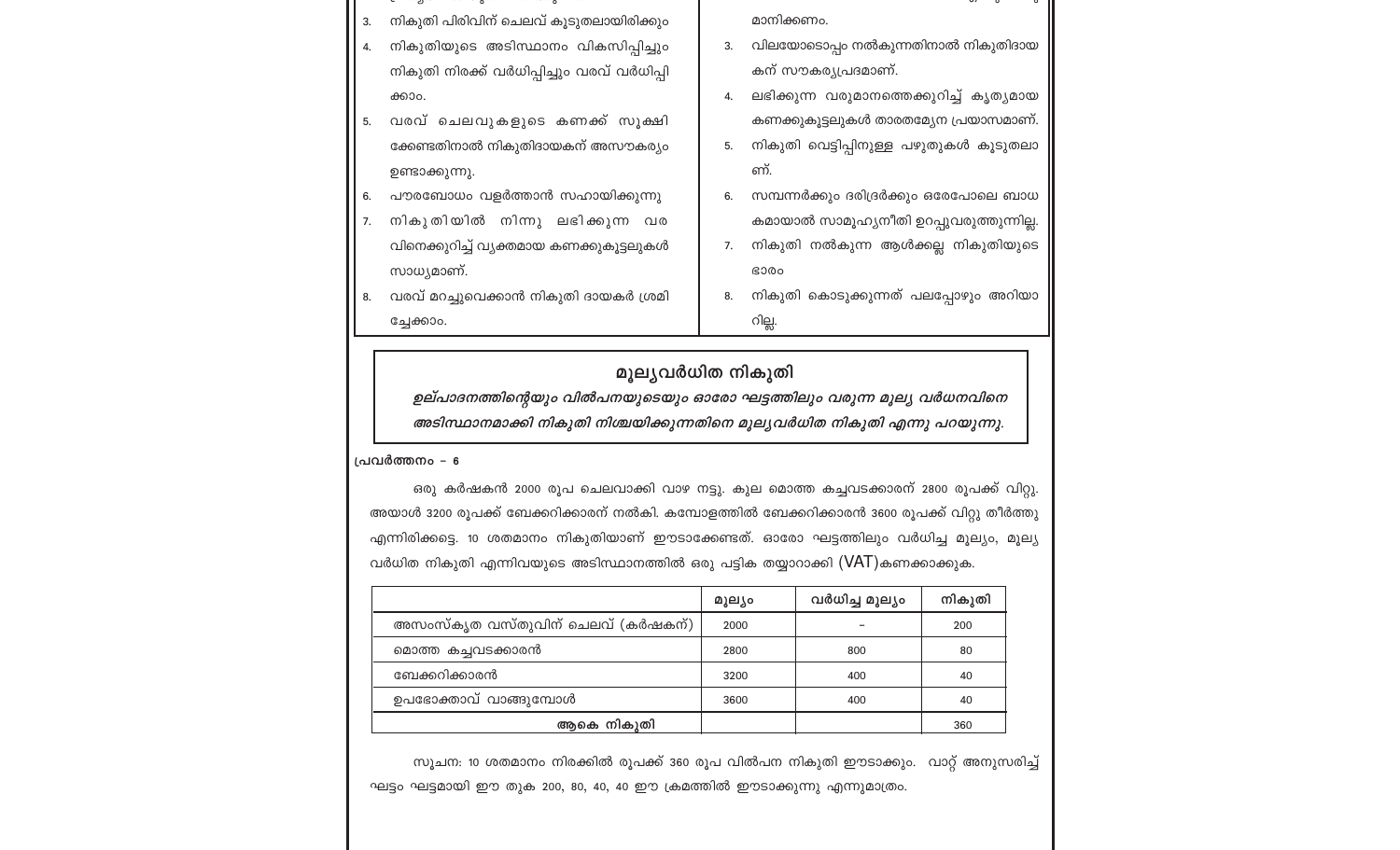| | |
|---|---|
| 3. നികുതി പിരിവിന് ചെലവ് കൂടുതലായിരിക്കും | മാനിക്കണം. |
| 4. നികുതിയുടെ അടിസ്ഥാനം വികസിപ്പിച്ചും നികുതി നിരക്ക് വർധിപ്പിച്ചും വരവ് വർധിപ്പിക്കാം. | 3. വിലയോടൊപ്പം നൽകുന്നതിനാൽ നികുതിദായകന് സൗകര്യപ്രദമാണ്. |
| 5. വരവ് ചെലവുകളുടെ കണക്ക് സൂക്ഷിക്കേണ്ടതിനാൽ നികുതിദായകന് അസൗകര്യം ഉണ്ടാക്കുന്നു. | 4. ലഭിക്കുന്ന വരുമാനത്തെക്കുറിച്ച് കൃത്യമായ കണക്കുകൂട്ടലുകൾ താരതമ്യേന പ്രയാസമാണ്. |
| 6. പൗരബോധം വളർത്താൻ സഹായിക്കുന്നു | 5. നികുതി വെട്ടിപ്പിനുള്ള പഴുതുകൾ കൂടുതലാണ്. |
| 7. നികുതിയിൽ നിന്നു ലഭിക്കുന്ന വരവിനെക്കുറിച്ച് വ്യക്തമായ കണക്കുകൂട്ടലുകൾ സാധ്യമാണ്. | 6. സമ്പന്നർക്കും ദരിദ്രർക്കും ഒരേപോലെ ബാധകമായാൽ സാമൂഹ്യനീതി ഉറപ്പുവരുത്തുന്നില്ല. |
| 8. വരവ് മറച്ചുവെക്കാൻ നികുതി ദായകർ ശ്രമിച്ചേക്കാം. | 7. നികുതി നൽകുന്ന ആൾക്കല്ല നികുതിയുടെ ഭാരം |
| | 8. നികുതി കൊടുക്കുന്നത് പലപ്പോഴും അറിയാറില്ല. |

## മൂല്യവർധിത നികുതി

***ഉല്പാദനത്തിന്റെയും വിൽപനയുടെയും ഓരോ ഘട്ടത്തിലും വരുന്ന മൂല്യ വർധനവിനെ അടിസ്ഥാനമാക്കി നികുതി നിശ്ചയിക്കുന്നതിനെ മൂല്യവർധിത നികുതി എന്നു പറയുന്നു.***

**പ്രവർത്തനം - 6**

ഒരു കർഷകൻ 2000 രൂപ ചെലവാക്കി വാഴ നട്ടു. കുല മൊത്ത കച്ചവടക്കാരന് 2800 രൂപക്ക് വിറ്റു. അയാൾ 3200 രൂപക്ക് ബേക്കറിക്കാരന് നൽകി. കമ്പോളത്തിൽ ബേക്കറിക്കാരൻ 3600 രൂപക്ക് വിറ്റു തീർത്തു എന്നിരിക്കട്ടെ. 10 ശതമാനം നികുതിയാണ് ഈടാക്കേണ്ടത്. ഓരോ ഘട്ടത്തിലും വർധിച്ച മൂല്യം, മൂല്യ വർധിത നികുതി എന്നിവയുടെ അടിസ്ഥാനത്തിൽ ഒരു പട്ടിക തയ്യാറാക്കി (VAT)കണക്കാക്കുക.

| | മൂല്യം | വർധിച്ച മൂല്യം | നികുതി |
|---|---|---|---|
| അസംസ്കൃത വസ്തുവിന് ചെലവ് (കർഷകന്) | 2000 | - | 200 |
| മൊത്ത കച്ചവടക്കാരൻ | 2800 | 800 | 80 |
| ബേക്കറിക്കാരൻ | 3200 | 400 | 40 |
| ഉപഭോക്താവ് വാങ്ങുമ്പോൾ | 3600 | 400 | 40 |
| **ആകെ നികുതി** | | | 360 |

സൂചന: 10 ശതമാനം നിരക്കിൽ രൂപക്ക് 360 രൂപ വിൽപന നികുതി ഈടാക്കും. വാറ്റ് അനുസരിച്ച് ഘട്ടം ഘട്ടമായി ഈ തുക 200, 80, 40, 40 ഈ ക്രമത്തിൽ ഈടാക്കുന്നു എന്നുമാത്രം.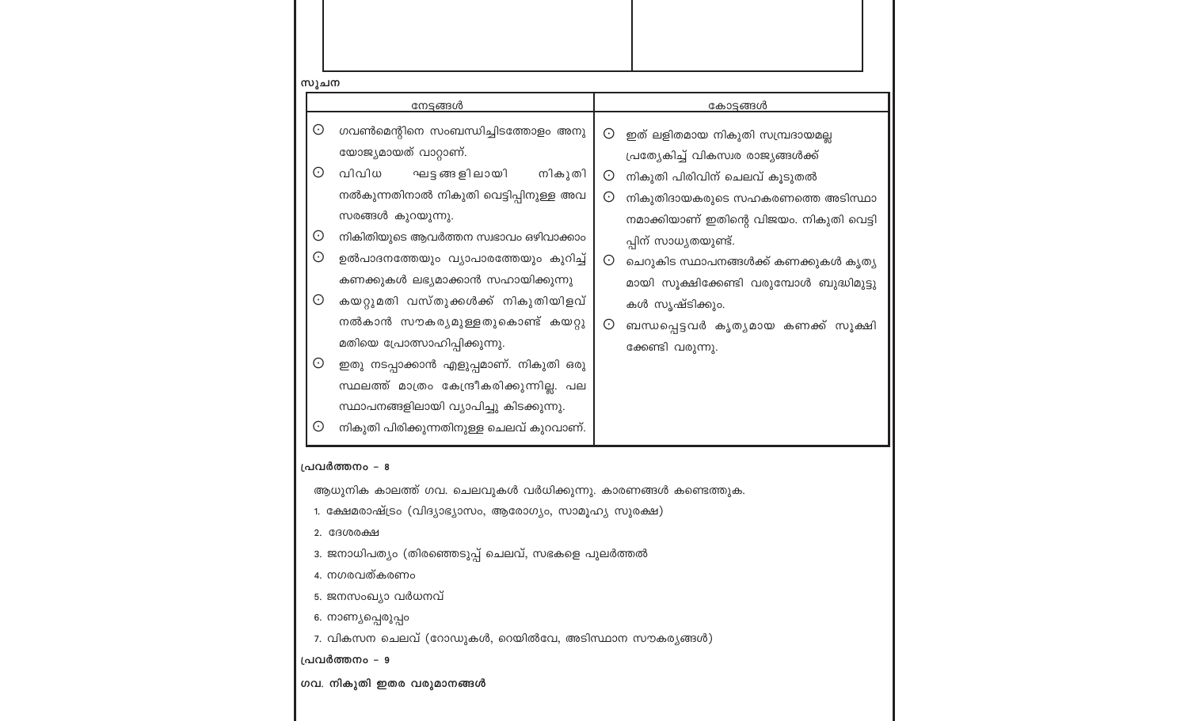| | |
|---|---|
| | |

**സൂചന**

| നേട്ടങ്ങൾ | കോട്ടങ്ങൾ |
|---|---|
| ⊙ ഗവൺമെന്റിനെ സംബന്ധിച്ചിടത്തോളം അനുയോജ്യമായത് വാറ്റാണ്.<br>⊙ വിവിധ ഘട്ടങ്ങളിലായി നികുതി നൽകുന്നതിനാൽ നികുതി വെട്ടിപ്പിനുള്ള അവസരങ്ങൾ കുറയുന്നു.<br>⊙ നികിതിയുടെ ആവർത്തന സ്വഭാവം ഒഴിവാക്കാം<br>⊙ ഉൽപാദനത്തേയും വ്യാപാരത്തേയും കുറിച്ച് കണക്കുകൾ ലഭ്യമാക്കാൻ സഹായിക്കുന്നു<br>⊙ കയറ്റുമതി വസ്തുക്കൾക്ക് നികുതിയിളവ് നൽകാൻ സൗകര്യമുള്ളതുകൊണ്ട് കയറ്റുമതിയെ പ്രോത്സാഹിപ്പിക്കുന്നു.<br>⊙ ഇതു നടപ്പാക്കാൻ എളുപ്പമാണ്. നികുതി ഒരു സ്ഥലത്ത് മാത്രം കേന്ദ്രീകരിക്കുന്നില്ല. പല സ്ഥാപനങ്ങളിലായി വ്യാപിച്ചു കിടക്കുന്നു.<br>⊙ നികുതി പിരിക്കുന്നതിനുള്ള ചെലവ് കുറവാണ്. | ⊙ ഇത് ലളിതമായ നികുതി സമ്പ്രദായമല്ല പ്രത്യേകിച്ച് വികസ്വര രാജ്യങ്ങൾക്ക്<br>⊙ നികുതി പിരിവിന് ചെലവ് കൂടുതൽ<br>⊙ നികുതിദായകരുടെ സഹകരണത്തെ അടിസ്ഥാനമാക്കിയാണ് ഇതിന്റെ വിജയം. നികുതി വെട്ടിപ്പിന് സാധ്യതയുണ്ട്.<br>⊙ ചെറുകിട സ്ഥാപനങ്ങൾക്ക് കണക്കുകൾ കൃത്യമായി സൂക്ഷിക്കേണ്ടി വരുമ്പോൾ ബുദ്ധിമുട്ടുകൾ സൃഷ്ടിക്കും.<br>⊙ ബന്ധപ്പെട്ടവർ കൃത്യമായ കണക്ക് സൂക്ഷിക്കേണ്ടി വരുന്നു. |

**പ്രവർത്തനം – 8**

ആധുനിക കാലത്ത് ഗവ. ചെലവുകൾ വർധിക്കുന്നു. കാരണങ്ങൾ കണ്ടെത്തുക.

1. ക്ഷേമരാഷ്ട്രം (വിദ്യാഭ്യാസം, ആരോഗ്യം, സാമൂഹ്യ സുരക്ഷ)
2. ദേശരക്ഷ
3. ജനാധിപത്യം (തിരഞ്ഞെടുപ്പ് ചെലവ്, സഭകളെ പുലർത്തൽ
4. നഗരവത്കരണം
5. ജനസംഖ്യാ വർധനവ്
6. നാണ്യപ്പെരുപ്പം
7. വികസന ചെലവ് (റോഡുകൾ, റെയിൽവേ, അടിസ്ഥാന സൗകര്യങ്ങൾ)

**പ്രവർത്തനം – 9**

**ഗവ. നികുതി ഇതര വരുമാനങ്ങൾ**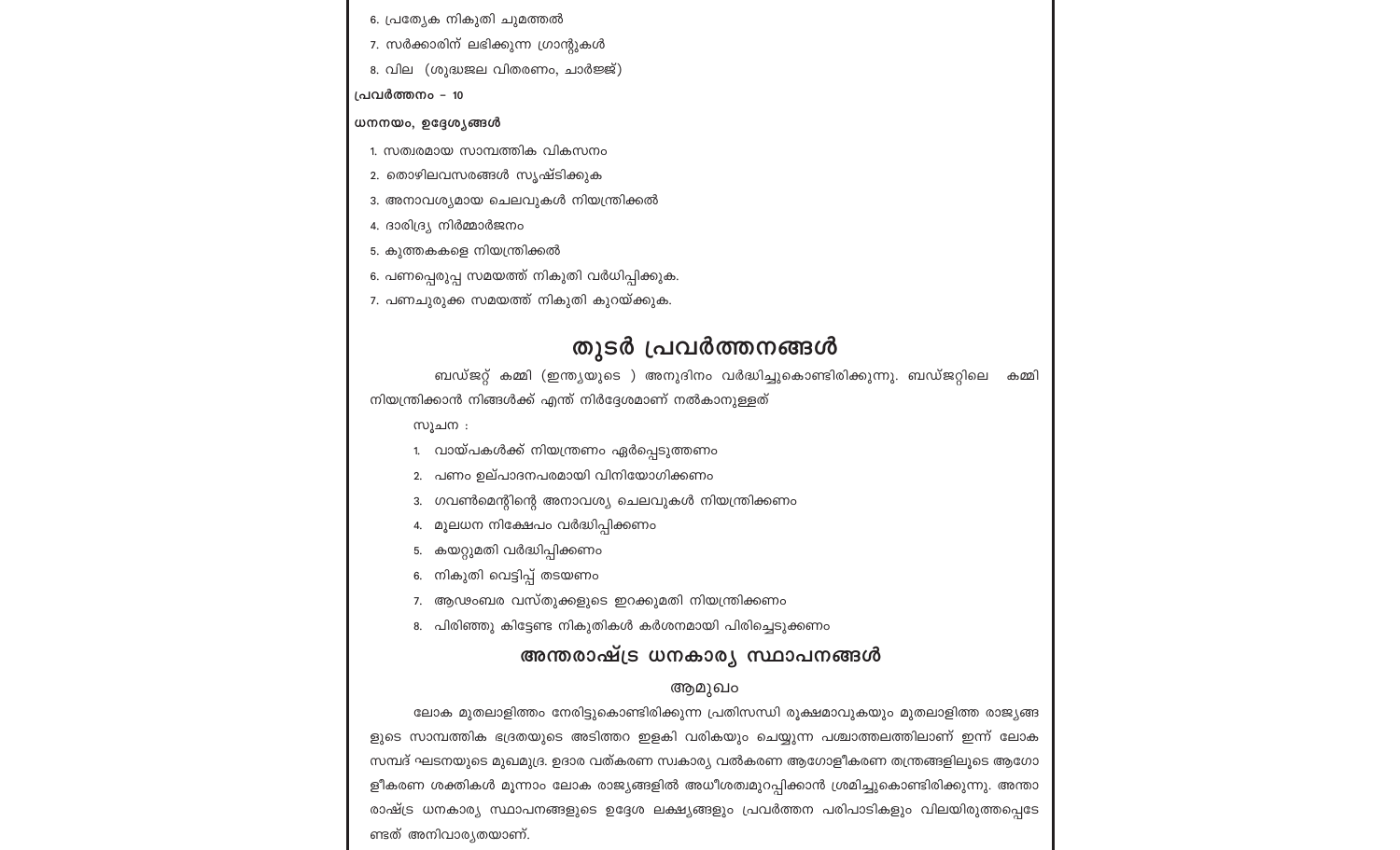6. പ്രത്യേക നികുതി ചുമത്തൽ
7. സർക്കാരിന് ലഭിക്കുന്ന ഗ്രാന്റുകൾ
8. വില (ശുദ്ധജല വിതരണം, ചാർജ്ജ്)

**പ്രവർത്തനം - 10**

**ധനനയം, ഉദ്ദേശ്യങ്ങൾ**

1. സത്വരമായ സാമ്പത്തിക വികസനം
2. തൊഴിലവസരങ്ങൾ സൃഷ്ടിക്കുക
3. അനാവശ്യമായ ചെലവുകൾ നിയന്ത്രിക്കൽ
4. ദാരിദ്ര്യ നിർമ്മാർജനം
5. കുത്തകകളെ നിയന്ത്രിക്കൽ
6. പണപ്പെരുപ്പ സമയത്ത് നികുതി വർധിപ്പിക്കുക.
7. പണചുരുക്ക സമയത്ത് നികുതി കുറയ്ക്കുക.

## തുടർ പ്രവർത്തനങ്ങൾ

ബഡ്ജറ്റ് കമ്മി (ഇന്ത്യയുടെ ) അനുദിനം വർദ്ധിച്ചുകൊണ്ടിരിക്കുന്നു. ബഡ്ജറ്റിലെ കമ്മി നിയന്ത്രിക്കാൻ നിങ്ങൾക്ക് എന്ത് നിർദ്ദേശമാണ് നൽകാനുള്ളത്

സൂചന :

1. വായ്പകൾക്ക് നിയന്ത്രണം ഏർപ്പെടുത്തണം
2. പണം ഉല്പാദനപരമായി വിനിയോഗിക്കണം
3. ഗവൺമെന്റിന്റെ അനാവശ്യ ചെലവുകൾ നിയന്ത്രിക്കണം
4. മൂലധന നിക്ഷേപം വർദ്ധിപ്പിക്കണം
5. കയറ്റുമതി വർദ്ധിപ്പിക്കണം
6. നികുതി വെട്ടിപ്പ് തടയണം
7. ആഢംബര വസ്തുക്കളുടെ ഇറക്കുമതി നിയന്ത്രിക്കണം
8. പിരിഞ്ഞു കിട്ടേണ്ട നികുതികൾ കർശനമായി പിരിച്ചെടുക്കണം

## അന്താരാഷ്ട്ര ധനകാര്യ സ്ഥാപനങ്ങൾ

### ആമുഖം

ലോക മുതലാളിത്തം നേരിട്ടുകൊണ്ടിരിക്കുന്ന പ്രതിസന്ധി രൂക്ഷമാവുകയും മുതലാളിത്ത രാജ്യങ്ങളുടെ സാമ്പത്തിക ഭദ്രതയുടെ അടിത്തറ ഇളകി വരികയും ചെയ്യുന്ന പശ്ചാത്തലത്തിലാണ് ഇന്ന് ലോക സമ്പദ് ഘടനയുടെ മുഖമുദ്ര. ഉദാര വത്കരണ സ്വകാര്യ വൽകരണ ആഗോളീകരണ തന്ത്രങ്ങളിലൂടെ ആഗോളീകരണ ശക്തികൾ മൂന്നാം ലോക രാജ്യങ്ങളിൽ അധീശത്വമുറപ്പിക്കാൻ ശ്രമിച്ചുകൊണ്ടിരിക്കുന്നു. അന്താരാഷ്ട്ര ധനകാര്യ സ്ഥാപനങ്ങളുടെ ഉദ്ദേശ ലക്ഷ്യങ്ങളും പ്രവർത്തന പരിപാടികളും വിലയിരുത്തപ്പെടേണ്ടത് അനിവാര്യതയാണ്.